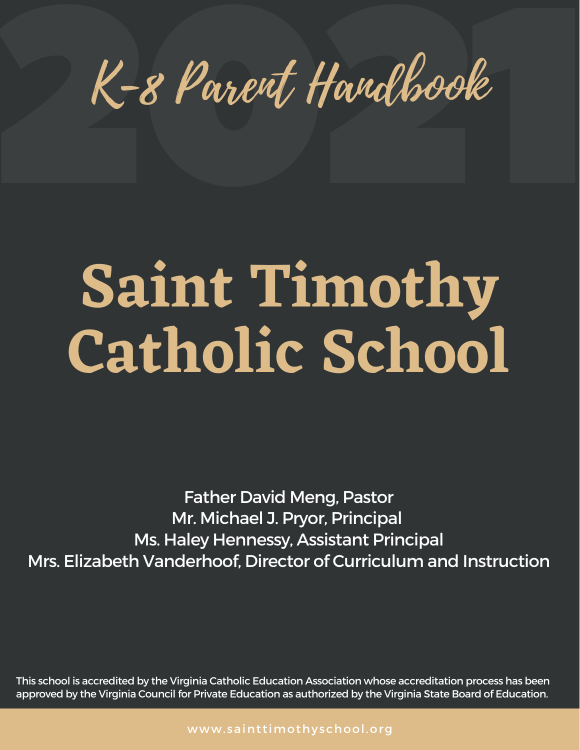2021

# K-8 Parent Handbook

# Saint Timothy Catholic School

Father David Meng, Pastor
Mr. Michael J. Pryor, Principal
Ms. Haley Hennessy, Assistant Principal
Mrs. Elizabeth Vanderhoof, Director of Curriculum and Instruction

This school is accredited by the Virginia Catholic Education Association whose accreditation process has been approved by the Virginia Council for Private Education as authorized by the Virginia State Board of Education.

www.sainttimothyschool.org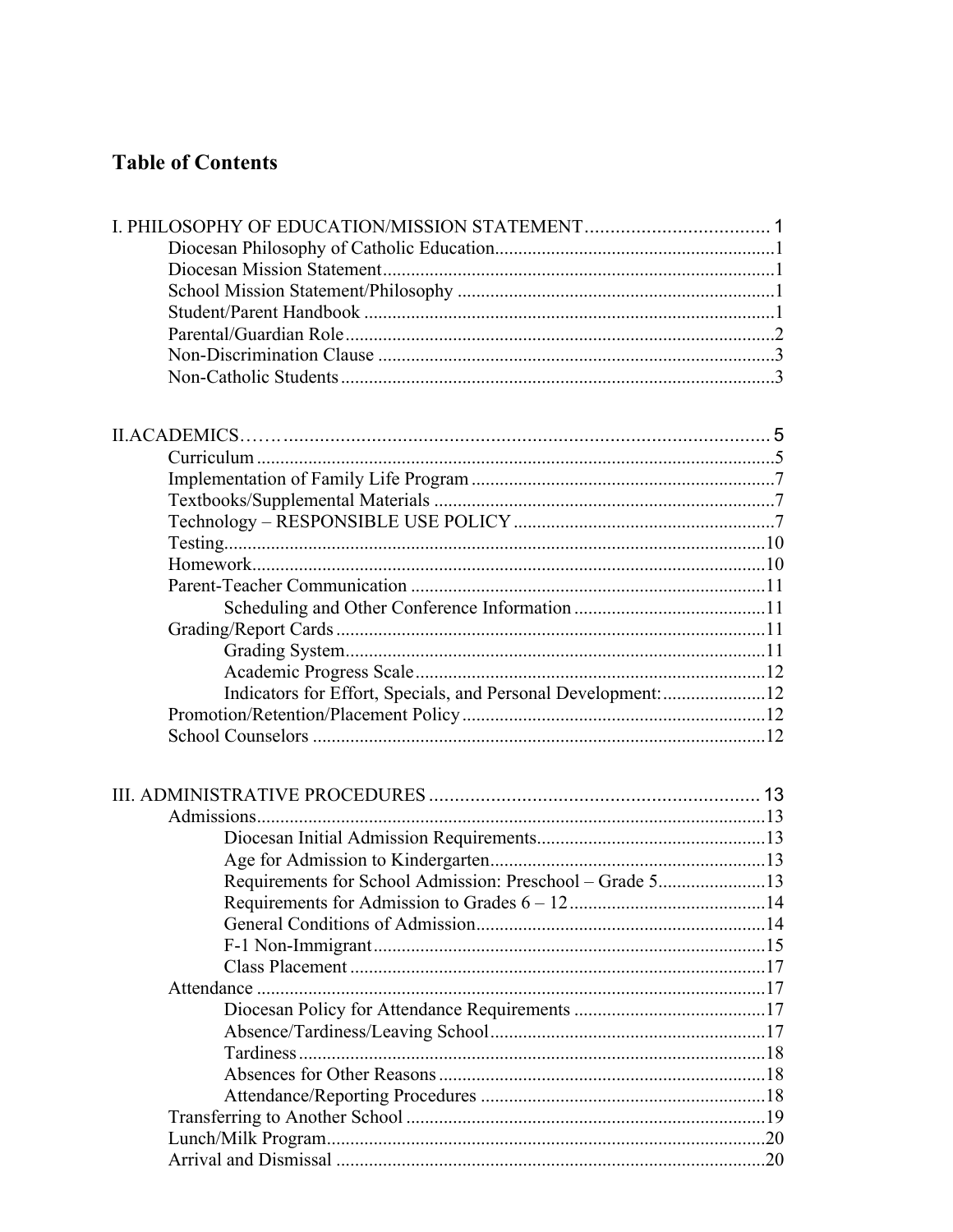# Table of Contents

I. PHILOSOPHY OF EDUCATION/MISSION STATEMENT .................................... 1
- Diocesan Philosophy of Catholic Education ........................................ 1
- Diocesan Mission Statement ........................................ 1
- School Mission Statement/Philosophy ........................................ 1
- Student/Parent Handbook ........................................ 1
- Parental/Guardian Role ........................................ 2
- Non-Discrimination Clause ........................................ 3
- Non-Catholic Students ........................................ 3

II.ACADEMICS…… ........................................ 5
- Curriculum ........................................ 5
- Implementation of Family Life Program ........................................ 7
- Textbooks/Supplemental Materials ........................................ 7
- Technology – RESPONSIBLE USE POLICY ........................................ 7
- Testing ........................................ 10
- Homework ........................................ 10
- Parent-Teacher Communication ........................................ 11
  - Scheduling and Other Conference Information ........................................ 11
- Grading/Report Cards ........................................ 11
  - Grading System ........................................ 11
  - Academic Progress Scale ........................................ 12
  - Indicators for Effort, Specials, and Personal Development: ........................................ 12
- Promotion/Retention/Placement Policy ........................................ 12
- School Counselors ........................................ 12

III. ADMINISTRATIVE PROCEDURES ........................................ 13
- Admissions ........................................ 13
  - Diocesan Initial Admission Requirements ........................................ 13
  - Age for Admission to Kindergarten ........................................ 13
  - Requirements for School Admission: Preschool – Grade 5 ........................................ 13
  - Requirements for Admission to Grades 6 – 12 ........................................ 14
  - General Conditions of Admission ........................................ 14
  - F-1 Non-Immigrant ........................................ 15
  - Class Placement ........................................ 17
- Attendance ........................................ 17
  - Diocesan Policy for Attendance Requirements ........................................ 17
  - Absence/Tardiness/Leaving School ........................................ 17
  - Tardiness ........................................ 18
  - Absences for Other Reasons ........................................ 18
  - Attendance/Reporting Procedures ........................................ 18
- Transferring to Another School ........................................ 19
- Lunch/Milk Program ........................................ 20
- Arrival and Dismissal ........................................ 20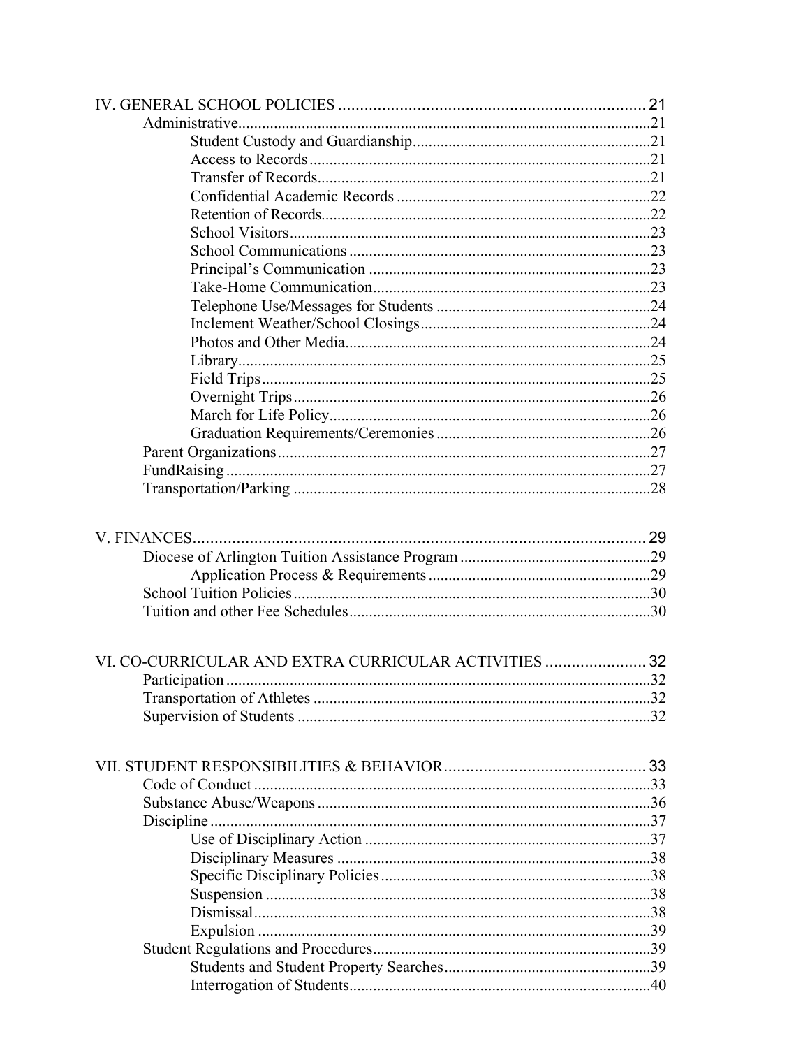IV. GENERAL SCHOOL POLICIES ..... 21

- Administrative ..... 21
  - Student Custody and Guardianship ..... 21
  - Access to Records ..... 21
  - Transfer of Records ..... 21
  - Confidential Academic Records ..... 22
  - Retention of Records ..... 22
  - School Visitors ..... 23
  - School Communications ..... 23
  - Principal's Communication ..... 23
  - Take-Home Communication ..... 23
  - Telephone Use/Messages for Students ..... 24
  - Inclement Weather/School Closings ..... 24
  - Photos and Other Media ..... 24
  - Library ..... 25
  - Field Trips ..... 25
  - Overnight Trips ..... 26
  - March for Life Policy ..... 26
  - Graduation Requirements/Ceremonies ..... 26
- Parent Organizations ..... 27
- FundRaising ..... 27
- Transportation/Parking ..... 28

V. FINANCES ..... 29

- Diocese of Arlington Tuition Assistance Program ..... 29
  - Application Process & Requirements ..... 29
- School Tuition Policies ..... 30
- Tuition and other Fee Schedules ..... 30

VI. CO-CURRICULAR AND EXTRA CURRICULAR ACTIVITIES ..... 32

- Participation ..... 32
- Transportation of Athletes ..... 32
- Supervision of Students ..... 32

VII. STUDENT RESPONSIBILITIES & BEHAVIOR ..... 33

- Code of Conduct ..... 33
- Substance Abuse/Weapons ..... 36
- Discipline ..... 37
  - Use of Disciplinary Action ..... 37
  - Disciplinary Measures ..... 38
  - Specific Disciplinary Policies ..... 38
  - Suspension ..... 38
  - Dismissal ..... 38
  - Expulsion ..... 39
- Student Regulations and Procedures ..... 39
  - Students and Student Property Searches ..... 39
  - Interrogation of Students ..... 40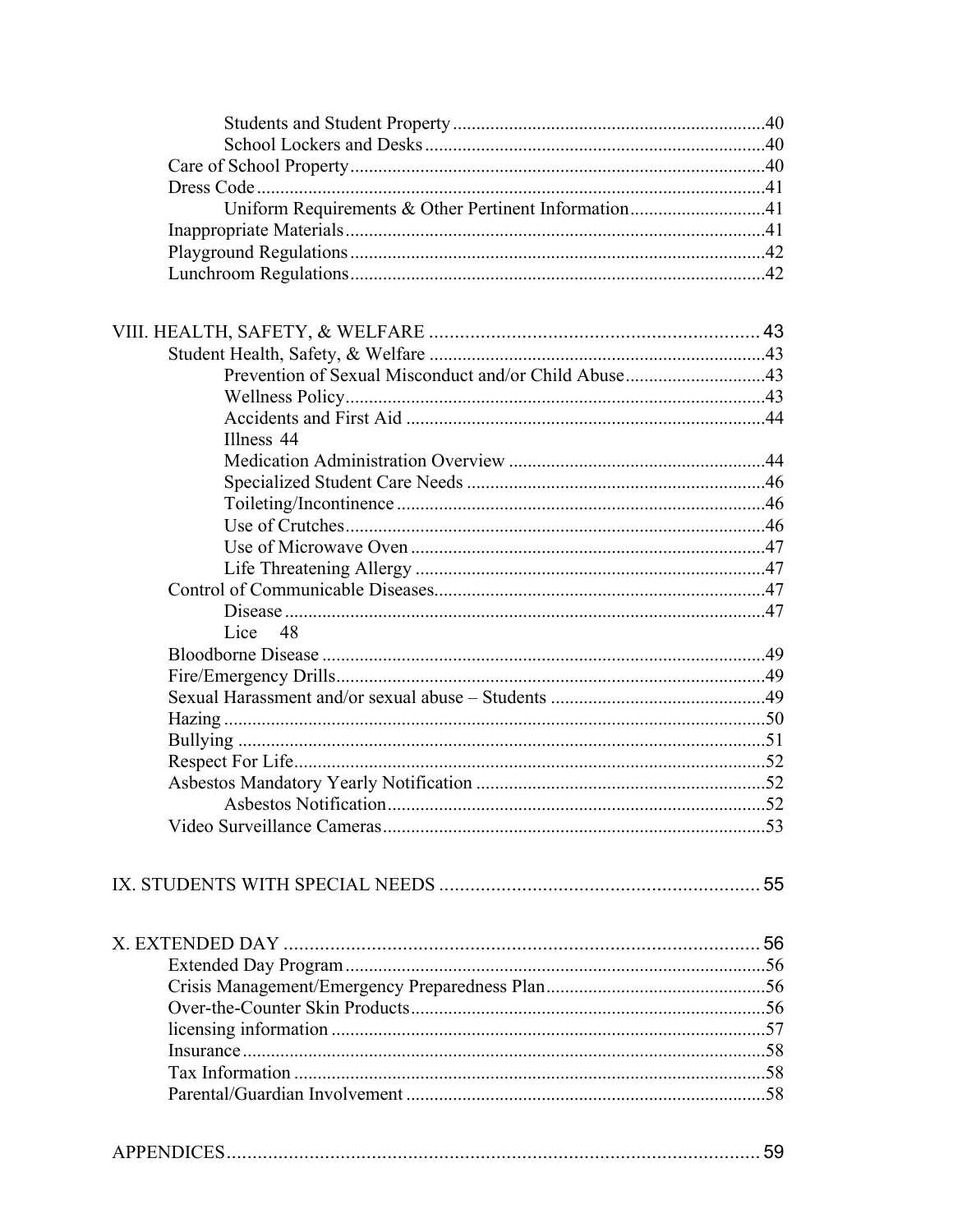- Students and Student Property ........ 40
- School Lockers and Desks ........ 40

Care of School Property ........ 40

Dress Code ........ 41

- Uniform Requirements & Other Pertinent Information ........ 41

Inappropriate Materials ........ 41

Playground Regulations ........ 42

Lunchroom Regulations ........ 42

VIII. HEALTH, SAFETY, & WELFARE ........ 43

Student Health, Safety, & Welfare ........ 43

- Prevention of Sexual Misconduct and/or Child Abuse ........ 43
- Wellness Policy ........ 43
- Accidents and First Aid ........ 44
- Illness 44
- Medication Administration Overview ........ 44
- Specialized Student Care Needs ........ 46
- Toileting/Incontinence ........ 46
- Use of Crutches ........ 46
- Use of Microwave Oven ........ 47
- Life Threatening Allergy ........ 47

Control of Communicable Diseases ........ 47

- Disease ........ 47
- Lice 48

Bloodborne Disease ........ 49

Fire/Emergency Drills ........ 49

Sexual Harassment and/or sexual abuse – Students ........ 49

Hazing ........ 50

Bullying ........ 51

Respect For Life ........ 52

Asbestos Mandatory Yearly Notification ........ 52

- Asbestos Notification ........ 52

Video Surveillance Cameras ........ 53

IX. STUDENTS WITH SPECIAL NEEDS ........ 55

X. EXTENDED DAY ........ 56

Extended Day Program ........ 56

Crisis Management/Emergency Preparedness Plan ........ 56

Over-the-Counter Skin Products ........ 56

licensing information ........ 57

Insurance ........ 58

Tax Information ........ 58

Parental/Guardian Involvement ........ 58

APPENDICES ........ 59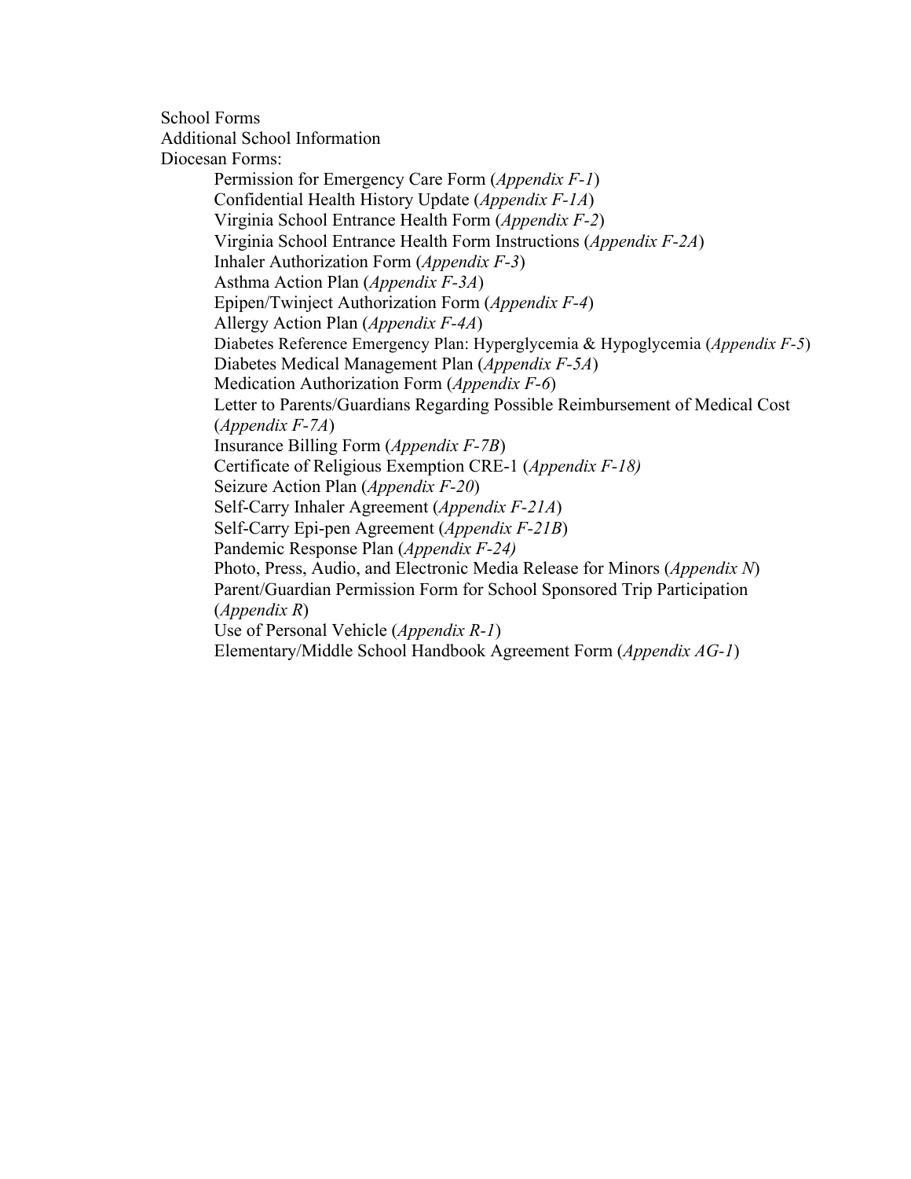School Forms

Additional School Information

Diocesan Forms:

- Permission for Emergency Care Form (*Appendix F-1*)
- Confidential Health History Update (*Appendix F-1A*)
- Virginia School Entrance Health Form (*Appendix F-2*)
- Virginia School Entrance Health Form Instructions (*Appendix F-2A*)
- Inhaler Authorization Form (*Appendix F-3*)
- Asthma Action Plan (*Appendix F-3A*)
- Epipen/Twinject Authorization Form (*Appendix F-4*)
- Allergy Action Plan (*Appendix F-4A*)
- Diabetes Reference Emergency Plan: Hyperglycemia & Hypoglycemia (*Appendix F-5*)
- Diabetes Medical Management Plan (*Appendix F-5A*)
- Medication Authorization Form (*Appendix F-6*)
- Letter to Parents/Guardians Regarding Possible Reimbursement of Medical Cost (*Appendix F-7A*)
- Insurance Billing Form (*Appendix F-7B*)
- Certificate of Religious Exemption CRE-1 (*Appendix F-18)*
- Seizure Action Plan (*Appendix F-20*)
- Self-Carry Inhaler Agreement (*Appendix F-21A*)
- Self-Carry Epi-pen Agreement (*Appendix F-21B*)
- Pandemic Response Plan (*Appendix F-24)*
- Photo, Press, Audio, and Electronic Media Release for Minors (*Appendix N*)
- Parent/Guardian Permission Form for School Sponsored Trip Participation (*Appendix R*)
- Use of Personal Vehicle (*Appendix R-1*)
- Elementary/Middle School Handbook Agreement Form (*Appendix AG-1*)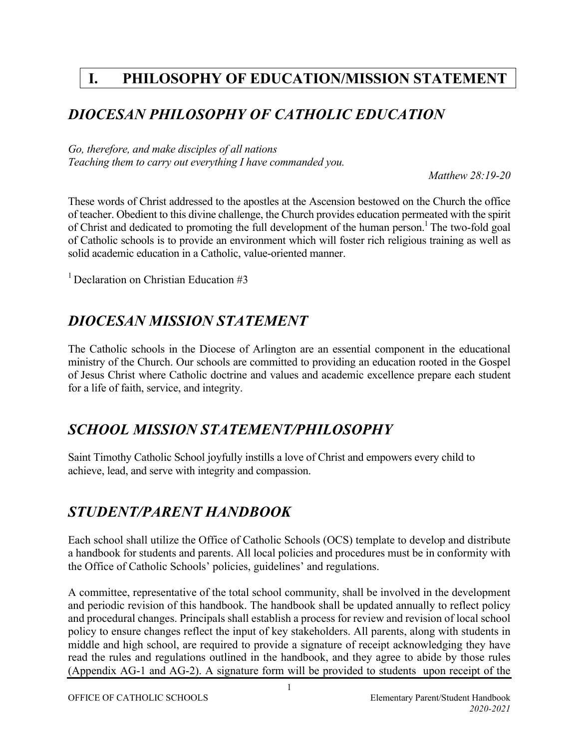# I. PHILOSOPHY OF EDUCATION/MISSION STATEMENT

## *DIOCESAN PHILOSOPHY OF CATHOLIC EDUCATION*

*Go, therefore, and make disciples of all nations*
*Teaching them to carry out everything I have commanded you.*

*Matthew 28:19-20*

These words of Christ addressed to the apostles at the Ascension bestowed on the Church the office of teacher. Obedient to this divine challenge, the Church provides education permeated with the spirit of Christ and dedicated to promoting the full development of the human person.[1] The two-fold goal of Catholic schools is to provide an environment which will foster rich religious training as well as solid academic education in a Catholic, value-oriented manner.

[1] Declaration on Christian Education #3

## *DIOCESAN MISSION STATEMENT*

The Catholic schools in the Diocese of Arlington are an essential component in the educational ministry of the Church. Our schools are committed to providing an education rooted in the Gospel of Jesus Christ where Catholic doctrine and values and academic excellence prepare each student for a life of faith, service, and integrity.

## *SCHOOL MISSION STATEMENT/PHILOSOPHY*

Saint Timothy Catholic School joyfully instills a love of Christ and empowers every child to achieve, lead, and serve with integrity and compassion.

## *STUDENT/PARENT HANDBOOK*

Each school shall utilize the Office of Catholic Schools (OCS) template to develop and distribute a handbook for students and parents. All local policies and procedures must be in conformity with the Office of Catholic Schools' policies, guidelines' and regulations.

A committee, representative of the total school community, shall be involved in the development and periodic revision of this handbook. The handbook shall be updated annually to reflect policy and procedural changes. Principals shall establish a process for review and revision of local school policy to ensure changes reflect the input of key stakeholders. All parents, along with students in middle and high school, are required to provide a signature of receipt acknowledging they have read the rules and regulations outlined in the handbook, and they agree to abide by those rules (Appendix AG-1 and AG-2). A signature form will be provided to students upon receipt of the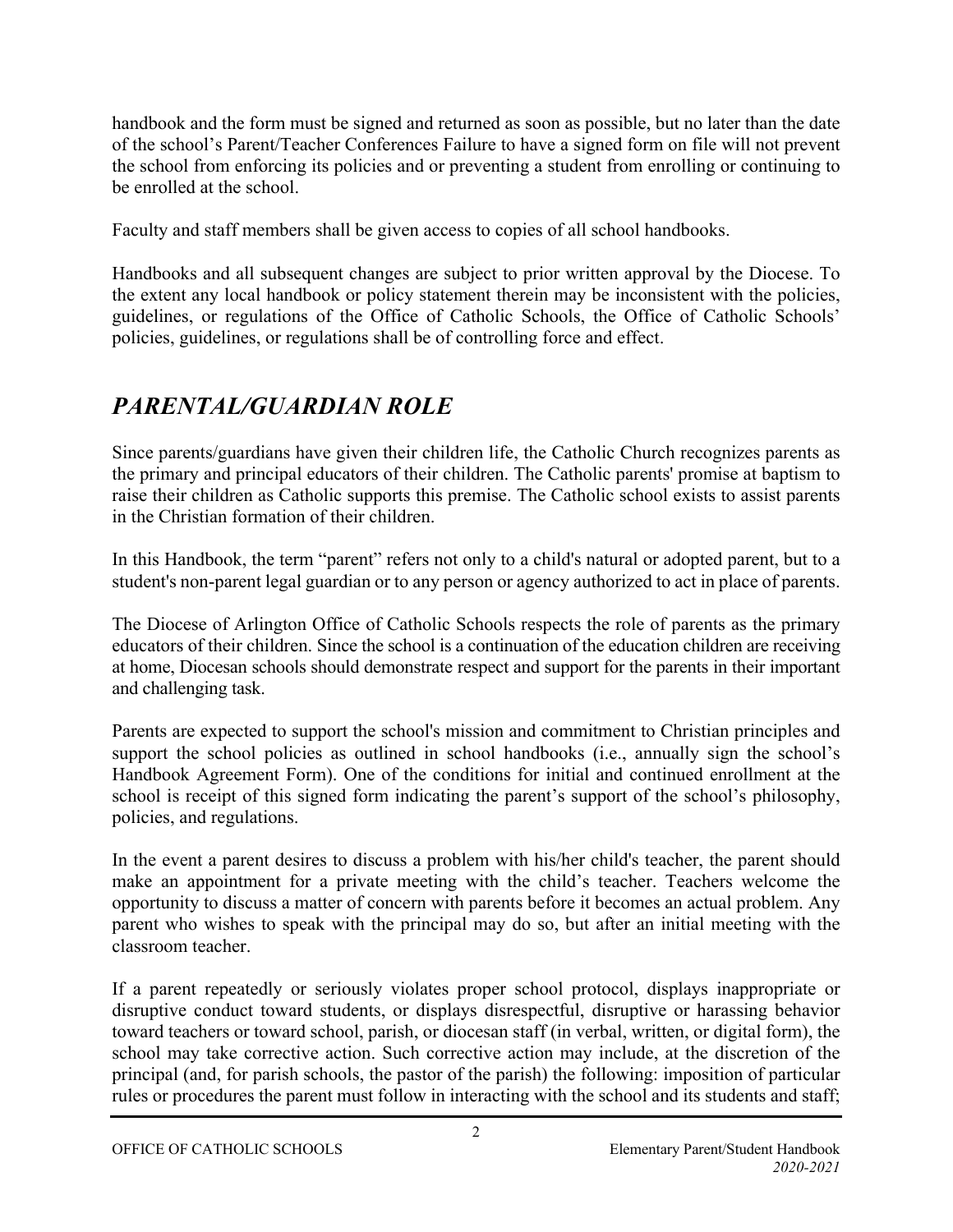handbook and the form must be signed and returned as soon as possible, but no later than the date of the school's Parent/Teacher Conferences Failure to have a signed form on file will not prevent the school from enforcing its policies and or preventing a student from enrolling or continuing to be enrolled at the school.

Faculty and staff members shall be given access to copies of all school handbooks.

Handbooks and all subsequent changes are subject to prior written approval by the Diocese. To the extent any local handbook or policy statement therein may be inconsistent with the policies, guidelines, or regulations of the Office of Catholic Schools, the Office of Catholic Schools' policies, guidelines, or regulations shall be of controlling force and effect.

## *PARENTAL/GUARDIAN ROLE*

Since parents/guardians have given their children life, the Catholic Church recognizes parents as the primary and principal educators of their children. The Catholic parents' promise at baptism to raise their children as Catholic supports this premise. The Catholic school exists to assist parents in the Christian formation of their children.

In this Handbook, the term "parent" refers not only to a child's natural or adopted parent, but to a student's non-parent legal guardian or to any person or agency authorized to act in place of parents.

The Diocese of Arlington Office of Catholic Schools respects the role of parents as the primary educators of their children. Since the school is a continuation of the education children are receiving at home, Diocesan schools should demonstrate respect and support for the parents in their important and challenging task.

Parents are expected to support the school's mission and commitment to Christian principles and support the school policies as outlined in school handbooks (i.e., annually sign the school's Handbook Agreement Form). One of the conditions for initial and continued enrollment at the school is receipt of this signed form indicating the parent's support of the school's philosophy, policies, and regulations.

In the event a parent desires to discuss a problem with his/her child's teacher, the parent should make an appointment for a private meeting with the child's teacher. Teachers welcome the opportunity to discuss a matter of concern with parents before it becomes an actual problem. Any parent who wishes to speak with the principal may do so, but after an initial meeting with the classroom teacher.

If a parent repeatedly or seriously violates proper school protocol, displays inappropriate or disruptive conduct toward students, or displays disrespectful, disruptive or harassing behavior toward teachers or toward school, parish, or diocesan staff (in verbal, written, or digital form), the school may take corrective action. Such corrective action may include, at the discretion of the principal (and, for parish schools, the pastor of the parish) the following: imposition of particular rules or procedures the parent must follow in interacting with the school and its students and staff;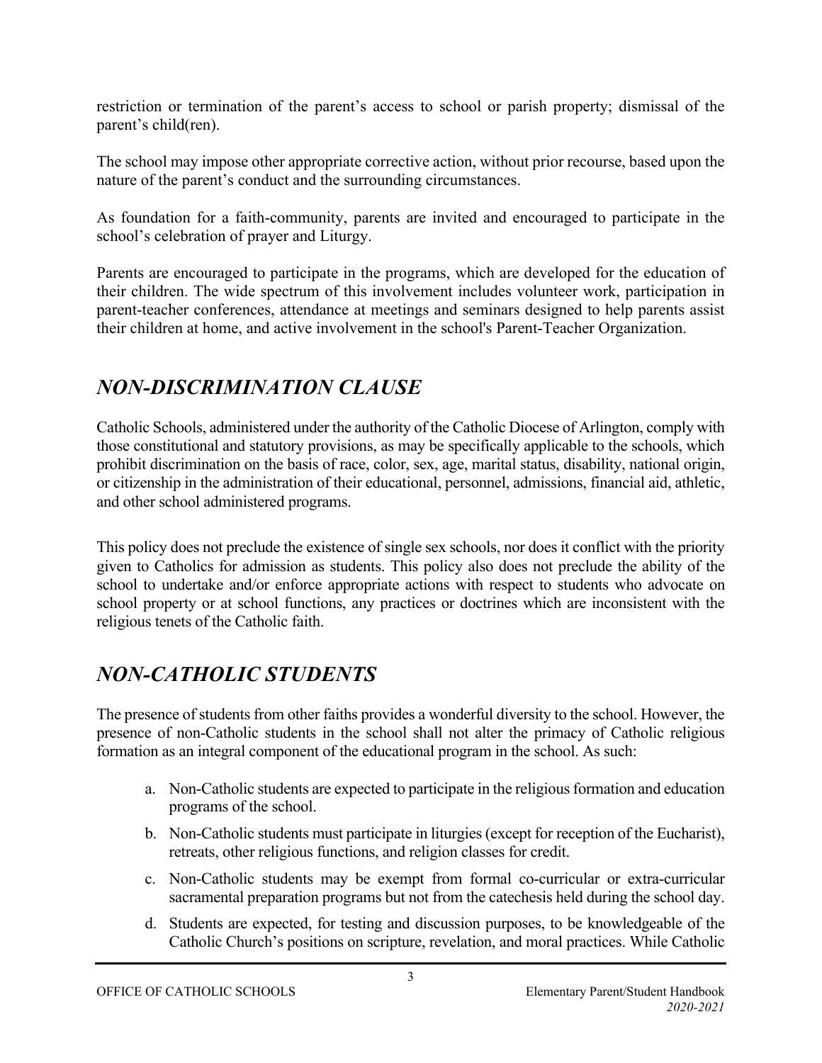restriction or termination of the parent's access to school or parish property; dismissal of the parent's child(ren).

The school may impose other appropriate corrective action, without prior recourse, based upon the nature of the parent's conduct and the surrounding circumstances.

As foundation for a faith-community, parents are invited and encouraged to participate in the school's celebration of prayer and Liturgy.

Parents are encouraged to participate in the programs, which are developed for the education of their children. The wide spectrum of this involvement includes volunteer work, participation in parent-teacher conferences, attendance at meetings and seminars designed to help parents assist their children at home, and active involvement in the school's Parent-Teacher Organization.

## *NON-DISCRIMINATION CLAUSE*

Catholic Schools, administered under the authority of the Catholic Diocese of Arlington, comply with those constitutional and statutory provisions, as may be specifically applicable to the schools, which prohibit discrimination on the basis of race, color, sex, age, marital status, disability, national origin, or citizenship in the administration of their educational, personnel, admissions, financial aid, athletic, and other school administered programs.

This policy does not preclude the existence of single sex schools, nor does it conflict with the priority given to Catholics for admission as students. This policy also does not preclude the ability of the school to undertake and/or enforce appropriate actions with respect to students who advocate on school property or at school functions, any practices or doctrines which are inconsistent with the religious tenets of the Catholic faith.

## *NON-CATHOLIC STUDENTS*

The presence of students from other faiths provides a wonderful diversity to the school. However, the presence of non-Catholic students in the school shall not alter the primacy of Catholic religious formation as an integral component of the educational program in the school. As such:

a. Non-Catholic students are expected to participate in the religious formation and education programs of the school.

b. Non-Catholic students must participate in liturgies (except for reception of the Eucharist), retreats, other religious functions, and religion classes for credit.

c. Non-Catholic students may be exempt from formal co-curricular or extra-curricular sacramental preparation programs but not from the catechesis held during the school day.

d. Students are expected, for testing and discussion purposes, to be knowledgeable of the Catholic Church's positions on scripture, revelation, and moral practices. While Catholic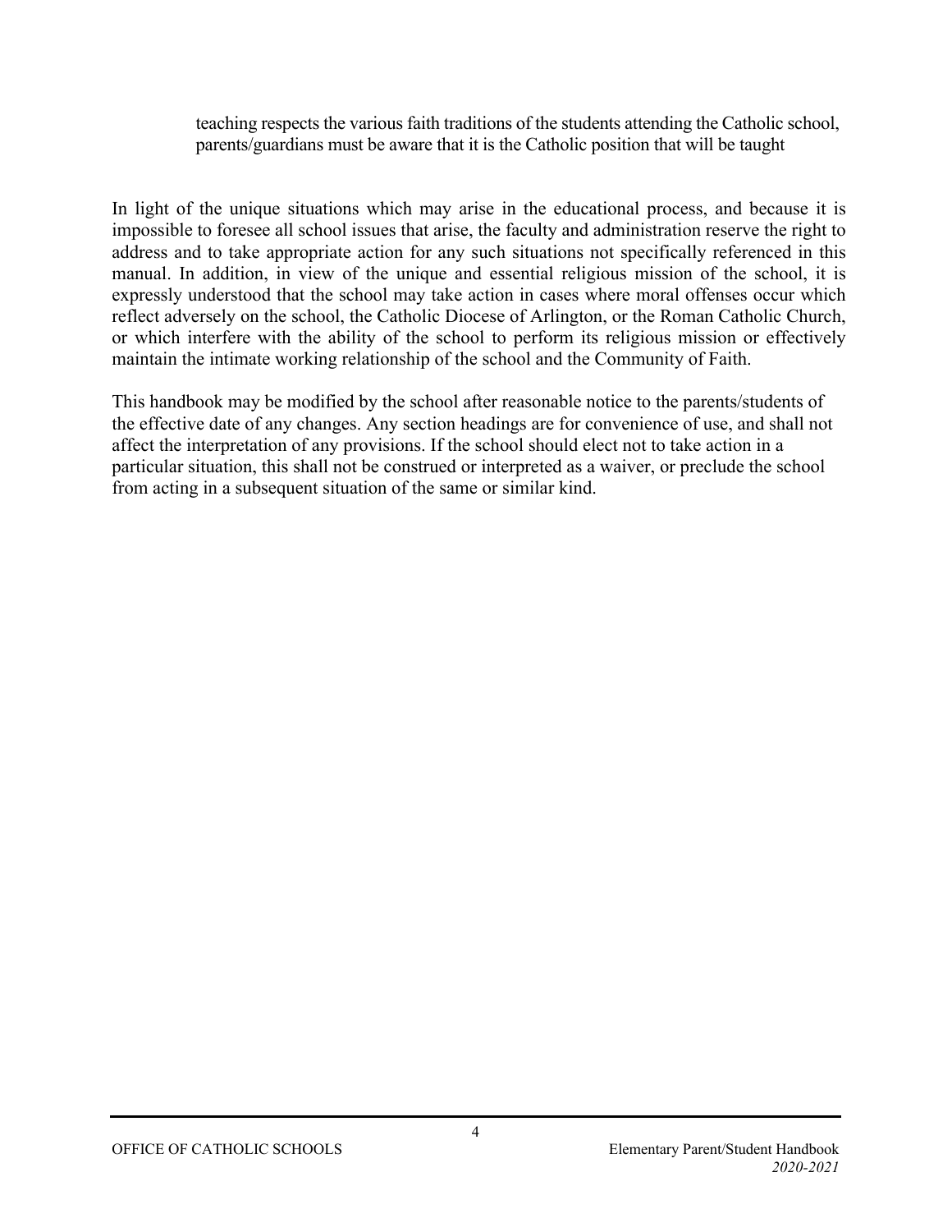teaching respects the various faith traditions of the students attending the Catholic school, parents/guardians must be aware that it is the Catholic position that will be taught

In light of the unique situations which may arise in the educational process, and because it is impossible to foresee all school issues that arise, the faculty and administration reserve the right to address and to take appropriate action for any such situations not specifically referenced in this manual. In addition, in view of the unique and essential religious mission of the school, it is expressly understood that the school may take action in cases where moral offenses occur which reflect adversely on the school, the Catholic Diocese of Arlington, or the Roman Catholic Church, or which interfere with the ability of the school to perform its religious mission or effectively maintain the intimate working relationship of the school and the Community of Faith.

This handbook may be modified by the school after reasonable notice to the parents/students of the effective date of any changes. Any section headings are for convenience of use, and shall not affect the interpretation of any provisions. If the school should elect not to take action in a particular situation, this shall not be construed or interpreted as a waiver, or preclude the school from acting in a subsequent situation of the same or similar kind.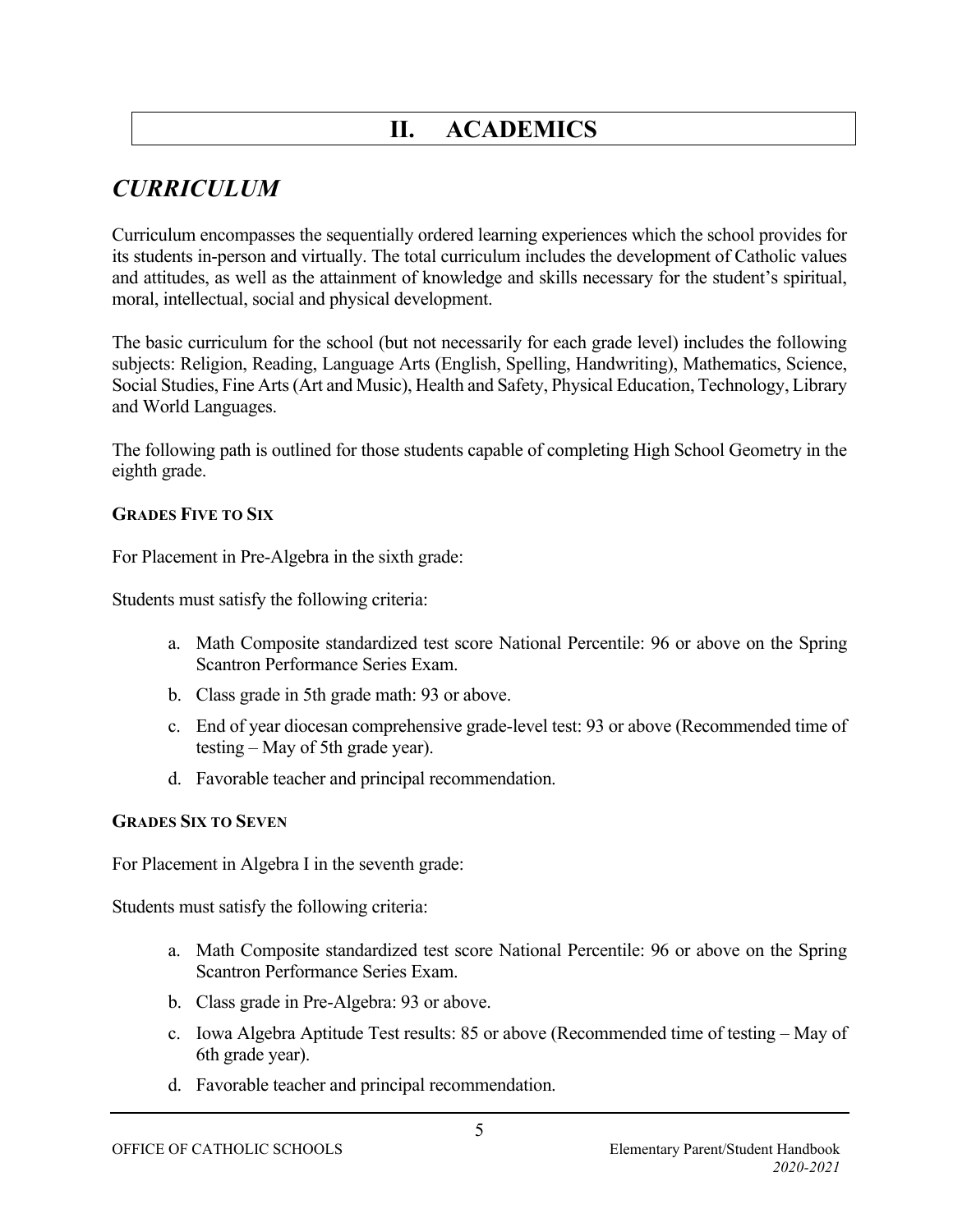# II. ACADEMICS

## *CURRICULUM*

Curriculum encompasses the sequentially ordered learning experiences which the school provides for its students in-person and virtually. The total curriculum includes the development of Catholic values and attitudes, as well as the attainment of knowledge and skills necessary for the student's spiritual, moral, intellectual, social and physical development.

The basic curriculum for the school (but not necessarily for each grade level) includes the following subjects: Religion, Reading, Language Arts (English, Spelling, Handwriting), Mathematics, Science, Social Studies, Fine Arts (Art and Music), Health and Safety, Physical Education, Technology, Library and World Languages.

The following path is outlined for those students capable of completing High School Geometry in the eighth grade.

#### GRADES FIVE TO SIX

For Placement in Pre-Algebra in the sixth grade:

Students must satisfy the following criteria:

a. Math Composite standardized test score National Percentile: 96 or above on the Spring Scantron Performance Series Exam.
b. Class grade in 5th grade math: 93 or above.
c. End of year diocesan comprehensive grade-level test: 93 or above (Recommended time of testing – May of 5th grade year).
d. Favorable teacher and principal recommendation.

#### GRADES SIX TO SEVEN

For Placement in Algebra I in the seventh grade:

Students must satisfy the following criteria:

a. Math Composite standardized test score National Percentile: 96 or above on the Spring Scantron Performance Series Exam.
b. Class grade in Pre-Algebra: 93 or above.
c. Iowa Algebra Aptitude Test results: 85 or above (Recommended time of testing – May of 6th grade year).
d. Favorable teacher and principal recommendation.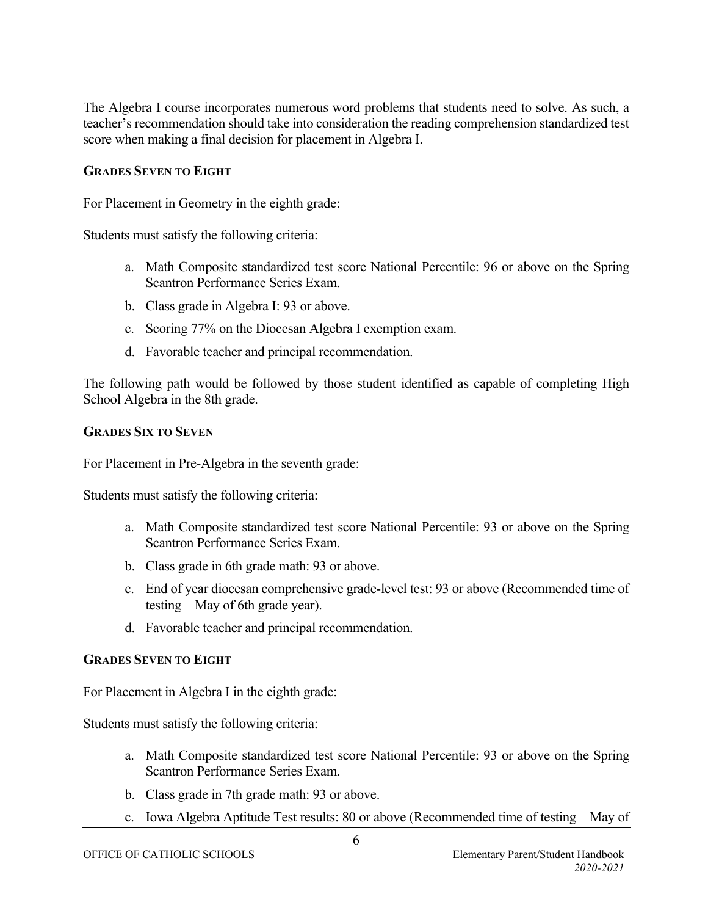The Algebra I course incorporates numerous word problems that students need to solve. As such, a teacher's recommendation should take into consideration the reading comprehension standardized test score when making a final decision for placement in Algebra I.

### Grades Seven to Eight

For Placement in Geometry in the eighth grade:

Students must satisfy the following criteria:

a. Math Composite standardized test score National Percentile: 96 or above on the Spring Scantron Performance Series Exam.
b. Class grade in Algebra I: 93 or above.
c. Scoring 77% on the Diocesan Algebra I exemption exam.
d. Favorable teacher and principal recommendation.

The following path would be followed by those student identified as capable of completing High School Algebra in the 8th grade.

### Grades Six to Seven

For Placement in Pre-Algebra in the seventh grade:

Students must satisfy the following criteria:

a. Math Composite standardized test score National Percentile: 93 or above on the Spring Scantron Performance Series Exam.
b. Class grade in 6th grade math: 93 or above.
c. End of year diocesan comprehensive grade-level test: 93 or above (Recommended time of testing – May of 6th grade year).
d. Favorable teacher and principal recommendation.

### Grades Seven to Eight

For Placement in Algebra I in the eighth grade:

Students must satisfy the following criteria:

a. Math Composite standardized test score National Percentile: 93 or above on the Spring Scantron Performance Series Exam.
b. Class grade in 7th grade math: 93 or above.
c. Iowa Algebra Aptitude Test results: 80 or above (Recommended time of testing – May of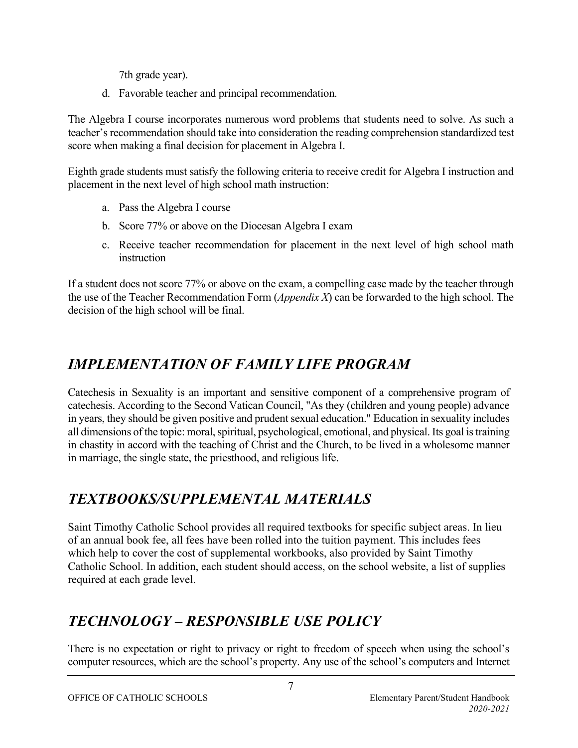7th grade year).

d. Favorable teacher and principal recommendation.

The Algebra I course incorporates numerous word problems that students need to solve. As such a teacher's recommendation should take into consideration the reading comprehension standardized test score when making a final decision for placement in Algebra I.

Eighth grade students must satisfy the following criteria to receive credit for Algebra I instruction and placement in the next level of high school math instruction:

a. Pass the Algebra I course
b. Score 77% or above on the Diocesan Algebra I exam
c. Receive teacher recommendation for placement in the next level of high school math instruction

If a student does not score 77% or above on the exam, a compelling case made by the teacher through the use of the Teacher Recommendation Form (*Appendix X*) can be forwarded to the high school. The decision of the high school will be final.

## *IMPLEMENTATION OF FAMILY LIFE PROGRAM*

Catechesis in Sexuality is an important and sensitive component of a comprehensive program of catechesis. According to the Second Vatican Council, "As they (children and young people) advance in years, they should be given positive and prudent sexual education." Education in sexuality includes all dimensions of the topic: moral, spiritual, psychological, emotional, and physical. Its goal is training in chastity in accord with the teaching of Christ and the Church, to be lived in a wholesome manner in marriage, the single state, the priesthood, and religious life.

## *TEXTBOOKS/SUPPLEMENTAL MATERIALS*

Saint Timothy Catholic School provides all required textbooks for specific subject areas. In lieu of an annual book fee, all fees have been rolled into the tuition payment. This includes fees which help to cover the cost of supplemental workbooks, also provided by Saint Timothy Catholic School. In addition, each student should access, on the school website, a list of supplies required at each grade level.

## *TECHNOLOGY – RESPONSIBLE USE POLICY*

There is no expectation or right to privacy or right to freedom of speech when using the school's computer resources, which are the school's property. Any use of the school's computers and Internet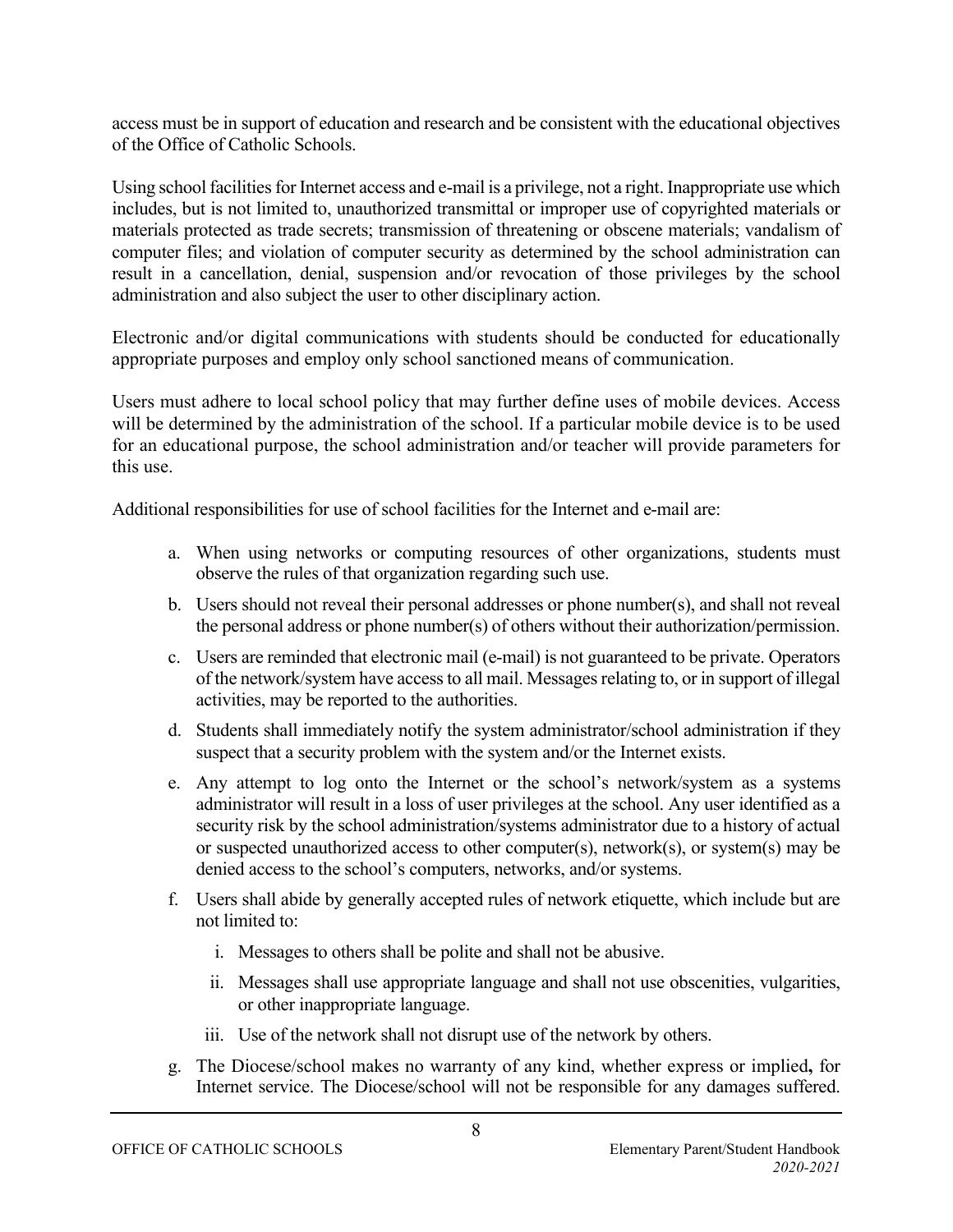access must be in support of education and research and be consistent with the educational objectives of the Office of Catholic Schools.

Using school facilities for Internet access and e-mail is a privilege, not a right. Inappropriate use which includes, but is not limited to, unauthorized transmittal or improper use of copyrighted materials or materials protected as trade secrets; transmission of threatening or obscene materials; vandalism of computer files; and violation of computer security as determined by the school administration can result in a cancellation, denial, suspension and/or revocation of those privileges by the school administration and also subject the user to other disciplinary action.

Electronic and/or digital communications with students should be conducted for educationally appropriate purposes and employ only school sanctioned means of communication.

Users must adhere to local school policy that may further define uses of mobile devices. Access will be determined by the administration of the school. If a particular mobile device is to be used for an educational purpose, the school administration and/or teacher will provide parameters for this use.

Additional responsibilities for use of school facilities for the Internet and e-mail are:

a. When using networks or computing resources of other organizations, students must observe the rules of that organization regarding such use.

b. Users should not reveal their personal addresses or phone number(s), and shall not reveal the personal address or phone number(s) of others without their authorization/permission.

c. Users are reminded that electronic mail (e-mail) is not guaranteed to be private. Operators of the network/system have access to all mail. Messages relating to, or in support of illegal activities, may be reported to the authorities.

d. Students shall immediately notify the system administrator/school administration if they suspect that a security problem with the system and/or the Internet exists.

e. Any attempt to log onto the Internet or the school's network/system as a systems administrator will result in a loss of user privileges at the school. Any user identified as a security risk by the school administration/systems administrator due to a history of actual or suspected unauthorized access to other computer(s), network(s), or system(s) may be denied access to the school's computers, networks, and/or systems.

f. Users shall abide by generally accepted rules of network etiquette, which include but are not limited to:

    i. Messages to others shall be polite and shall not be abusive.

    ii. Messages shall use appropriate language and shall not use obscenities, vulgarities, or other inappropriate language.

    iii. Use of the network shall not disrupt use of the network by others.

g. The Diocese/school makes no warranty of any kind, whether express or implied**,** for Internet service. The Diocese/school will not be responsible for any damages suffered.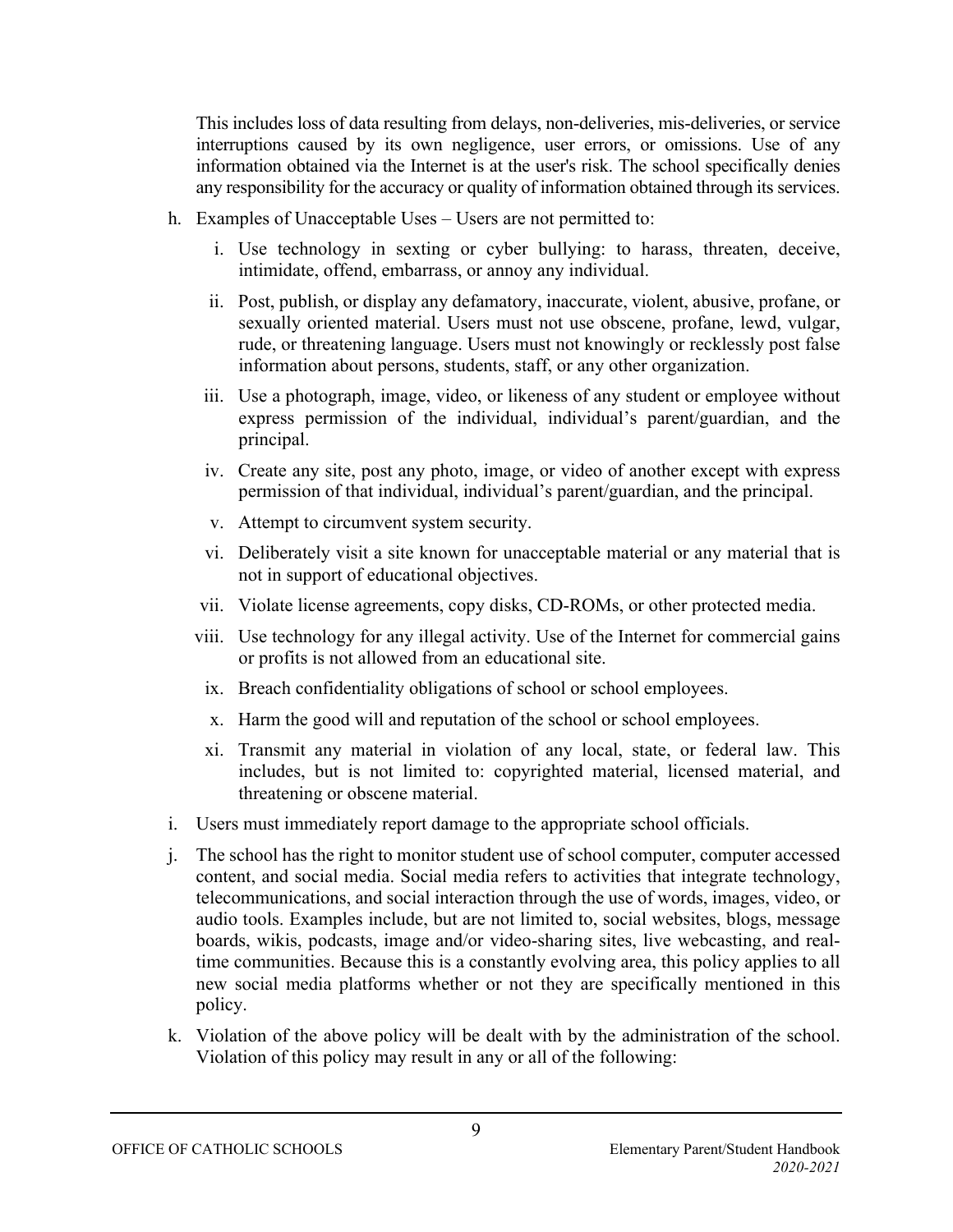This includes loss of data resulting from delays, non-deliveries, mis-deliveries, or service interruptions caused by its own negligence, user errors, or omissions. Use of any information obtained via the Internet is at the user's risk. The school specifically denies any responsibility for the accuracy or quality of information obtained through its services.

h. Examples of Unacceptable Uses – Users are not permitted to:

   i. Use technology in sexting or cyber bullying: to harass, threaten, deceive, intimidate, offend, embarrass, or annoy any individual.

   ii. Post, publish, or display any defamatory, inaccurate, violent, abusive, profane, or sexually oriented material. Users must not use obscene, profane, lewd, vulgar, rude, or threatening language. Users must not knowingly or recklessly post false information about persons, students, staff, or any other organization.

   iii. Use a photograph, image, video, or likeness of any student or employee without express permission of the individual, individual's parent/guardian, and the principal.

   iv. Create any site, post any photo, image, or video of another except with express permission of that individual, individual's parent/guardian, and the principal.

   v. Attempt to circumvent system security.

   vi. Deliberately visit a site known for unacceptable material or any material that is not in support of educational objectives.

   vii. Violate license agreements, copy disks, CD-ROMs, or other protected media.

   viii. Use technology for any illegal activity. Use of the Internet for commercial gains or profits is not allowed from an educational site.

   ix. Breach confidentiality obligations of school or school employees.

   x. Harm the good will and reputation of the school or school employees.

   xi. Transmit any material in violation of any local, state, or federal law. This includes, but is not limited to: copyrighted material, licensed material, and threatening or obscene material.

i. Users must immediately report damage to the appropriate school officials.

j. The school has the right to monitor student use of school computer, computer accessed content, and social media. Social media refers to activities that integrate technology, telecommunications, and social interaction through the use of words, images, video, or audio tools. Examples include, but are not limited to, social websites, blogs, message boards, wikis, podcasts, image and/or video-sharing sites, live webcasting, and real-time communities. Because this is a constantly evolving area, this policy applies to all new social media platforms whether or not they are specifically mentioned in this policy.

k. Violation of the above policy will be dealt with by the administration of the school. Violation of this policy may result in any or all of the following: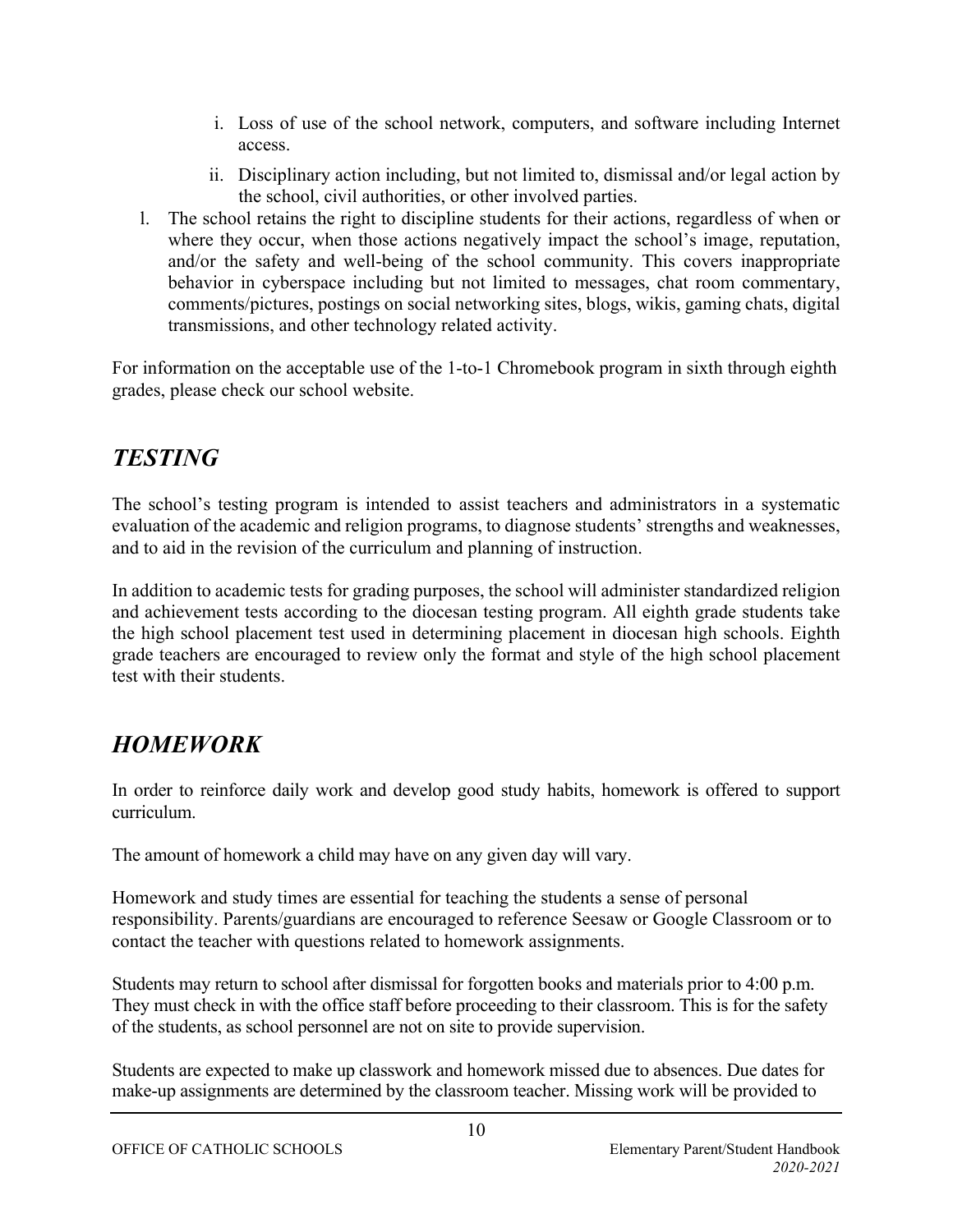i. Loss of use of the school network, computers, and software including Internet access.
   ii. Disciplinary action including, but not limited to, dismissal and/or legal action by the school, civil authorities, or other involved parties.

l. The school retains the right to discipline students for their actions, regardless of when or where they occur, when those actions negatively impact the school's image, reputation, and/or the safety and well-being of the school community. This covers inappropriate behavior in cyberspace including but not limited to messages, chat room commentary, comments/pictures, postings on social networking sites, blogs, wikis, gaming chats, digital transmissions, and other technology related activity.

For information on the acceptable use of the 1-to-1 Chromebook program in sixth through eighth grades, please check our school website.

## *TESTING*

The school's testing program is intended to assist teachers and administrators in a systematic evaluation of the academic and religion programs, to diagnose students' strengths and weaknesses, and to aid in the revision of the curriculum and planning of instruction.

In addition to academic tests for grading purposes, the school will administer standardized religion and achievement tests according to the diocesan testing program. All eighth grade students take the high school placement test used in determining placement in diocesan high schools. Eighth grade teachers are encouraged to review only the format and style of the high school placement test with their students.

## *HOMEWORK*

In order to reinforce daily work and develop good study habits, homework is offered to support curriculum.

The amount of homework a child may have on any given day will vary.

Homework and study times are essential for teaching the students a sense of personal responsibility. Parents/guardians are encouraged to reference Seesaw or Google Classroom or to contact the teacher with questions related to homework assignments.

Students may return to school after dismissal for forgotten books and materials prior to 4:00 p.m. They must check in with the office staff before proceeding to their classroom. This is for the safety of the students, as school personnel are not on site to provide supervision.

Students are expected to make up classwork and homework missed due to absences. Due dates for make-up assignments are determined by the classroom teacher. Missing work will be provided to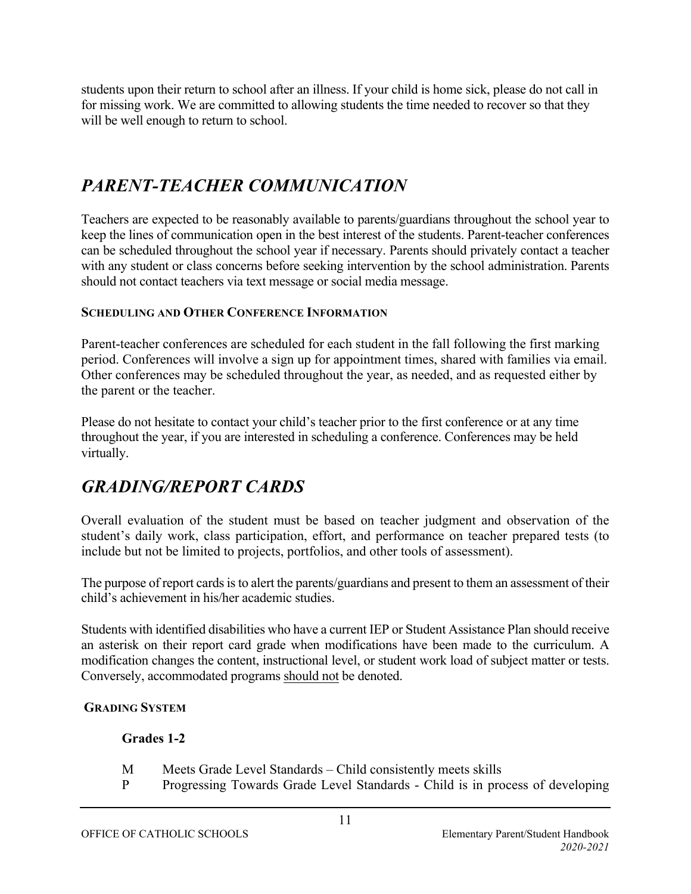students upon their return to school after an illness. If your child is home sick, please do not call in for missing work. We are committed to allowing students the time needed to recover so that they will be well enough to return to school.

## *PARENT-TEACHER COMMUNICATION*

Teachers are expected to be reasonably available to parents/guardians throughout the school year to keep the lines of communication open in the best interest of the students. Parent-teacher conferences can be scheduled throughout the school year if necessary. Parents should privately contact a teacher with any student or class concerns before seeking intervention by the school administration. Parents should not contact teachers via text message or social media message.

### SCHEDULING AND OTHER CONFERENCE INFORMATION

Parent-teacher conferences are scheduled for each student in the fall following the first marking period. Conferences will involve a sign up for appointment times, shared with families via email. Other conferences may be scheduled throughout the year, as needed, and as requested either by the parent or the teacher.

Please do not hesitate to contact your child's teacher prior to the first conference or at any time throughout the year, if you are interested in scheduling a conference. Conferences may be held virtually.

## *GRADING/REPORT CARDS*

Overall evaluation of the student must be based on teacher judgment and observation of the student's daily work, class participation, effort, and performance on teacher prepared tests (to include but not be limited to projects, portfolios, and other tools of assessment).

The purpose of report cards is to alert the parents/guardians and present to them an assessment of their child's achievement in his/her academic studies.

Students with identified disabilities who have a current IEP or Student Assistance Plan should receive an asterisk on their report card grade when modifications have been made to the curriculum. A modification changes the content, instructional level, or student work load of subject matter or tests. Conversely, accommodated programs <u>should not</u> be denoted.

### GRADING SYSTEM

**Grades 1-2**

M Meets Grade Level Standards – Child consistently meets skills

P Progressing Towards Grade Level Standards - Child is in process of developing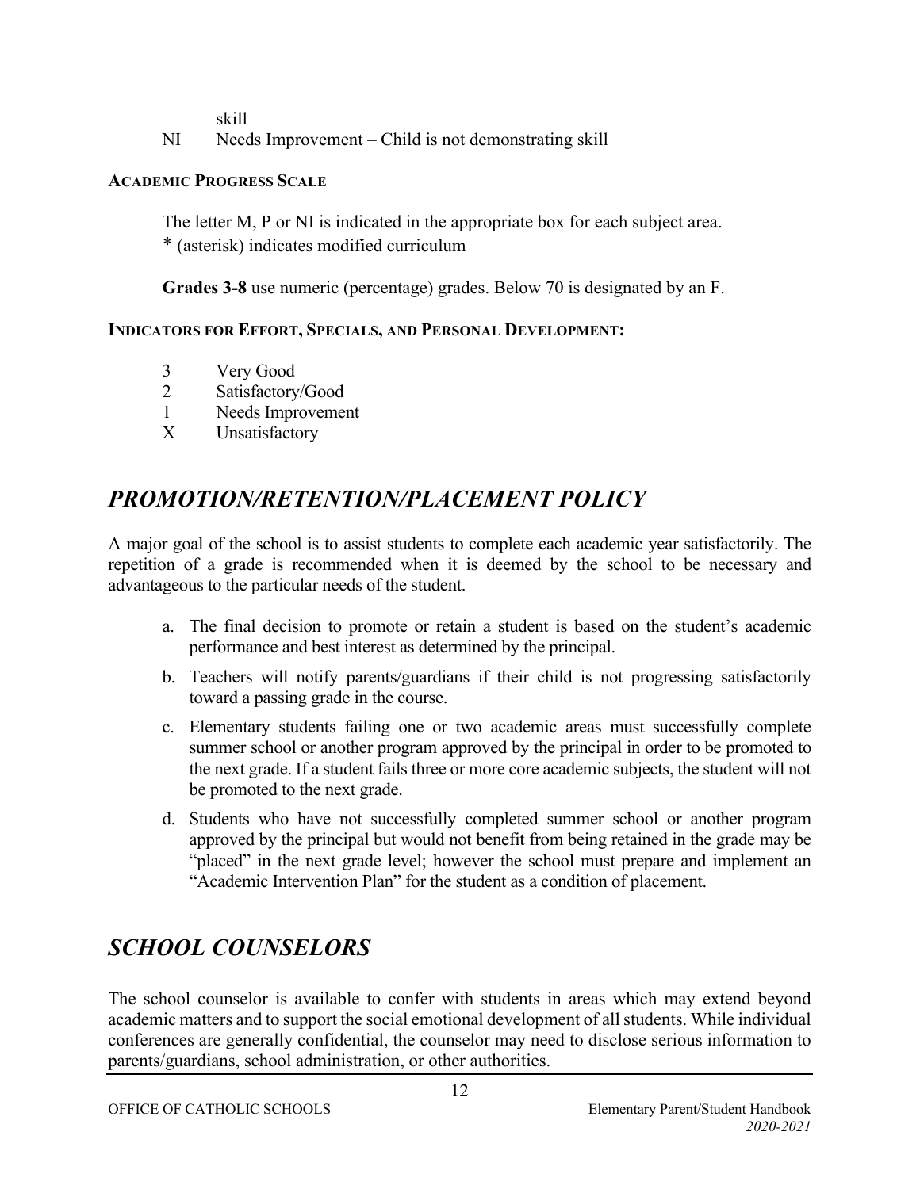skill

NI Needs Improvement – Child is not demonstrating skill

**ACADEMIC PROGRESS SCALE**

The letter M, P or NI is indicated in the appropriate box for each subject area.
* (asterisk) indicates modified curriculum

**Grades 3-8** use numeric (percentage) grades. Below 70 is designated by an F.

**INDICATORS FOR EFFORT, SPECIALS, AND PERSONAL DEVELOPMENT:**

- 3 Very Good
- 2 Satisfactory/Good
- 1 Needs Improvement
- X Unsatisfactory

## *PROMOTION/RETENTION/PLACEMENT POLICY*

A major goal of the school is to assist students to complete each academic year satisfactorily. The repetition of a grade is recommended when it is deemed by the school to be necessary and advantageous to the particular needs of the student.

a. The final decision to promote or retain a student is based on the student's academic performance and best interest as determined by the principal.

b. Teachers will notify parents/guardians if their child is not progressing satisfactorily toward a passing grade in the course.

c. Elementary students failing one or two academic areas must successfully complete summer school or another program approved by the principal in order to be promoted to the next grade. If a student fails three or more core academic subjects, the student will not be promoted to the next grade.

d. Students who have not successfully completed summer school or another program approved by the principal but would not benefit from being retained in the grade may be "placed" in the next grade level; however the school must prepare and implement an "Academic Intervention Plan" for the student as a condition of placement.

## *SCHOOL COUNSELORS*

The school counselor is available to confer with students in areas which may extend beyond academic matters and to support the social emotional development of all students. While individual conferences are generally confidential, the counselor may need to disclose serious information to parents/guardians, school administration, or other authorities.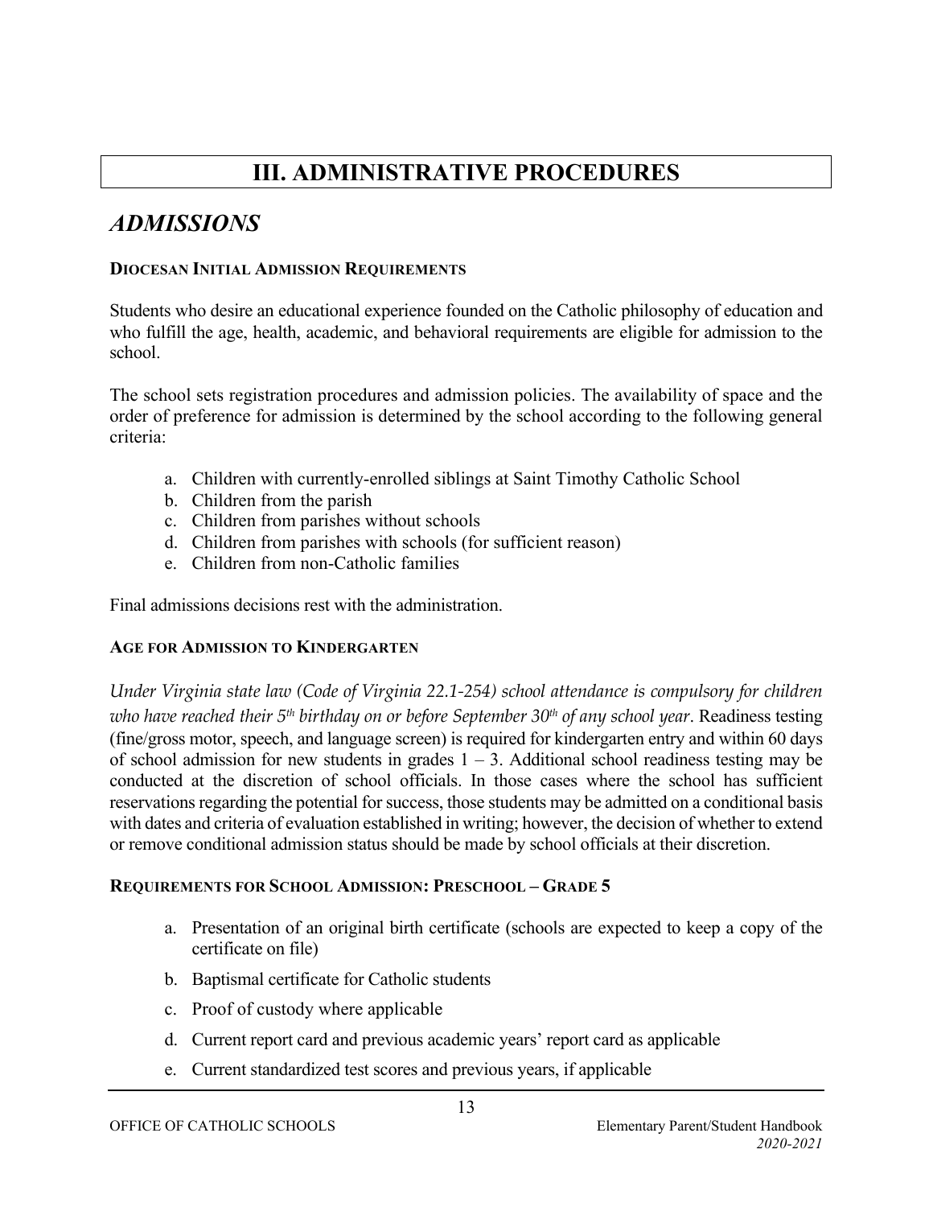# III. ADMINISTRATIVE PROCEDURES

## *ADMISSIONS*

### DIOCESAN INITIAL ADMISSION REQUIREMENTS

Students who desire an educational experience founded on the Catholic philosophy of education and who fulfill the age, health, academic, and behavioral requirements are eligible for admission to the school.

The school sets registration procedures and admission policies. The availability of space and the order of preference for admission is determined by the school according to the following general criteria:

a. Children with currently-enrolled siblings at Saint Timothy Catholic School
b. Children from the parish
c. Children from parishes without schools
d. Children from parishes with schools (for sufficient reason)
e. Children from non-Catholic families

Final admissions decisions rest with the administration.

### AGE FOR ADMISSION TO KINDERGARTEN

*Under Virginia state law (Code of Virginia 22.1-254) school attendance is compulsory for children who have reached their 5th birthday on or before September 30th of any school year*. Readiness testing (fine/gross motor, speech, and language screen) is required for kindergarten entry and within 60 days of school admission for new students in grades 1 – 3. Additional school readiness testing may be conducted at the discretion of school officials. In those cases where the school has sufficient reservations regarding the potential for success, those students may be admitted on a conditional basis with dates and criteria of evaluation established in writing; however, the decision of whether to extend or remove conditional admission status should be made by school officials at their discretion.

### REQUIREMENTS FOR SCHOOL ADMISSION: PRESCHOOL – GRADE 5

a. Presentation of an original birth certificate (schools are expected to keep a copy of the certificate on file)

b. Baptismal certificate for Catholic students

c. Proof of custody where applicable

d. Current report card and previous academic years' report card as applicable

e. Current standardized test scores and previous years, if applicable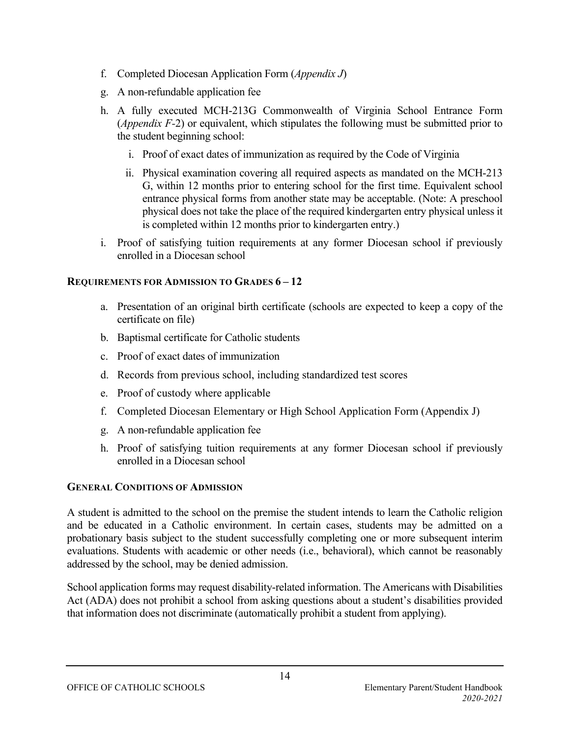f. Completed Diocesan Application Form (*Appendix J*)

g. A non-refundable application fee

h. A fully executed MCH-213G Commonwealth of Virginia School Entrance Form (*Appendix F*-2) or equivalent, which stipulates the following must be submitted prior to the student beginning school:

   i. Proof of exact dates of immunization as required by the Code of Virginia

   ii. Physical examination covering all required aspects as mandated on the MCH-213 G, within 12 months prior to entering school for the first time. Equivalent school entrance physical forms from another state may be acceptable. (Note: A preschool physical does not take the place of the required kindergarten entry physical unless it is completed within 12 months prior to kindergarten entry.)

i. Proof of satisfying tuition requirements at any former Diocesan school if previously enrolled in a Diocesan school

### Requirements for Admission to Grades 6 – 12

a. Presentation of an original birth certificate (schools are expected to keep a copy of the certificate on file)

b. Baptismal certificate for Catholic students

c. Proof of exact dates of immunization

d. Records from previous school, including standardized test scores

e. Proof of custody where applicable

f. Completed Diocesan Elementary or High School Application Form (Appendix J)

g. A non-refundable application fee

h. Proof of satisfying tuition requirements at any former Diocesan school if previously enrolled in a Diocesan school

### General Conditions of Admission

A student is admitted to the school on the premise the student intends to learn the Catholic religion and be educated in a Catholic environment. In certain cases, students may be admitted on a probationary basis subject to the student successfully completing one or more subsequent interim evaluations. Students with academic or other needs (i.e., behavioral), which cannot be reasonably addressed by the school, may be denied admission.

School application forms may request disability-related information. The Americans with Disabilities Act (ADA) does not prohibit a school from asking questions about a student's disabilities provided that information does not discriminate (automatically prohibit a student from applying).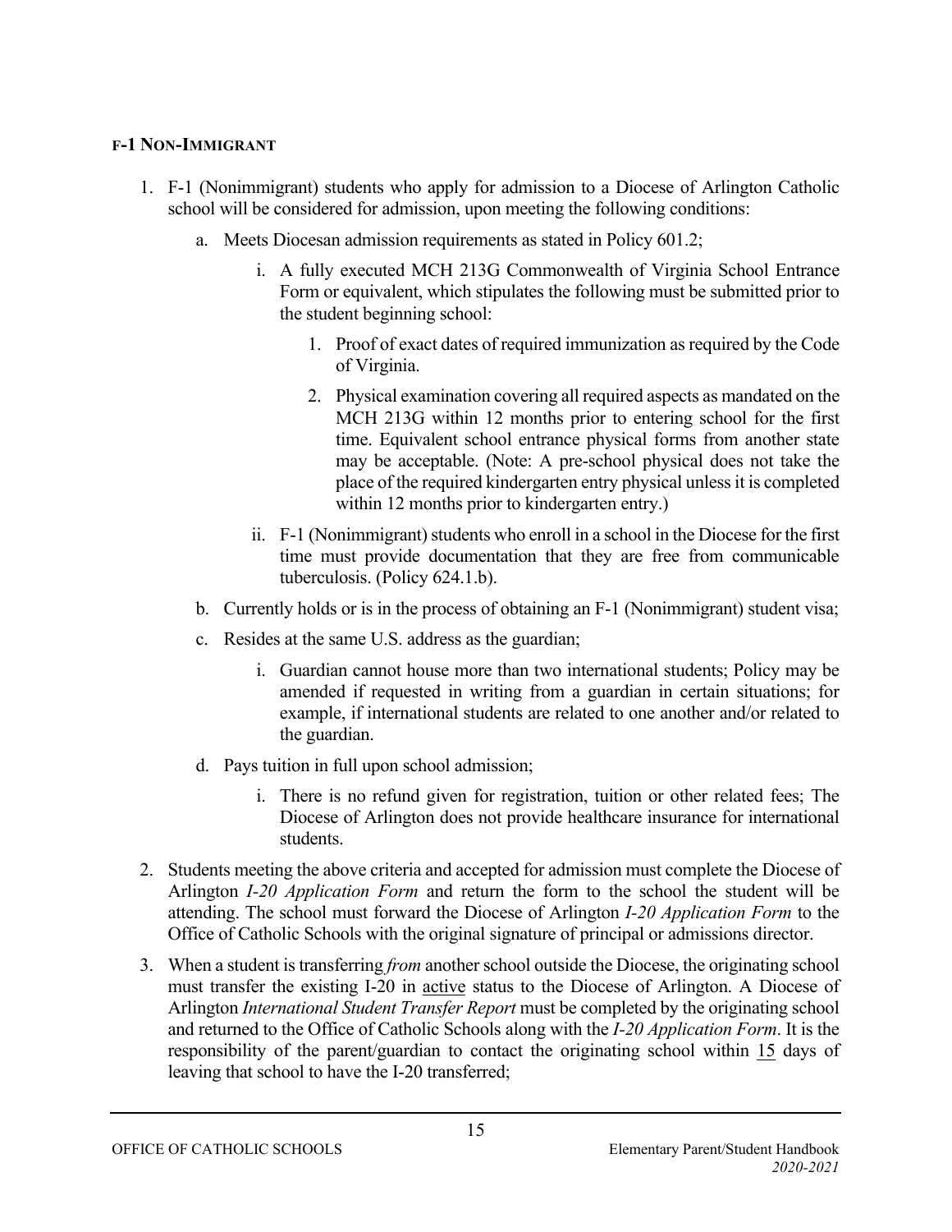#### F-1 NON-IMMIGRANT

1. F-1 (Nonimmigrant) students who apply for admission to a Diocese of Arlington Catholic school will be considered for admission, upon meeting the following conditions:
    a. Meets Diocesan admission requirements as stated in Policy 601.2;
        i. A fully executed MCH 213G Commonwealth of Virginia School Entrance Form or equivalent, which stipulates the following must be submitted prior to the student beginning school:
            1. Proof of exact dates of required immunization as required by the Code of Virginia.
            2. Physical examination covering all required aspects as mandated on the MCH 213G within 12 months prior to entering school for the first time. Equivalent school entrance physical forms from another state may be acceptable. (Note: A pre-school physical does not take the place of the required kindergarten entry physical unless it is completed within 12 months prior to kindergarten entry.)
        ii. F-1 (Nonimmigrant) students who enroll in a school in the Diocese for the first time must provide documentation that they are free from communicable tuberculosis. (Policy 624.1.b).
    b. Currently holds or is in the process of obtaining an F-1 (Nonimmigrant) student visa;
    c. Resides at the same U.S. address as the guardian;
        i. Guardian cannot house more than two international students; Policy may be amended if requested in writing from a guardian in certain situations; for example, if international students are related to one another and/or related to the guardian.
    d. Pays tuition in full upon school admission;
        i. There is no refund given for registration, tuition or other related fees; The Diocese of Arlington does not provide healthcare insurance for international students.
2. Students meeting the above criteria and accepted for admission must complete the Diocese of Arlington *I-20 Application Form* and return the form to the school the student will be attending. The school must forward the Diocese of Arlington *I-20 Application Form* to the Office of Catholic Schools with the original signature of principal or admissions director.
3. When a student is transferring *from* another school outside the Diocese, the originating school must transfer the existing I-20 in active status to the Diocese of Arlington. A Diocese of Arlington *International Student Transfer Report* must be completed by the originating school and returned to the Office of Catholic Schools along with the *I-20 Application Form*. It is the responsibility of the parent/guardian to contact the originating school within 15 days of leaving that school to have the I-20 transferred;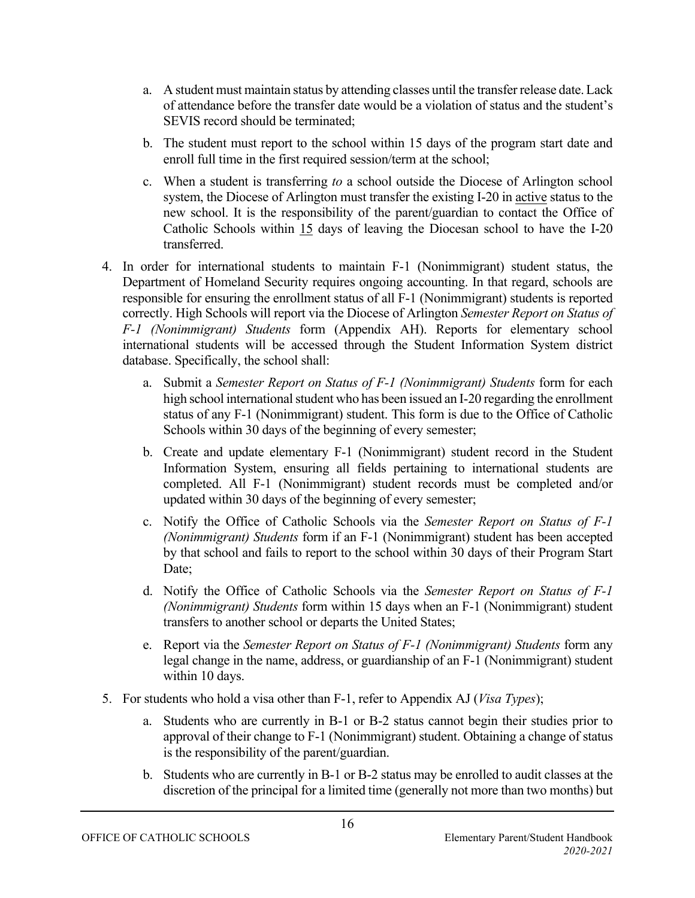a. A student must maintain status by attending classes until the transfer release date. Lack of attendance before the transfer date would be a violation of status and the student's SEVIS record should be terminated;

   b. The student must report to the school within 15 days of the program start date and enroll full time in the first required session/term at the school;

   c. When a student is transferring *to* a school outside the Diocese of Arlington school system, the Diocese of Arlington must transfer the existing I-20 in active status to the new school. It is the responsibility of the parent/guardian to contact the Office of Catholic Schools within 15 days of leaving the Diocesan school to have the I-20 transferred.

4. In order for international students to maintain F-1 (Nonimmigrant) student status, the Department of Homeland Security requires ongoing accounting. In that regard, schools are responsible for ensuring the enrollment status of all F-1 (Nonimmigrant) students is reported correctly. High Schools will report via the Diocese of Arlington *Semester Report on Status of F-1 (Nonimmigrant) Students* form (Appendix AH). Reports for elementary school international students will be accessed through the Student Information System district database. Specifically, the school shall:

   a. Submit a *Semester Report on Status of F-1 (Nonimmigrant) Students* form for each high school international student who has been issued an I-20 regarding the enrollment status of any F-1 (Nonimmigrant) student. This form is due to the Office of Catholic Schools within 30 days of the beginning of every semester;

   b. Create and update elementary F-1 (Nonimmigrant) student record in the Student Information System, ensuring all fields pertaining to international students are completed. All F-1 (Nonimmigrant) student records must be completed and/or updated within 30 days of the beginning of every semester;

   c. Notify the Office of Catholic Schools via the *Semester Report on Status of F-1 (Nonimmigrant) Students* form if an F-1 (Nonimmigrant) student has been accepted by that school and fails to report to the school within 30 days of their Program Start Date;

   d. Notify the Office of Catholic Schools via the *Semester Report on Status of F-1 (Nonimmigrant) Students* form within 15 days when an F-1 (Nonimmigrant) student transfers to another school or departs the United States;

   e. Report via the *Semester Report on Status of F-1 (Nonimmigrant) Students* form any legal change in the name, address, or guardianship of an F-1 (Nonimmigrant) student within 10 days.

5. For students who hold a visa other than F-1, refer to Appendix AJ (*Visa Types*);

   a. Students who are currently in B-1 or B-2 status cannot begin their studies prior to approval of their change to F-1 (Nonimmigrant) student. Obtaining a change of status is the responsibility of the parent/guardian.

   b. Students who are currently in B-1 or B-2 status may be enrolled to audit classes at the discretion of the principal for a limited time (generally not more than two months) but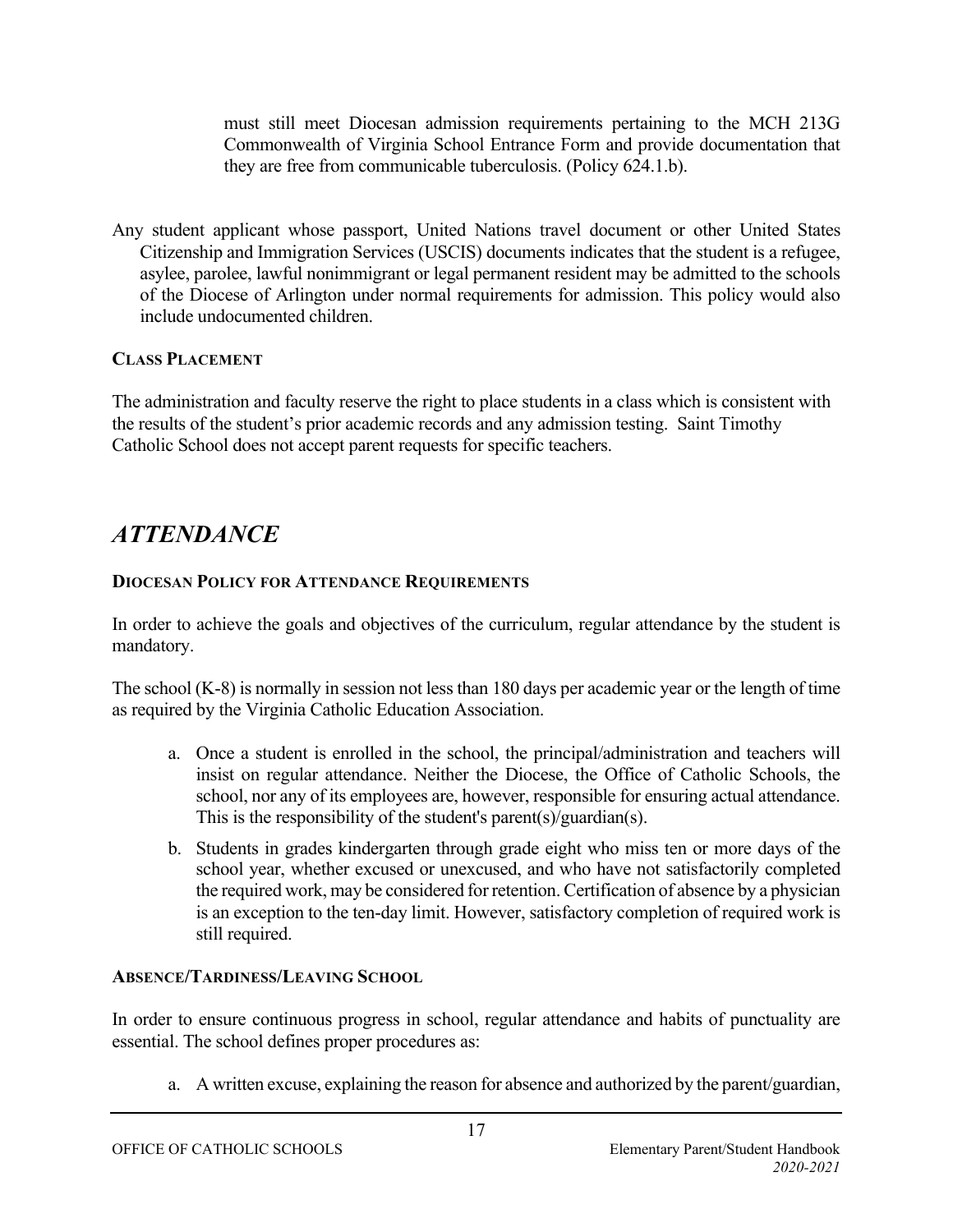must still meet Diocesan admission requirements pertaining to the MCH 213G Commonwealth of Virginia School Entrance Form and provide documentation that they are free from communicable tuberculosis. (Policy 624.1.b).

Any student applicant whose passport, United Nations travel document or other United States Citizenship and Immigration Services (USCIS) documents indicates that the student is a refugee, asylee, parolee, lawful nonimmigrant or legal permanent resident may be admitted to the schools of the Diocese of Arlington under normal requirements for admission. This policy would also include undocumented children.

**CLASS PLACEMENT**

The administration and faculty reserve the right to place students in a class which is consistent with the results of the student's prior academic records and any admission testing. Saint Timothy Catholic School does not accept parent requests for specific teachers.

# *ATTENDANCE*

**DIOCESAN POLICY FOR ATTENDANCE REQUIREMENTS**

In order to achieve the goals and objectives of the curriculum, regular attendance by the student is mandatory.

The school (K-8) is normally in session not less than 180 days per academic year or the length of time as required by the Virginia Catholic Education Association.

a. Once a student is enrolled in the school, the principal/administration and teachers will insist on regular attendance. Neither the Diocese, the Office of Catholic Schools, the school, nor any of its employees are, however, responsible for ensuring actual attendance. This is the responsibility of the student's parent(s)/guardian(s).

b. Students in grades kindergarten through grade eight who miss ten or more days of the school year, whether excused or unexcused, and who have not satisfactorily completed the required work, may be considered for retention. Certification of absence by a physician is an exception to the ten-day limit. However, satisfactory completion of required work is still required.

**ABSENCE/TARDINESS/LEAVING SCHOOL**

In order to ensure continuous progress in school, regular attendance and habits of punctuality are essential. The school defines proper procedures as:

a. A written excuse, explaining the reason for absence and authorized by the parent/guardian,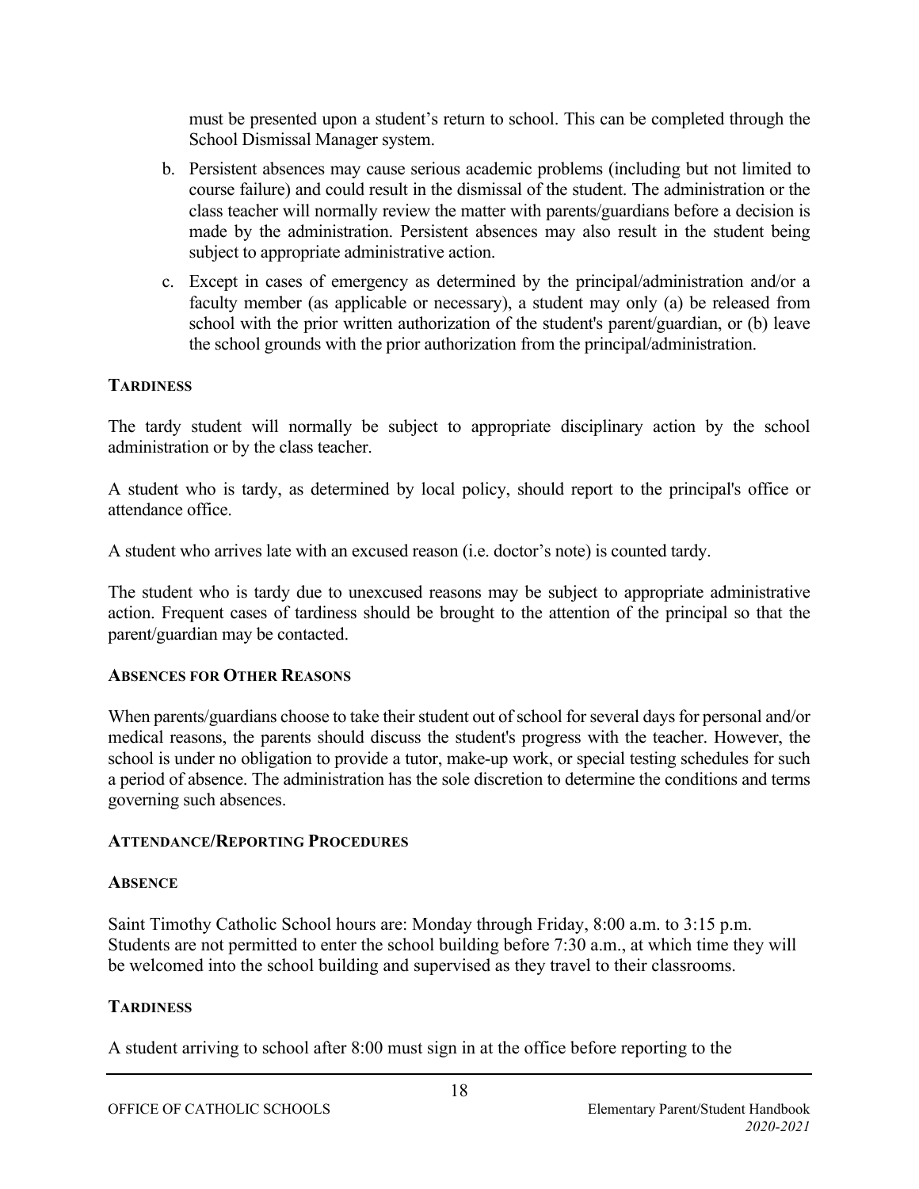must be presented upon a student's return to school. This can be completed through the School Dismissal Manager system.

b. Persistent absences may cause serious academic problems (including but not limited to course failure) and could result in the dismissal of the student. The administration or the class teacher will normally review the matter with parents/guardians before a decision is made by the administration. Persistent absences may also result in the student being subject to appropriate administrative action.

c. Except in cases of emergency as determined by the principal/administration and/or a faculty member (as applicable or necessary), a student may only (a) be released from school with the prior written authorization of the student's parent/guardian, or (b) leave the school grounds with the prior authorization from the principal/administration.

### TARDINESS

The tardy student will normally be subject to appropriate disciplinary action by the school administration or by the class teacher.

A student who is tardy, as determined by local policy, should report to the principal's office or attendance office.

A student who arrives late with an excused reason (i.e. doctor's note) is counted tardy.

The student who is tardy due to unexcused reasons may be subject to appropriate administrative action. Frequent cases of tardiness should be brought to the attention of the principal so that the parent/guardian may be contacted.

### ABSENCES FOR OTHER REASONS

When parents/guardians choose to take their student out of school for several days for personal and/or medical reasons, the parents should discuss the student's progress with the teacher. However, the school is under no obligation to provide a tutor, make-up work, or special testing schedules for such a period of absence. The administration has the sole discretion to determine the conditions and terms governing such absences.

### ATTENDANCE/REPORTING PROCEDURES

### ABSENCE

Saint Timothy Catholic School hours are: Monday through Friday, 8:00 a.m. to 3:15 p.m. Students are not permitted to enter the school building before 7:30 a.m., at which time they will be welcomed into the school building and supervised as they travel to their classrooms.

### TARDINESS

A student arriving to school after 8:00 must sign in at the office before reporting to the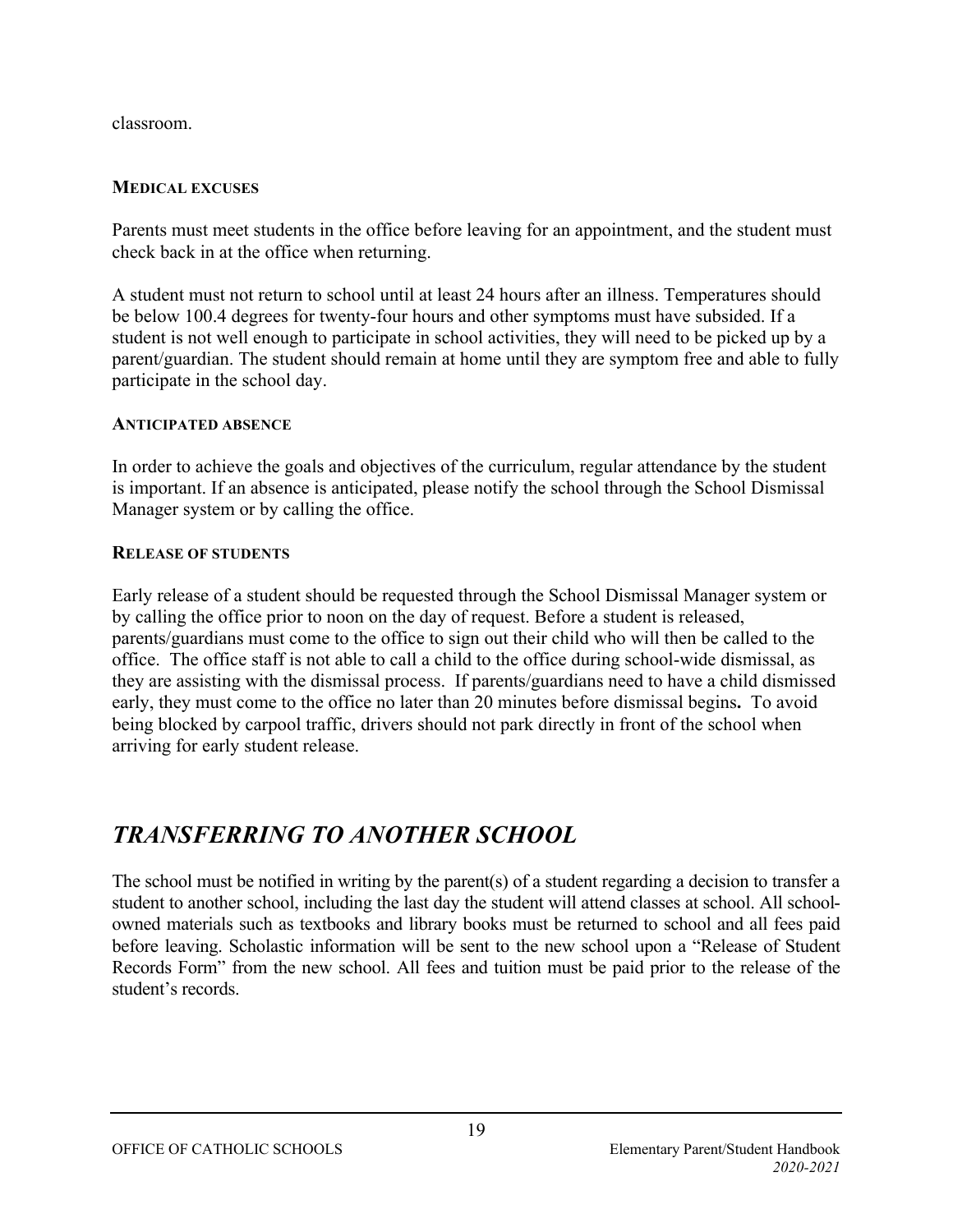classroom.

#### MEDICAL EXCUSES

Parents must meet students in the office before leaving for an appointment, and the student must check back in at the office when returning.

A student must not return to school until at least 24 hours after an illness. Temperatures should be below 100.4 degrees for twenty-four hours and other symptoms must have subsided. If a student is not well enough to participate in school activities, they will need to be picked up by a parent/guardian. The student should remain at home until they are symptom free and able to fully participate in the school day.

#### ANTICIPATED ABSENCE

In order to achieve the goals and objectives of the curriculum, regular attendance by the student is important. If an absence is anticipated, please notify the school through the School Dismissal Manager system or by calling the office.

#### RELEASE OF STUDENTS

Early release of a student should be requested through the School Dismissal Manager system or by calling the office prior to noon on the day of request. Before a student is released, parents/guardians must come to the office to sign out their child who will then be called to the office. The office staff is not able to call a child to the office during school-wide dismissal, as they are assisting with the dismissal process. If parents/guardians need to have a child dismissed early, they must come to the office no later than 20 minutes before dismissal begins**.** To avoid being blocked by carpool traffic, drivers should not park directly in front of the school when arriving for early student release.

## *TRANSFERRING TO ANOTHER SCHOOL*

The school must be notified in writing by the parent(s) of a student regarding a decision to transfer a student to another school, including the last day the student will attend classes at school. All school-owned materials such as textbooks and library books must be returned to school and all fees paid before leaving. Scholastic information will be sent to the new school upon a "Release of Student Records Form" from the new school. All fees and tuition must be paid prior to the release of the student's records.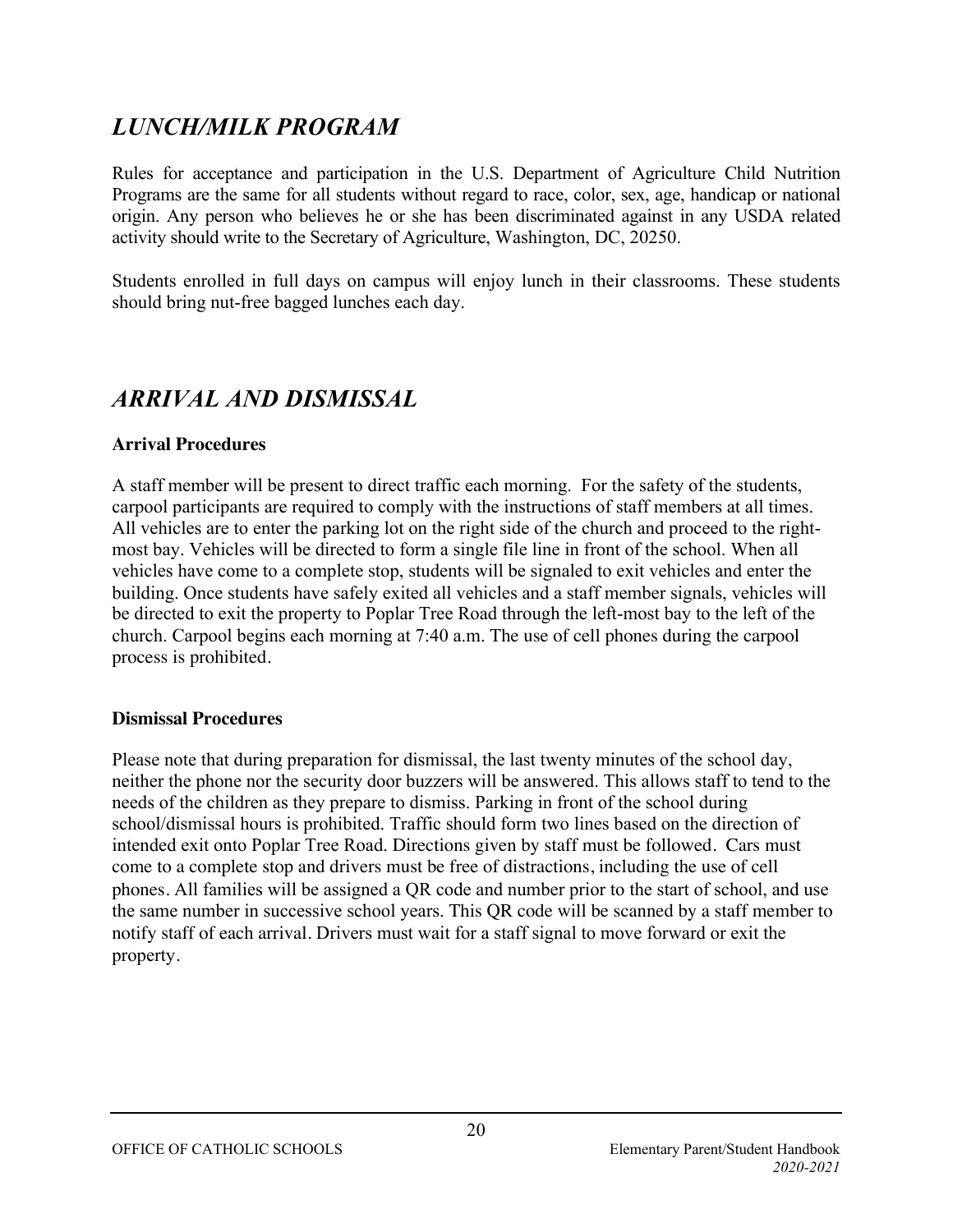## *LUNCH/MILK PROGRAM*

Rules for acceptance and participation in the U.S. Department of Agriculture Child Nutrition Programs are the same for all students without regard to race, color, sex, age, handicap or national origin. Any person who believes he or she has been discriminated against in any USDA related activity should write to the Secretary of Agriculture, Washington, DC, 20250.

Students enrolled in full days on campus will enjoy lunch in their classrooms. These students should bring nut-free bagged lunches each day.

## *ARRIVAL AND DISMISSAL*

**Arrival Procedures**

A staff member will be present to direct traffic each morning. For the safety of the students, carpool participants are required to comply with the instructions of staff members at all times. All vehicles are to enter the parking lot on the right side of the church and proceed to the right-most bay. Vehicles will be directed to form a single file line in front of the school. When all vehicles have come to a complete stop, students will be signaled to exit vehicles and enter the building. Once students have safely exited all vehicles and a staff member signals, vehicles will be directed to exit the property to Poplar Tree Road through the left-most bay to the left of the church. Carpool begins each morning at 7:40 a.m. The use of cell phones during the carpool process is prohibited.

**Dismissal Procedures**

Please note that during preparation for dismissal, the last twenty minutes of the school day, neither the phone nor the security door buzzers will be answered. This allows staff to tend to the needs of the children as they prepare to dismiss. Parking in front of the school during school/dismissal hours is prohibited. Traffic should form two lines based on the direction of intended exit onto Poplar Tree Road. Directions given by staff must be followed. Cars must come to a complete stop and drivers must be free of distractions, including the use of cell phones. All families will be assigned a QR code and number prior to the start of school, and use the same number in successive school years. This QR code will be scanned by a staff member to notify staff of each arrival. Drivers must wait for a staff signal to move forward or exit the property.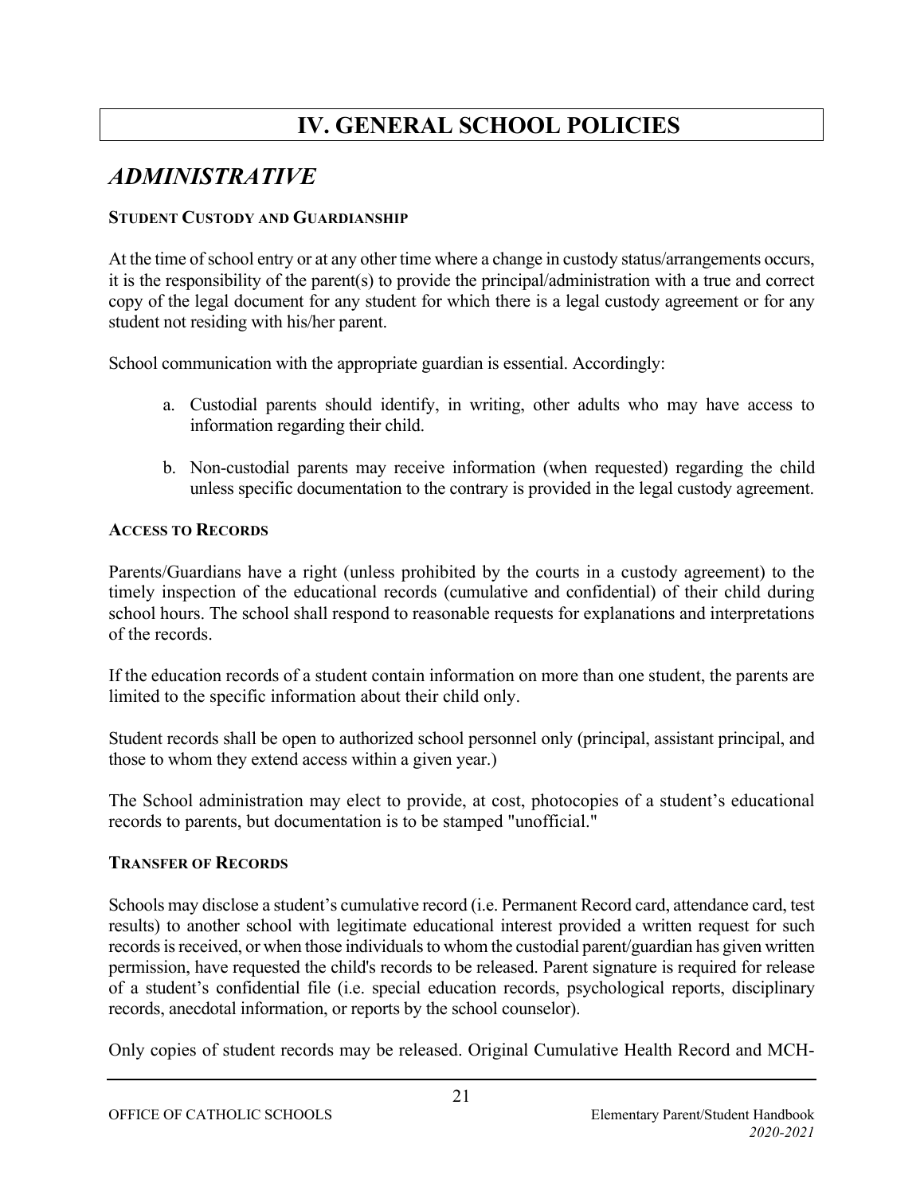# IV. GENERAL SCHOOL POLICIES

## *ADMINISTRATIVE*

### STUDENT CUSTODY AND GUARDIANSHIP

At the time of school entry or at any other time where a change in custody status/arrangements occurs, it is the responsibility of the parent(s) to provide the principal/administration with a true and correct copy of the legal document for any student for which there is a legal custody agreement or for any student not residing with his/her parent.

School communication with the appropriate guardian is essential. Accordingly:

a. Custodial parents should identify, in writing, other adults who may have access to information regarding their child.

b. Non-custodial parents may receive information (when requested) regarding the child unless specific documentation to the contrary is provided in the legal custody agreement.

### ACCESS TO RECORDS

Parents/Guardians have a right (unless prohibited by the courts in a custody agreement) to the timely inspection of the educational records (cumulative and confidential) of their child during school hours. The school shall respond to reasonable requests for explanations and interpretations of the records.

If the education records of a student contain information on more than one student, the parents are limited to the specific information about their child only.

Student records shall be open to authorized school personnel only (principal, assistant principal, and those to whom they extend access within a given year.)

The School administration may elect to provide, at cost, photocopies of a student's educational records to parents, but documentation is to be stamped "unofficial."

### TRANSFER OF RECORDS

Schools may disclose a student's cumulative record (i.e. Permanent Record card, attendance card, test results) to another school with legitimate educational interest provided a written request for such records is received, or when those individuals to whom the custodial parent/guardian has given written permission, have requested the child's records to be released. Parent signature is required for release of a student's confidential file (i.e. special education records, psychological reports, disciplinary records, anecdotal information, or reports by the school counselor).

Only copies of student records may be released. Original Cumulative Health Record and MCH-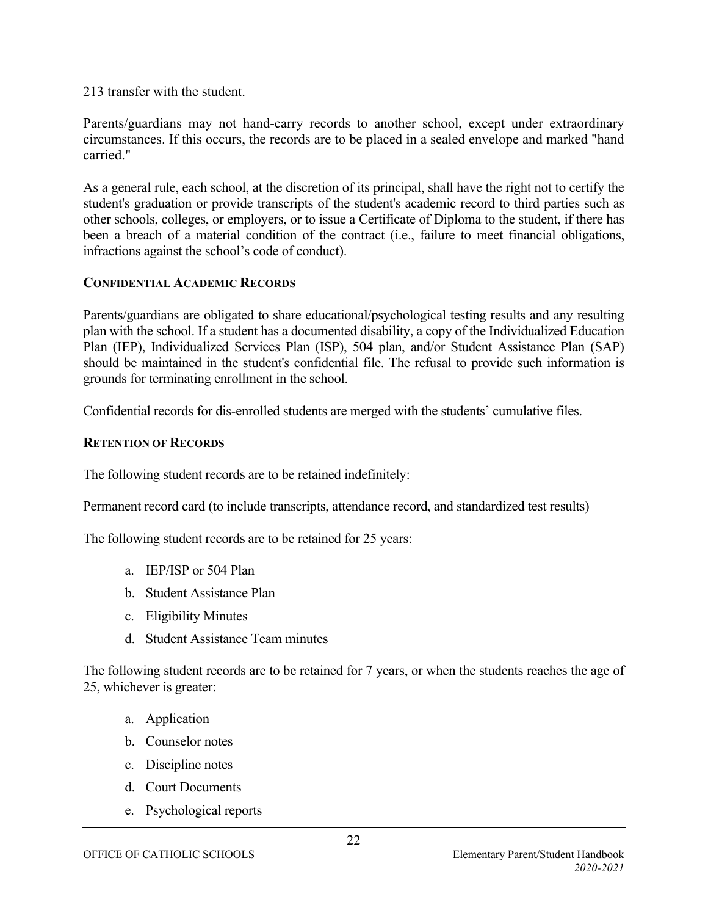213 transfer with the student.

Parents/guardians may not hand-carry records to another school, except under extraordinary circumstances. If this occurs, the records are to be placed in a sealed envelope and marked "hand carried."

As a general rule, each school, at the discretion of its principal, shall have the right not to certify the student's graduation or provide transcripts of the student's academic record to third parties such as other schools, colleges, or employers, or to issue a Certificate of Diploma to the student, if there has been a breach of a material condition of the contract (i.e., failure to meet financial obligations, infractions against the school's code of conduct).

### CONFIDENTIAL ACADEMIC RECORDS

Parents/guardians are obligated to share educational/psychological testing results and any resulting plan with the school. If a student has a documented disability, a copy of the Individualized Education Plan (IEP), Individualized Services Plan (ISP), 504 plan, and/or Student Assistance Plan (SAP) should be maintained in the student's confidential file. The refusal to provide such information is grounds for terminating enrollment in the school.

Confidential records for dis-enrolled students are merged with the students' cumulative files.

### RETENTION OF RECORDS

The following student records are to be retained indefinitely:

Permanent record card (to include transcripts, attendance record, and standardized test results)

The following student records are to be retained for 25 years:

a. IEP/ISP or 504 Plan
b. Student Assistance Plan
c. Eligibility Minutes
d. Student Assistance Team minutes

The following student records are to be retained for 7 years, or when the students reaches the age of 25, whichever is greater:

a. Application
b. Counselor notes
c. Discipline notes
d. Court Documents
e. Psychological reports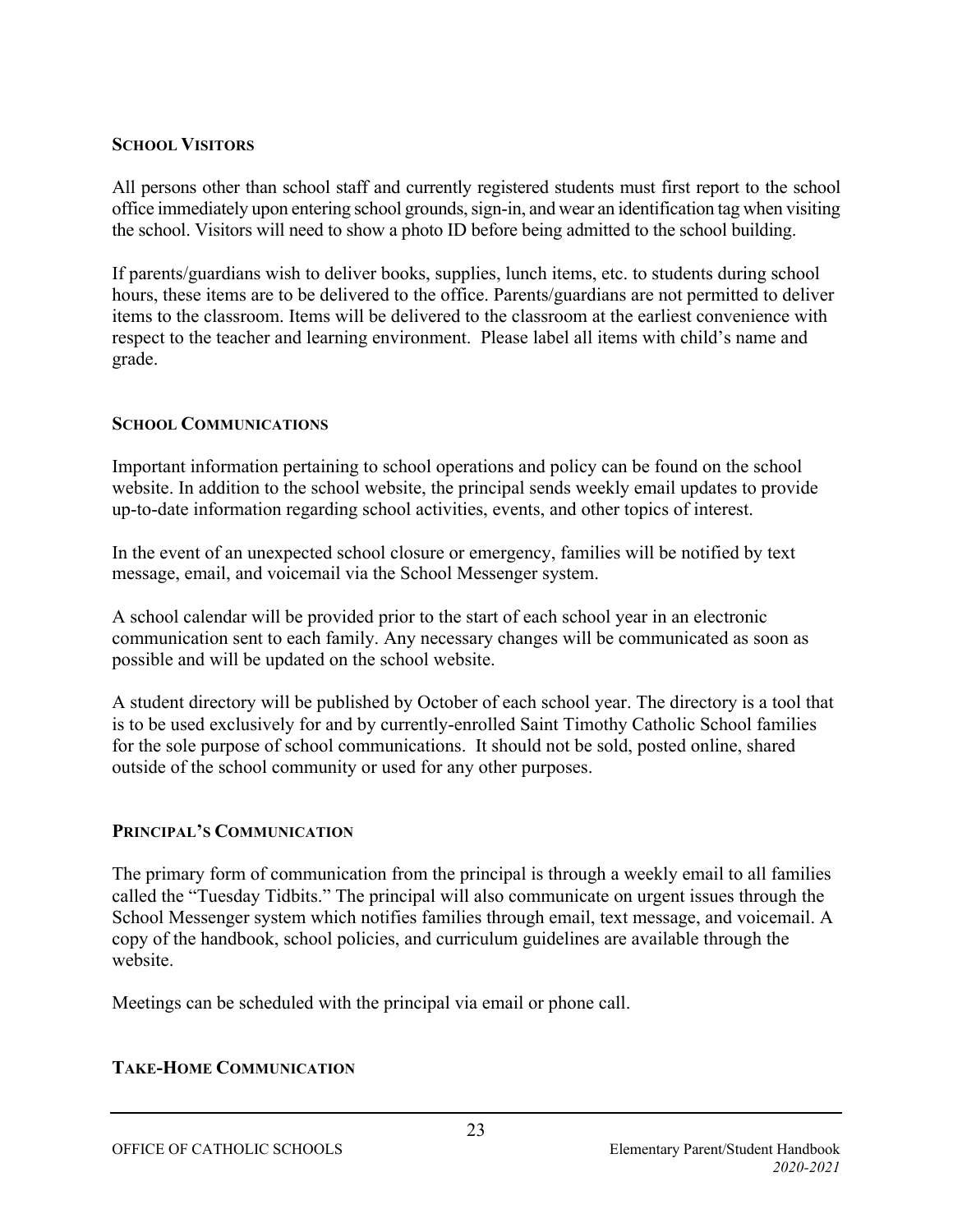## SCHOOL VISITORS

All persons other than school staff and currently registered students must first report to the school office immediately upon entering school grounds, sign-in, and wear an identification tag when visiting the school. Visitors will need to show a photo ID before being admitted to the school building.

If parents/guardians wish to deliver books, supplies, lunch items, etc. to students during school hours, these items are to be delivered to the office. Parents/guardians are not permitted to deliver items to the classroom. Items will be delivered to the classroom at the earliest convenience with respect to the teacher and learning environment. Please label all items with child's name and grade.

## SCHOOL COMMUNICATIONS

Important information pertaining to school operations and policy can be found on the school website. In addition to the school website, the principal sends weekly email updates to provide up-to-date information regarding school activities, events, and other topics of interest.

In the event of an unexpected school closure or emergency, families will be notified by text message, email, and voicemail via the School Messenger system.

A school calendar will be provided prior to the start of each school year in an electronic communication sent to each family. Any necessary changes will be communicated as soon as possible and will be updated on the school website.

A student directory will be published by October of each school year. The directory is a tool that is to be used exclusively for and by currently-enrolled Saint Timothy Catholic School families for the sole purpose of school communications. It should not be sold, posted online, shared outside of the school community or used for any other purposes.

## PRINCIPAL'S COMMUNICATION

The primary form of communication from the principal is through a weekly email to all families called the "Tuesday Tidbits." The principal will also communicate on urgent issues through the School Messenger system which notifies families through email, text message, and voicemail. A copy of the handbook, school policies, and curriculum guidelines are available through the website.

Meetings can be scheduled with the principal via email or phone call.

## TAKE-HOME COMMUNICATION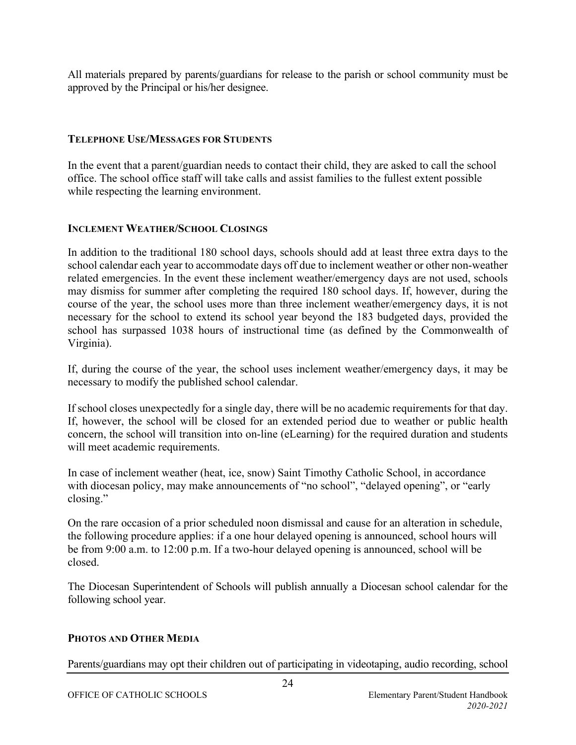All materials prepared by parents/guardians for release to the parish or school community must be approved by the Principal or his/her designee.

### TELEPHONE USE/MESSAGES FOR STUDENTS

In the event that a parent/guardian needs to contact their child, they are asked to call the school office. The school office staff will take calls and assist families to the fullest extent possible while respecting the learning environment.

### INCLEMENT WEATHER/SCHOOL CLOSINGS

In addition to the traditional 180 school days, schools should add at least three extra days to the school calendar each year to accommodate days off due to inclement weather or other non-weather related emergencies. In the event these inclement weather/emergency days are not used, schools may dismiss for summer after completing the required 180 school days. If, however, during the course of the year, the school uses more than three inclement weather/emergency days, it is not necessary for the school to extend its school year beyond the 183 budgeted days, provided the school has surpassed 1038 hours of instructional time (as defined by the Commonwealth of Virginia).

If, during the course of the year, the school uses inclement weather/emergency days, it may be necessary to modify the published school calendar.

If school closes unexpectedly for a single day, there will be no academic requirements for that day. If, however, the school will be closed for an extended period due to weather or public health concern, the school will transition into on-line (eLearning) for the required duration and students will meet academic requirements.

In case of inclement weather (heat, ice, snow) Saint Timothy Catholic School, in accordance with diocesan policy, may make announcements of "no school", "delayed opening", or "early closing."

On the rare occasion of a prior scheduled noon dismissal and cause for an alteration in schedule, the following procedure applies: if a one hour delayed opening is announced, school hours will be from 9:00 a.m. to 12:00 p.m. If a two-hour delayed opening is announced, school will be closed.

The Diocesan Superintendent of Schools will publish annually a Diocesan school calendar for the following school year.

### PHOTOS AND OTHER MEDIA

Parents/guardians may opt their children out of participating in videotaping, audio recording, school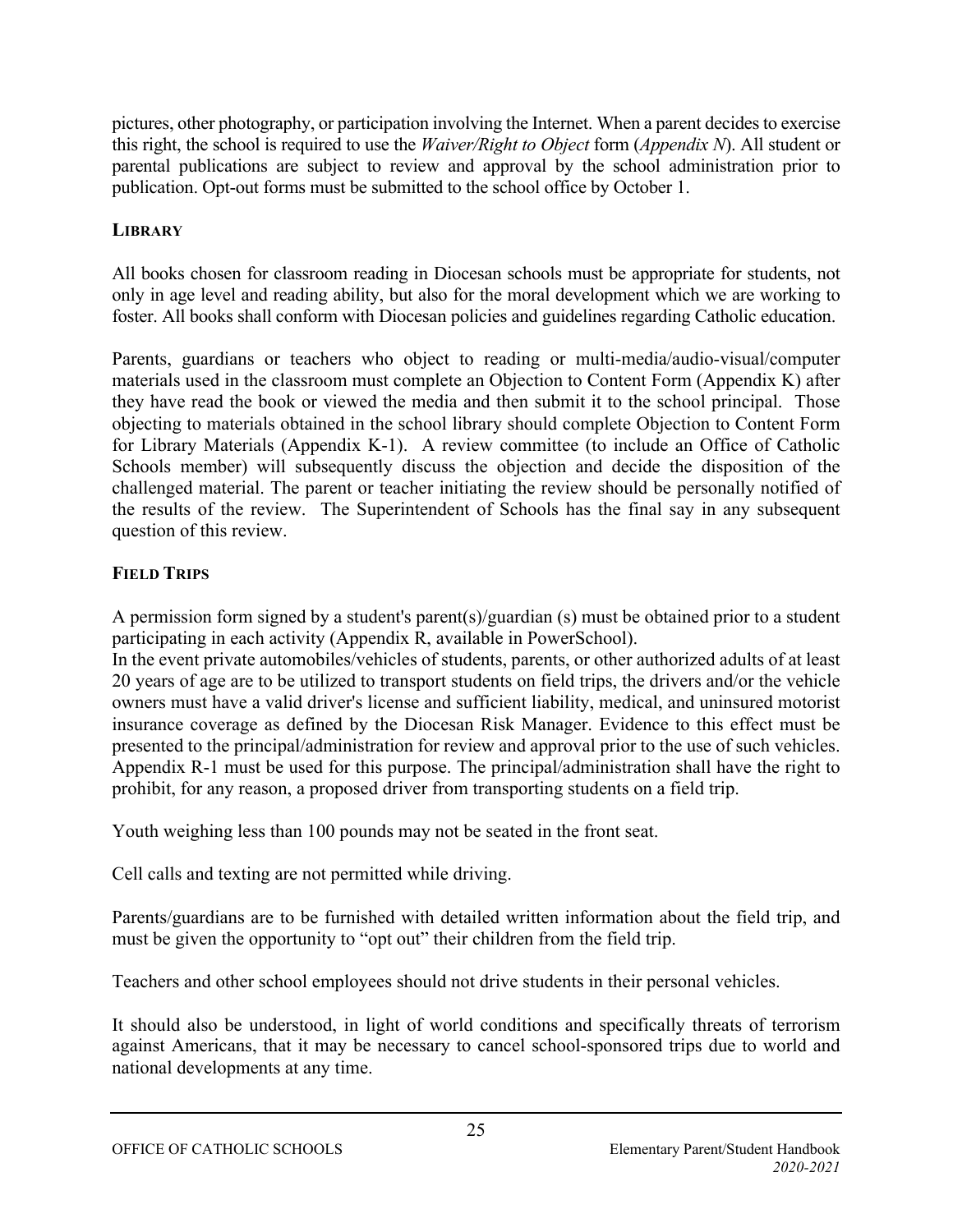pictures, other photography, or participation involving the Internet. When a parent decides to exercise this right, the school is required to use the *Waiver/Right to Object* form (*Appendix N*). All student or parental publications are subject to review and approval by the school administration prior to publication. Opt-out forms must be submitted to the school office by October 1.

## LIBRARY

All books chosen for classroom reading in Diocesan schools must be appropriate for students, not only in age level and reading ability, but also for the moral development which we are working to foster. All books shall conform with Diocesan policies and guidelines regarding Catholic education.

Parents, guardians or teachers who object to reading or multi-media/audio-visual/computer materials used in the classroom must complete an Objection to Content Form (Appendix K) after they have read the book or viewed the media and then submit it to the school principal. Those objecting to materials obtained in the school library should complete Objection to Content Form for Library Materials (Appendix K-1). A review committee (to include an Office of Catholic Schools member) will subsequently discuss the objection and decide the disposition of the challenged material. The parent or teacher initiating the review should be personally notified of the results of the review. The Superintendent of Schools has the final say in any subsequent question of this review.

## FIELD TRIPS

A permission form signed by a student's parent(s)/guardian (s) must be obtained prior to a student participating in each activity (Appendix R, available in PowerSchool).
In the event private automobiles/vehicles of students, parents, or other authorized adults of at least 20 years of age are to be utilized to transport students on field trips, the drivers and/or the vehicle owners must have a valid driver's license and sufficient liability, medical, and uninsured motorist insurance coverage as defined by the Diocesan Risk Manager. Evidence to this effect must be presented to the principal/administration for review and approval prior to the use of such vehicles. Appendix R-1 must be used for this purpose. The principal/administration shall have the right to prohibit, for any reason, a proposed driver from transporting students on a field trip.

Youth weighing less than 100 pounds may not be seated in the front seat.

Cell calls and texting are not permitted while driving.

Parents/guardians are to be furnished with detailed written information about the field trip, and must be given the opportunity to "opt out" their children from the field trip.

Teachers and other school employees should not drive students in their personal vehicles.

It should also be understood, in light of world conditions and specifically threats of terrorism against Americans, that it may be necessary to cancel school-sponsored trips due to world and national developments at any time.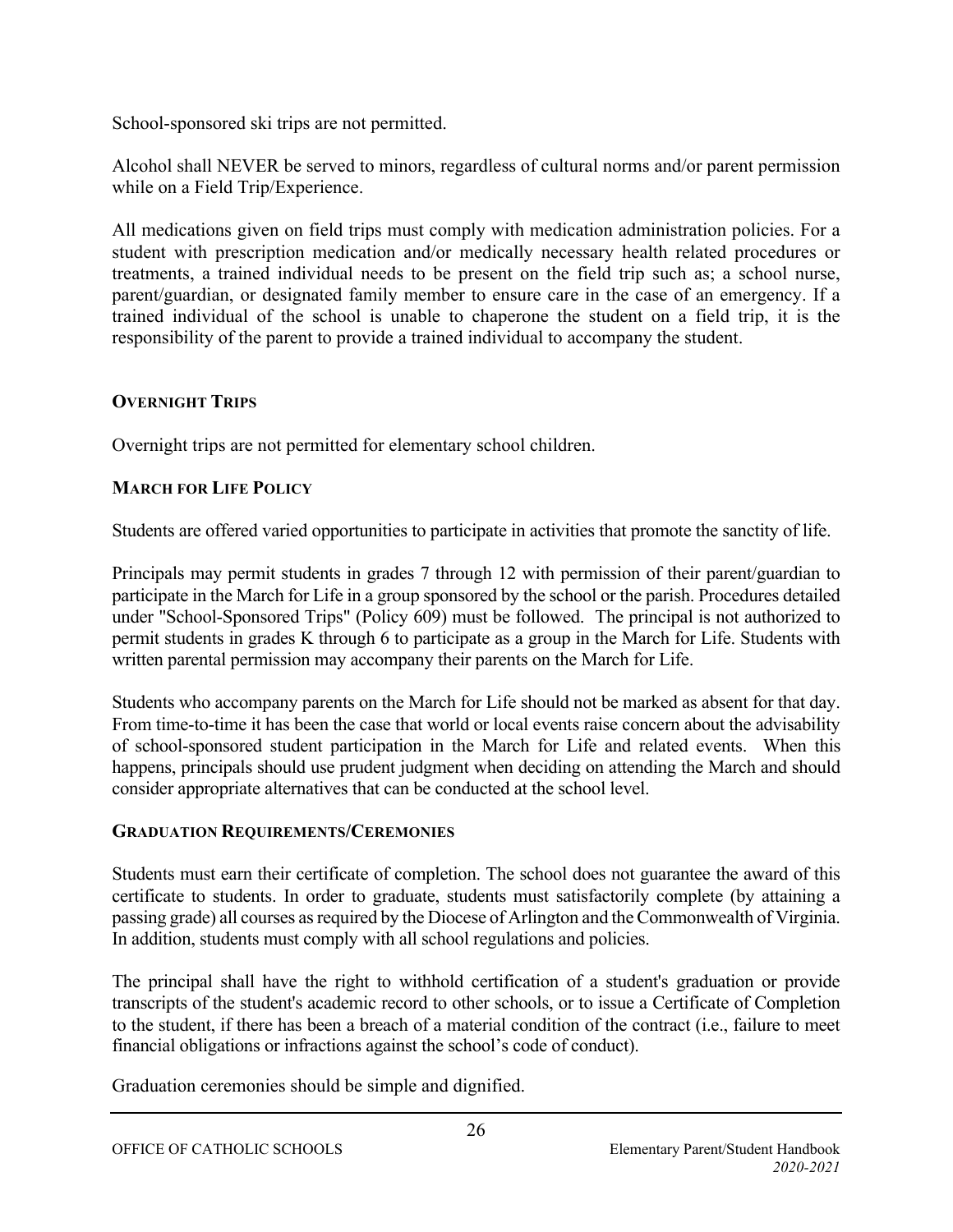School-sponsored ski trips are not permitted.

Alcohol shall NEVER be served to minors, regardless of cultural norms and/or parent permission while on a Field Trip/Experience.

All medications given on field trips must comply with medication administration policies. For a student with prescription medication and/or medically necessary health related procedures or treatments, a trained individual needs to be present on the field trip such as; a school nurse, parent/guardian, or designated family member to ensure care in the case of an emergency. If a trained individual of the school is unable to chaperone the student on a field trip, it is the responsibility of the parent to provide a trained individual to accompany the student.

### OVERNIGHT TRIPS

Overnight trips are not permitted for elementary school children.

### MARCH FOR LIFE POLICY

Students are offered varied opportunities to participate in activities that promote the sanctity of life.

Principals may permit students in grades 7 through 12 with permission of their parent/guardian to participate in the March for Life in a group sponsored by the school or the parish. Procedures detailed under "School-Sponsored Trips" (Policy 609) must be followed. The principal is not authorized to permit students in grades K through 6 to participate as a group in the March for Life. Students with written parental permission may accompany their parents on the March for Life.

Students who accompany parents on the March for Life should not be marked as absent for that day. From time-to-time it has been the case that world or local events raise concern about the advisability of school-sponsored student participation in the March for Life and related events. When this happens, principals should use prudent judgment when deciding on attending the March and should consider appropriate alternatives that can be conducted at the school level.

### GRADUATION REQUIREMENTS/CEREMONIES

Students must earn their certificate of completion. The school does not guarantee the award of this certificate to students. In order to graduate, students must satisfactorily complete (by attaining a passing grade) all courses as required by the Diocese of Arlington and the Commonwealth of Virginia. In addition, students must comply with all school regulations and policies.

The principal shall have the right to withhold certification of a student's graduation or provide transcripts of the student's academic record to other schools, or to issue a Certificate of Completion to the student, if there has been a breach of a material condition of the contract (i.e., failure to meet financial obligations or infractions against the school's code of conduct).

Graduation ceremonies should be simple and dignified.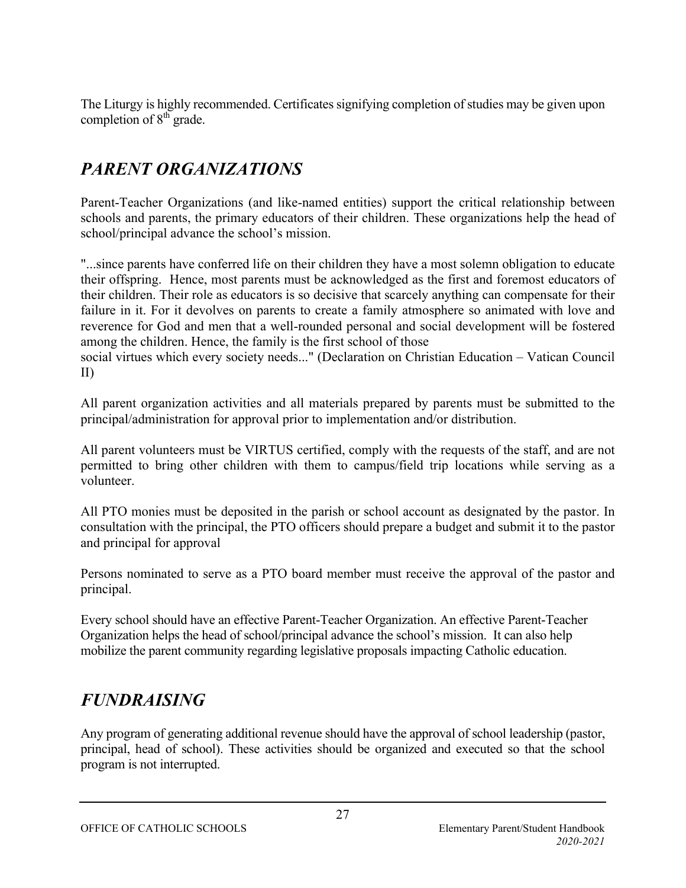The Liturgy is highly recommended. Certificates signifying completion of studies may be given upon completion of $8^{th}$ grade.

## *PARENT ORGANIZATIONS*

Parent-Teacher Organizations (and like-named entities) support the critical relationship between schools and parents, the primary educators of their children. These organizations help the head of school/principal advance the school's mission.

"...since parents have conferred life on their children they have a most solemn obligation to educate their offspring. Hence, most parents must be acknowledged as the first and foremost educators of their children. Their role as educators is so decisive that scarcely anything can compensate for their failure in it. For it devolves on parents to create a family atmosphere so animated with love and reverence for God and men that a well-rounded personal and social development will be fostered among the children. Hence, the family is the first school of those social virtues which every society needs..." (Declaration on Christian Education – Vatican Council II)

All parent organization activities and all materials prepared by parents must be submitted to the principal/administration for approval prior to implementation and/or distribution.

All parent volunteers must be VIRTUS certified, comply with the requests of the staff, and are not permitted to bring other children with them to campus/field trip locations while serving as a volunteer.

All PTO monies must be deposited in the parish or school account as designated by the pastor. In consultation with the principal, the PTO officers should prepare a budget and submit it to the pastor and principal for approval

Persons nominated to serve as a PTO board member must receive the approval of the pastor and principal.

Every school should have an effective Parent-Teacher Organization. An effective Parent-Teacher Organization helps the head of school/principal advance the school's mission. It can also help mobilize the parent community regarding legislative proposals impacting Catholic education.

## *FUNDRAISING*

Any program of generating additional revenue should have the approval of school leadership (pastor, principal, head of school). These activities should be organized and executed so that the school program is not interrupted.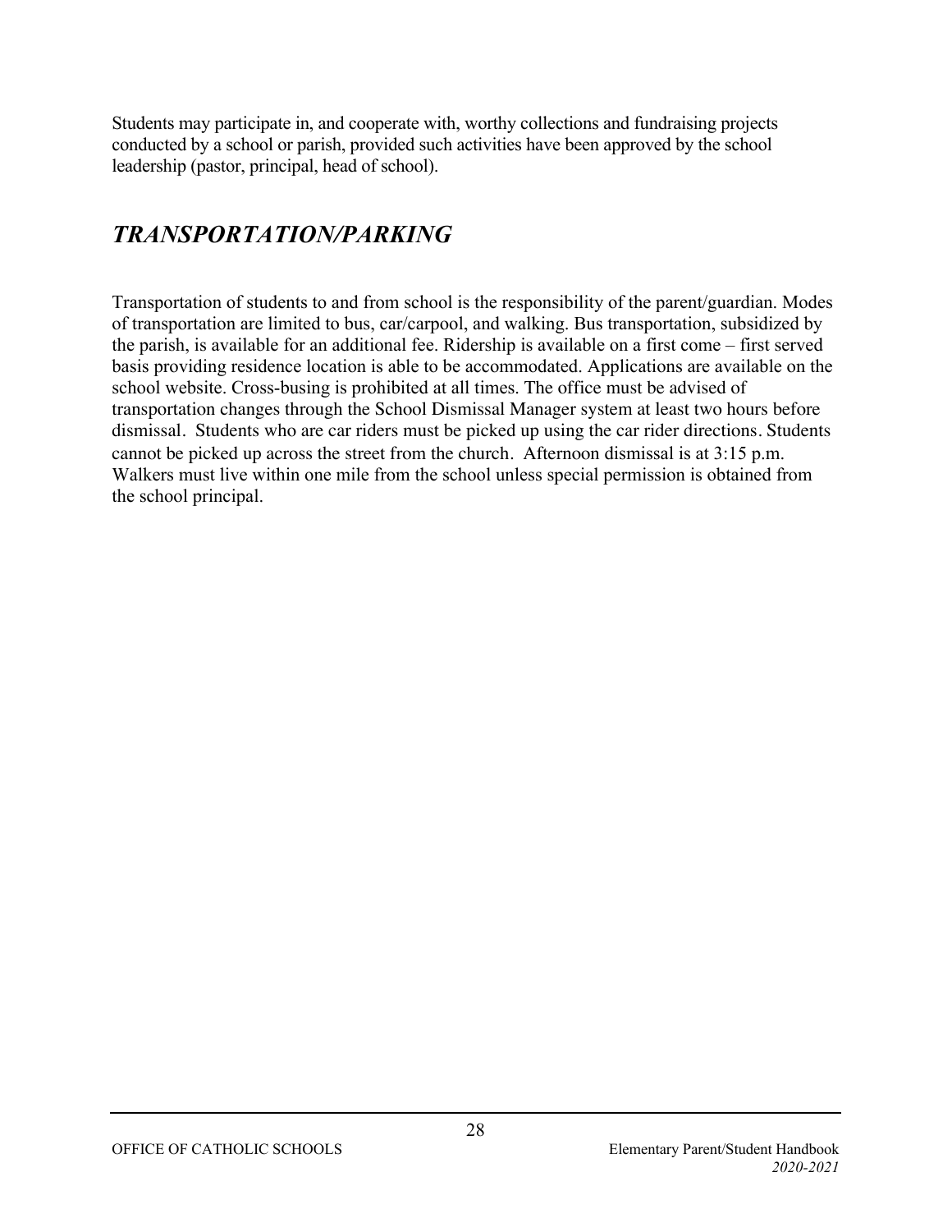Students may participate in, and cooperate with, worthy collections and fundraising projects conducted by a school or parish, provided such activities have been approved by the school leadership (pastor, principal, head of school).

## *TRANSPORTATION/PARKING*

Transportation of students to and from school is the responsibility of the parent/guardian. Modes of transportation are limited to bus, car/carpool, and walking. Bus transportation, subsidized by the parish, is available for an additional fee. Ridership is available on a first come – first served basis providing residence location is able to be accommodated. Applications are available on the school website. Cross-busing is prohibited at all times. The office must be advised of transportation changes through the School Dismissal Manager system at least two hours before dismissal. Students who are car riders must be picked up using the car rider directions. Students cannot be picked up across the street from the church. Afternoon dismissal is at 3:15 p.m. Walkers must live within one mile from the school unless special permission is obtained from the school principal.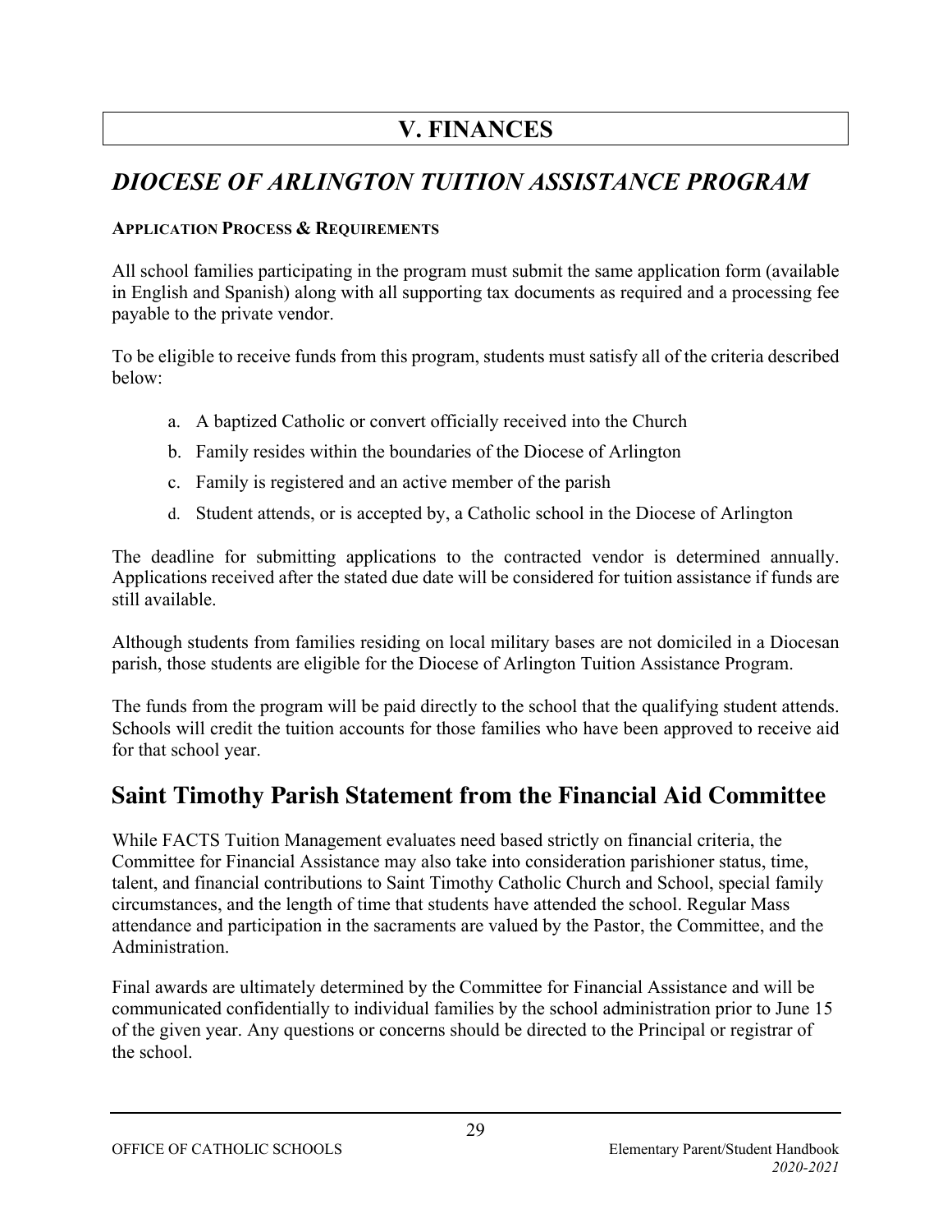# V. FINANCES

## *DIOCESE OF ARLINGTON TUITION ASSISTANCE PROGRAM*

**APPLICATION PROCESS & REQUIREMENTS**

All school families participating in the program must submit the same application form (available in English and Spanish) along with all supporting tax documents as required and a processing fee payable to the private vendor.

To be eligible to receive funds from this program, students must satisfy all of the criteria described below:

a. A baptized Catholic or convert officially received into the Church
b. Family resides within the boundaries of the Diocese of Arlington
c. Family is registered and an active member of the parish
d. Student attends, or is accepted by, a Catholic school in the Diocese of Arlington

The deadline for submitting applications to the contracted vendor is determined annually. Applications received after the stated due date will be considered for tuition assistance if funds are still available.

Although students from families residing on local military bases are not domiciled in a Diocesan parish, those students are eligible for the Diocese of Arlington Tuition Assistance Program.

The funds from the program will be paid directly to the school that the qualifying student attends. Schools will credit the tuition accounts for those families who have been approved to receive aid for that school year.

## Saint Timothy Parish Statement from the Financial Aid Committee

While FACTS Tuition Management evaluates need based strictly on financial criteria, the Committee for Financial Assistance may also take into consideration parishioner status, time, talent, and financial contributions to Saint Timothy Catholic Church and School, special family circumstances, and the length of time that students have attended the school. Regular Mass attendance and participation in the sacraments are valued by the Pastor, the Committee, and the Administration.

Final awards are ultimately determined by the Committee for Financial Assistance and will be communicated confidentially to individual families by the school administration prior to June 15 of the given year. Any questions or concerns should be directed to the Principal or registrar of the school.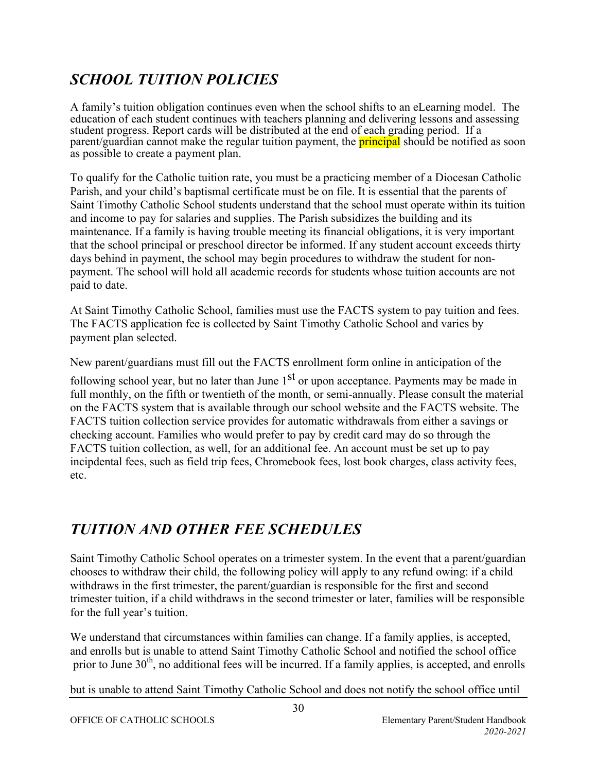## *SCHOOL TUITION POLICIES*

A family's tuition obligation continues even when the school shifts to an eLearning model. The education of each student continues with teachers planning and delivering lessons and assessing student progress. Report cards will be distributed at the end of each grading period. If a parent/guardian cannot make the regular tuition payment, the principal should be notified as soon as possible to create a payment plan.

To qualify for the Catholic tuition rate, you must be a practicing member of a Diocesan Catholic Parish, and your child's baptismal certificate must be on file. It is essential that the parents of Saint Timothy Catholic School students understand that the school must operate within its tuition and income to pay for salaries and supplies. The Parish subsidizes the building and its maintenance. If a family is having trouble meeting its financial obligations, it is very important that the school principal or preschool director be informed. If any student account exceeds thirty days behind in payment, the school may begin procedures to withdraw the student for non-payment. The school will hold all academic records for students whose tuition accounts are not paid to date.

At Saint Timothy Catholic School, families must use the FACTS system to pay tuition and fees. The FACTS application fee is collected by Saint Timothy Catholic School and varies by payment plan selected.

New parent/guardians must fill out the FACTS enrollment form online in anticipation of the following school year, but no later than June 1st or upon acceptance. Payments may be made in full monthly, on the fifth or twentieth of the month, or semi-annually. Please consult the material on the FACTS system that is available through our school website and the FACTS website. The FACTS tuition collection service provides for automatic withdrawals from either a savings or checking account. Families who would prefer to pay by credit card may do so through the FACTS tuition collection, as well, for an additional fee. An account must be set up to pay incipdental fees, such as field trip fees, Chromebook fees, lost book charges, class activity fees, etc.

## *TUITION AND OTHER FEE SCHEDULES*

Saint Timothy Catholic School operates on a trimester system. In the event that a parent/guardian chooses to withdraw their child, the following policy will apply to any refund owing: if a child withdraws in the first trimester, the parent/guardian is responsible for the first and second trimester tuition, if a child withdraws in the second trimester or later, families will be responsible for the full year's tuition.

We understand that circumstances within families can change. If a family applies, is accepted, and enrolls but is unable to attend Saint Timothy Catholic School and notified the school office prior to June 30th, no additional fees will be incurred. If a family applies, is accepted, and enrolls

but is unable to attend Saint Timothy Catholic School and does not notify the school office until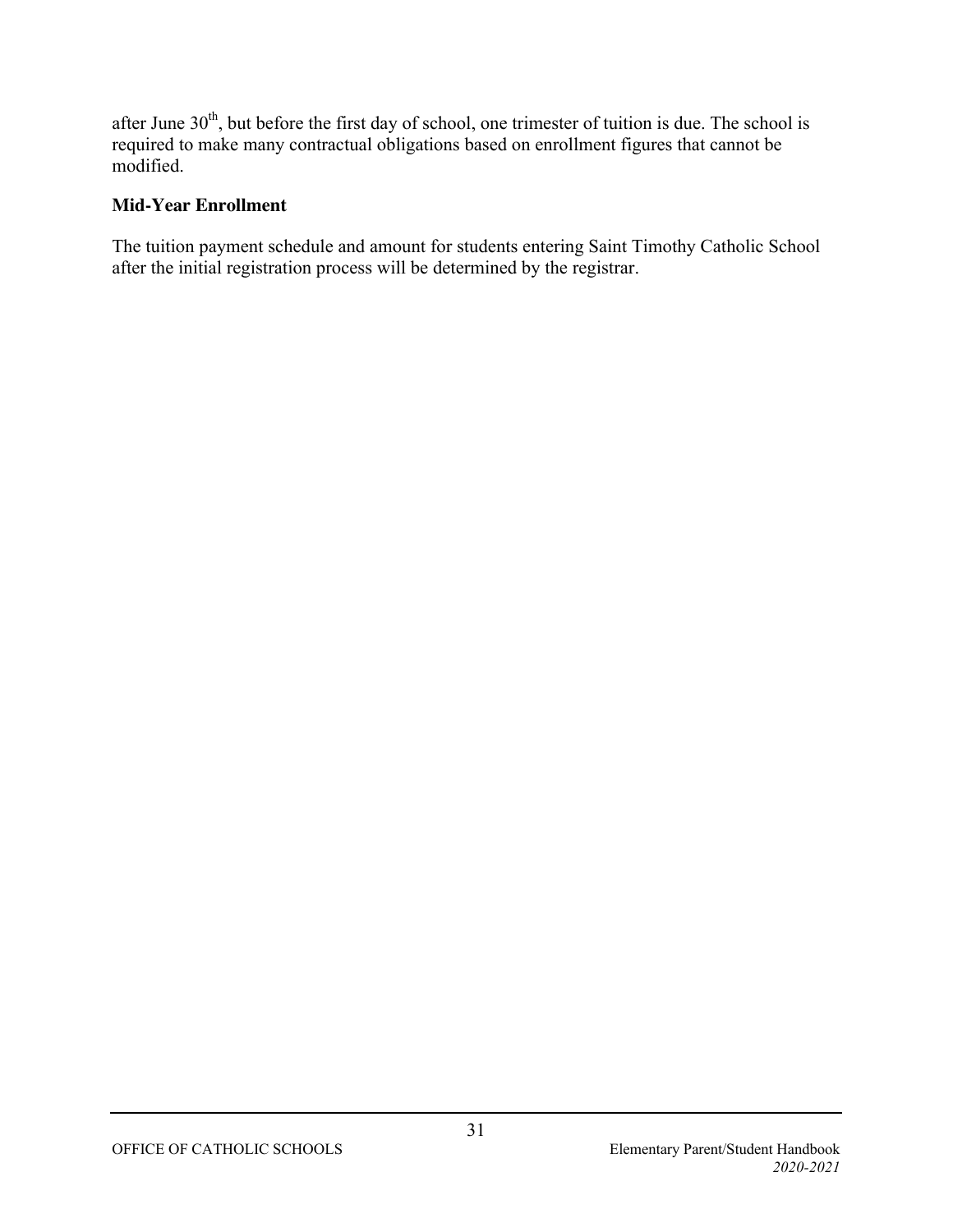after June 30th, but before the first day of school, one trimester of tuition is due. The school is required to make many contractual obligations based on enrollment figures that cannot be modified.

**Mid-Year Enrollment**

The tuition payment schedule and amount for students entering Saint Timothy Catholic School after the initial registration process will be determined by the registrar.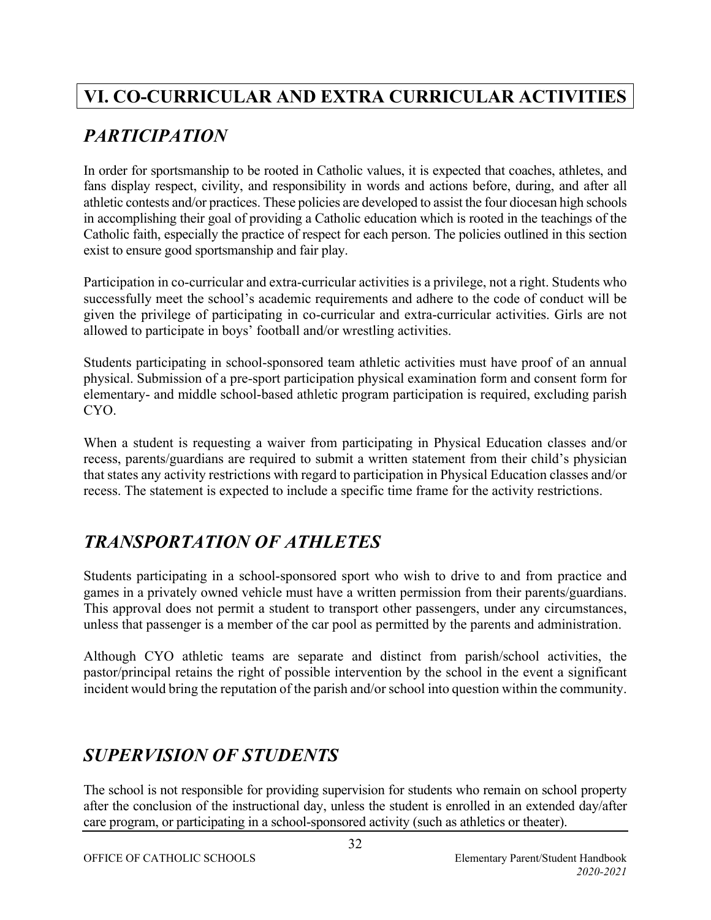# VI. CO-CURRICULAR AND EXTRA CURRICULAR ACTIVITIES

## *PARTICIPATION*

In order for sportsmanship to be rooted in Catholic values, it is expected that coaches, athletes, and fans display respect, civility, and responsibility in words and actions before, during, and after all athletic contests and/or practices. These policies are developed to assist the four diocesan high schools in accomplishing their goal of providing a Catholic education which is rooted in the teachings of the Catholic faith, especially the practice of respect for each person. The policies outlined in this section exist to ensure good sportsmanship and fair play.

Participation in co-curricular and extra-curricular activities is a privilege, not a right. Students who successfully meet the school's academic requirements and adhere to the code of conduct will be given the privilege of participating in co-curricular and extra-curricular activities. Girls are not allowed to participate in boys' football and/or wrestling activities.

Students participating in school-sponsored team athletic activities must have proof of an annual physical. Submission of a pre-sport participation physical examination form and consent form for elementary- and middle school-based athletic program participation is required, excluding parish CYO.

When a student is requesting a waiver from participating in Physical Education classes and/or recess, parents/guardians are required to submit a written statement from their child's physician that states any activity restrictions with regard to participation in Physical Education classes and/or recess. The statement is expected to include a specific time frame for the activity restrictions.

## *TRANSPORTATION OF ATHLETES*

Students participating in a school-sponsored sport who wish to drive to and from practice and games in a privately owned vehicle must have a written permission from their parents/guardians. This approval does not permit a student to transport other passengers, under any circumstances, unless that passenger is a member of the car pool as permitted by the parents and administration.

Although CYO athletic teams are separate and distinct from parish/school activities, the pastor/principal retains the right of possible intervention by the school in the event a significant incident would bring the reputation of the parish and/or school into question within the community.

## *SUPERVISION OF STUDENTS*

The school is not responsible for providing supervision for students who remain on school property after the conclusion of the instructional day, unless the student is enrolled in an extended day/after care program, or participating in a school-sponsored activity (such as athletics or theater).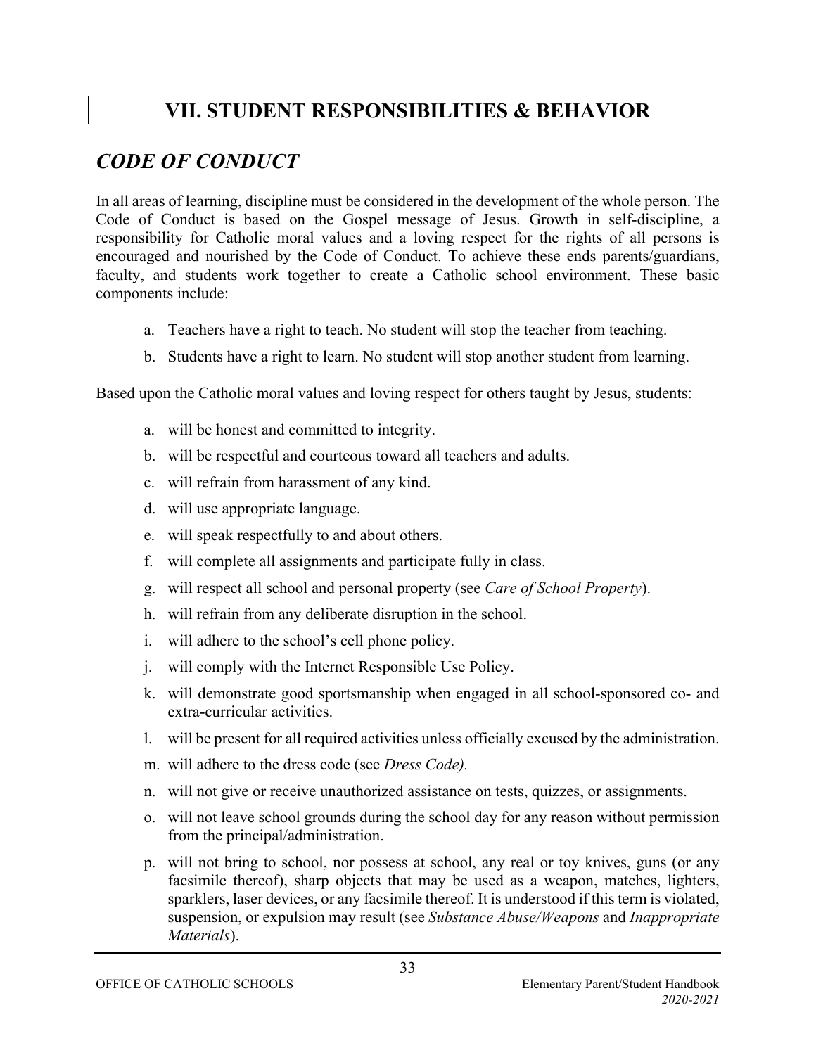# VII. STUDENT RESPONSIBILITIES & BEHAVIOR

## *CODE OF CONDUCT*

In all areas of learning, discipline must be considered in the development of the whole person. The Code of Conduct is based on the Gospel message of Jesus. Growth in self-discipline, a responsibility for Catholic moral values and a loving respect for the rights of all persons is encouraged and nourished by the Code of Conduct. To achieve these ends parents/guardians, faculty, and students work together to create a Catholic school environment. These basic components include:

a. Teachers have a right to teach. No student will stop the teacher from teaching.

b. Students have a right to learn. No student will stop another student from learning.

Based upon the Catholic moral values and loving respect for others taught by Jesus, students:

a. will be honest and committed to integrity.

b. will be respectful and courteous toward all teachers and adults.

c. will refrain from harassment of any kind.

d. will use appropriate language.

e. will speak respectfully to and about others.

f. will complete all assignments and participate fully in class.

g. will respect all school and personal property (see *Care of School Property*).

h. will refrain from any deliberate disruption in the school.

i. will adhere to the school's cell phone policy.

j. will comply with the Internet Responsible Use Policy.

k. will demonstrate good sportsmanship when engaged in all school-sponsored co- and extra-curricular activities.

l. will be present for all required activities unless officially excused by the administration.

m. will adhere to the dress code (see *Dress Code).*

n. will not give or receive unauthorized assistance on tests, quizzes, or assignments.

o. will not leave school grounds during the school day for any reason without permission from the principal/administration.

p. will not bring to school, nor possess at school, any real or toy knives, guns (or any facsimile thereof), sharp objects that may be used as a weapon, matches, lighters, sparklers, laser devices, or any facsimile thereof. It is understood if this term is violated, suspension, or expulsion may result (see *Substance Abuse/Weapons* and *Inappropriate Materials*).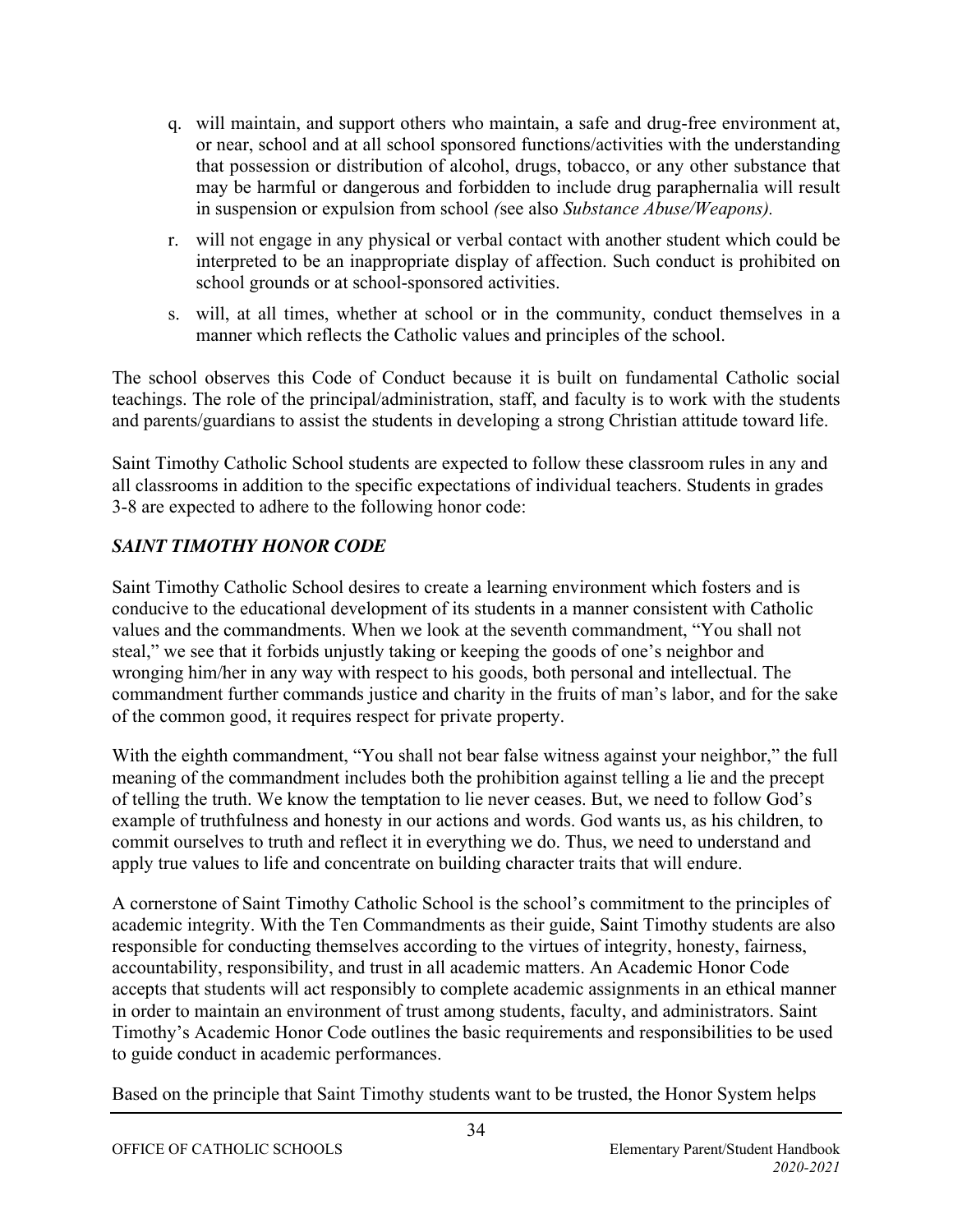q. will maintain, and support others who maintain, a safe and drug-free environment at, or near, school and at all school sponsored functions/activities with the understanding that possession or distribution of alcohol, drugs, tobacco, or any other substance that may be harmful or dangerous and forbidden to include drug paraphernalia will result in suspension or expulsion from school *(*see also *Substance Abuse/Weapons).*

r. will not engage in any physical or verbal contact with another student which could be interpreted to be an inappropriate display of affection. Such conduct is prohibited on school grounds or at school-sponsored activities.

s. will, at all times, whether at school or in the community, conduct themselves in a manner which reflects the Catholic values and principles of the school.

The school observes this Code of Conduct because it is built on fundamental Catholic social teachings. The role of the principal/administration, staff, and faculty is to work with the students and parents/guardians to assist the students in developing a strong Christian attitude toward life.

Saint Timothy Catholic School students are expected to follow these classroom rules in any and all classrooms in addition to the specific expectations of individual teachers. Students in grades 3-8 are expected to adhere to the following honor code:

### *SAINT TIMOTHY HONOR CODE*

Saint Timothy Catholic School desires to create a learning environment which fosters and is conducive to the educational development of its students in a manner consistent with Catholic values and the commandments. When we look at the seventh commandment, "You shall not steal," we see that it forbids unjustly taking or keeping the goods of one's neighbor and wronging him/her in any way with respect to his goods, both personal and intellectual. The commandment further commands justice and charity in the fruits of man's labor, and for the sake of the common good, it requires respect for private property.

With the eighth commandment, "You shall not bear false witness against your neighbor," the full meaning of the commandment includes both the prohibition against telling a lie and the precept of telling the truth. We know the temptation to lie never ceases. But, we need to follow God's example of truthfulness and honesty in our actions and words. God wants us, as his children, to commit ourselves to truth and reflect it in everything we do. Thus, we need to understand and apply true values to life and concentrate on building character traits that will endure.

A cornerstone of Saint Timothy Catholic School is the school's commitment to the principles of academic integrity. With the Ten Commandments as their guide, Saint Timothy students are also responsible for conducting themselves according to the virtues of integrity, honesty, fairness, accountability, responsibility, and trust in all academic matters. An Academic Honor Code accepts that students will act responsibly to complete academic assignments in an ethical manner in order to maintain an environment of trust among students, faculty, and administrators. Saint Timothy's Academic Honor Code outlines the basic requirements and responsibilities to be used to guide conduct in academic performances.

Based on the principle that Saint Timothy students want to be trusted, the Honor System helps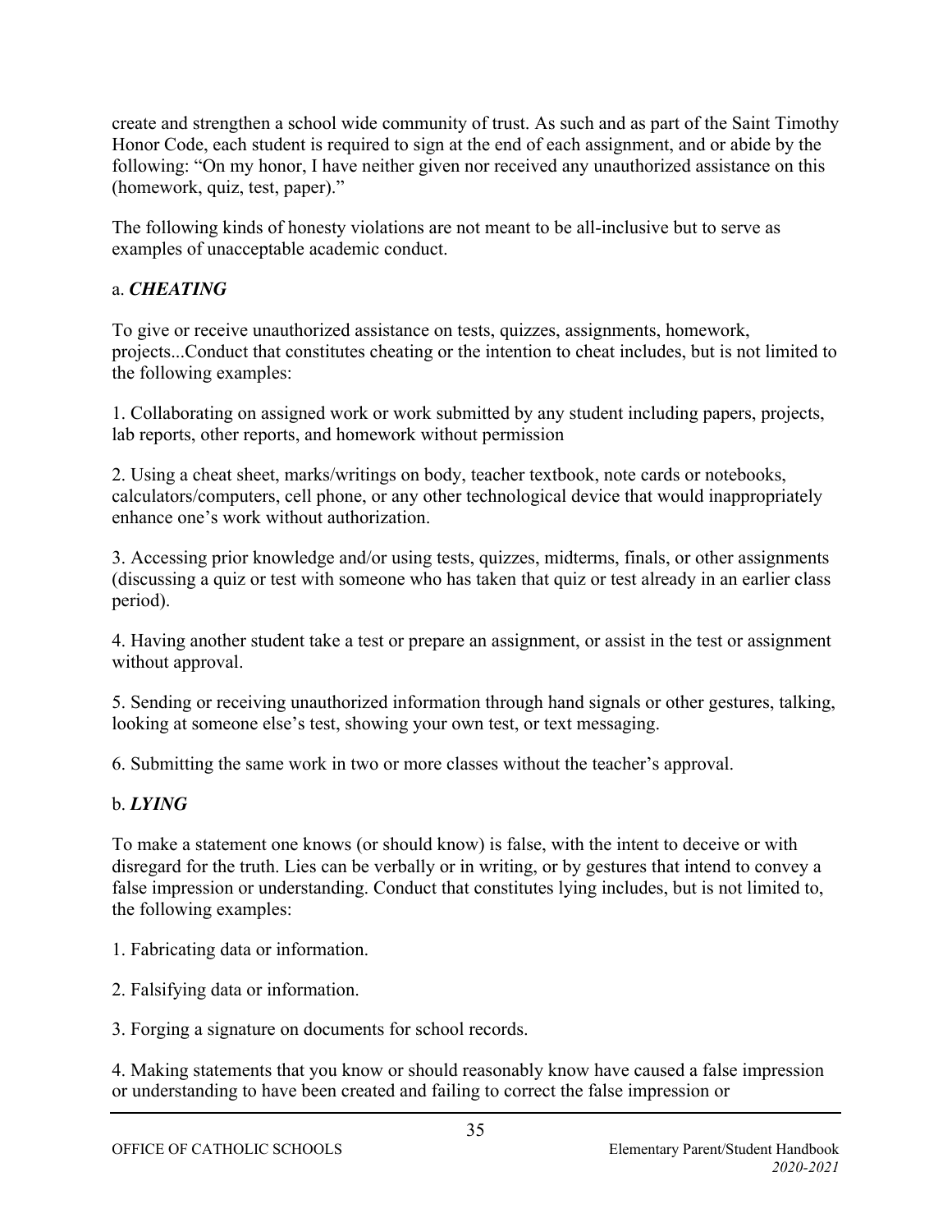create and strengthen a school wide community of trust. As such and as part of the Saint Timothy Honor Code, each student is required to sign at the end of each assignment, and or abide by the following: "On my honor, I have neither given nor received any unauthorized assistance on this (homework, quiz, test, paper)."

The following kinds of honesty violations are not meant to be all-inclusive but to serve as examples of unacceptable academic conduct.

a. ***CHEATING***

To give or receive unauthorized assistance on tests, quizzes, assignments, homework, projects...Conduct that constitutes cheating or the intention to cheat includes, but is not limited to the following examples:

1. Collaborating on assigned work or work submitted by any student including papers, projects, lab reports, other reports, and homework without permission

2. Using a cheat sheet, marks/writings on body, teacher textbook, note cards or notebooks, calculators/computers, cell phone, or any other technological device that would inappropriately enhance one's work without authorization.

3. Accessing prior knowledge and/or using tests, quizzes, midterms, finals, or other assignments (discussing a quiz or test with someone who has taken that quiz or test already in an earlier class period).

4. Having another student take a test or prepare an assignment, or assist in the test or assignment without approval.

5. Sending or receiving unauthorized information through hand signals or other gestures, talking, looking at someone else's test, showing your own test, or text messaging.

6. Submitting the same work in two or more classes without the teacher's approval.

b. ***LYING***

To make a statement one knows (or should know) is false, with the intent to deceive or with disregard for the truth. Lies can be verbally or in writing, or by gestures that intend to convey a false impression or understanding. Conduct that constitutes lying includes, but is not limited to, the following examples:

1. Fabricating data or information.

2. Falsifying data or information.

3. Forging a signature on documents for school records.

4. Making statements that you know or should reasonably know have caused a false impression or understanding to have been created and failing to correct the false impression or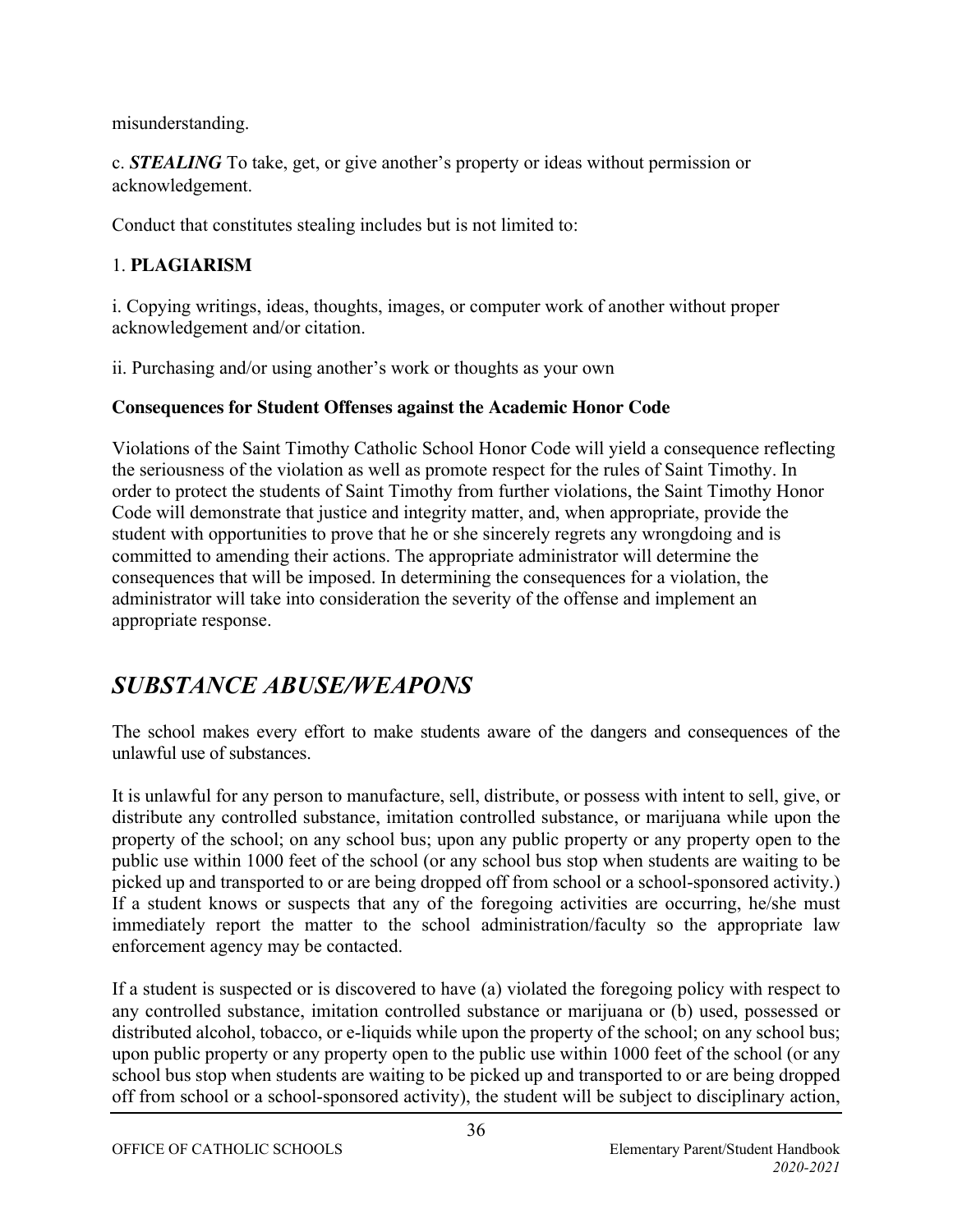misunderstanding.

c. ***STEALING*** To take, get, or give another's property or ideas without permission or acknowledgement.

Conduct that constitutes stealing includes but is not limited to:

1. **PLAGIARISM**

i. Copying writings, ideas, thoughts, images, or computer work of another without proper acknowledgement and/or citation.

ii. Purchasing and/or using another's work or thoughts as your own

**Consequences for Student Offenses against the Academic Honor Code**

Violations of the Saint Timothy Catholic School Honor Code will yield a consequence reflecting the seriousness of the violation as well as promote respect for the rules of Saint Timothy. In order to protect the students of Saint Timothy from further violations, the Saint Timothy Honor Code will demonstrate that justice and integrity matter, and, when appropriate, provide the student with opportunities to prove that he or she sincerely regrets any wrongdoing and is committed to amending their actions. The appropriate administrator will determine the consequences that will be imposed. In determining the consequences for a violation, the administrator will take into consideration the severity of the offense and implement an appropriate response.

## *SUBSTANCE ABUSE/WEAPONS*

The school makes every effort to make students aware of the dangers and consequences of the unlawful use of substances.

It is unlawful for any person to manufacture, sell, distribute, or possess with intent to sell, give, or distribute any controlled substance, imitation controlled substance, or marijuana while upon the property of the school; on any school bus; upon any public property or any property open to the public use within 1000 feet of the school (or any school bus stop when students are waiting to be picked up and transported to or are being dropped off from school or a school-sponsored activity.) If a student knows or suspects that any of the foregoing activities are occurring, he/she must immediately report the matter to the school administration/faculty so the appropriate law enforcement agency may be contacted.

If a student is suspected or is discovered to have (a) violated the foregoing policy with respect to any controlled substance, imitation controlled substance or marijuana or (b) used, possessed or distributed alcohol, tobacco, or e-liquids while upon the property of the school; on any school bus; upon public property or any property open to the public use within 1000 feet of the school (or any school bus stop when students are waiting to be picked up and transported to or are being dropped off from school or a school-sponsored activity), the student will be subject to disciplinary action,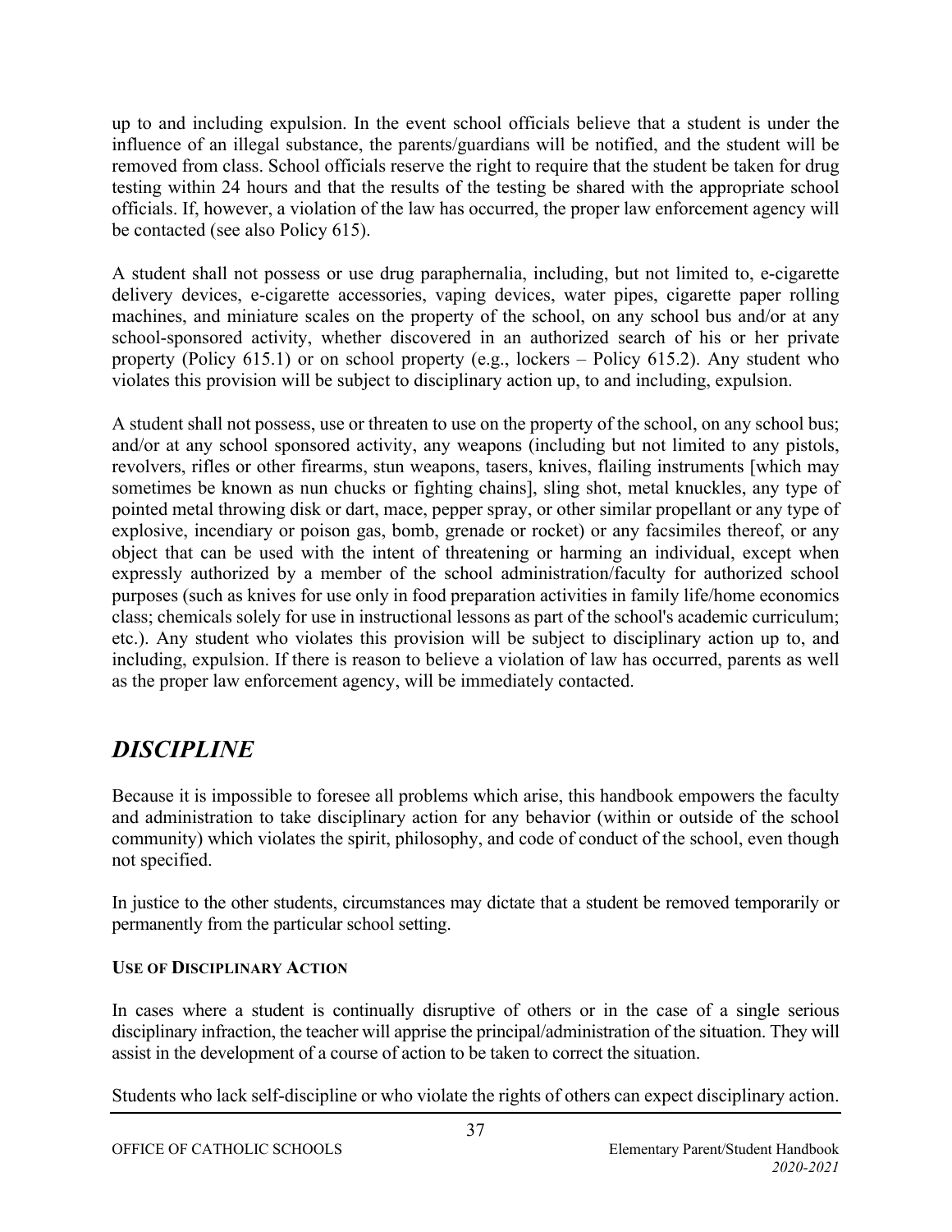up to and including expulsion. In the event school officials believe that a student is under the influence of an illegal substance, the parents/guardians will be notified, and the student will be removed from class. School officials reserve the right to require that the student be taken for drug testing within 24 hours and that the results of the testing be shared with the appropriate school officials. If, however, a violation of the law has occurred, the proper law enforcement agency will be contacted (see also Policy 615).

A student shall not possess or use drug paraphernalia, including, but not limited to, e-cigarette delivery devices, e-cigarette accessories, vaping devices, water pipes, cigarette paper rolling machines, and miniature scales on the property of the school, on any school bus and/or at any school-sponsored activity, whether discovered in an authorized search of his or her private property (Policy 615.1) or on school property (e.g., lockers – Policy 615.2). Any student who violates this provision will be subject to disciplinary action up, to and including, expulsion.

A student shall not possess, use or threaten to use on the property of the school, on any school bus; and/or at any school sponsored activity, any weapons (including but not limited to any pistols, revolvers, rifles or other firearms, stun weapons, tasers, knives, flailing instruments [which may sometimes be known as nun chucks or fighting chains], sling shot, metal knuckles, any type of pointed metal throwing disk or dart, mace, pepper spray, or other similar propellant or any type of explosive, incendiary or poison gas, bomb, grenade or rocket) or any facsimiles thereof, or any object that can be used with the intent of threatening or harming an individual, except when expressly authorized by a member of the school administration/faculty for authorized school purposes (such as knives for use only in food preparation activities in family life/home economics class; chemicals solely for use in instructional lessons as part of the school's academic curriculum; etc.). Any student who violates this provision will be subject to disciplinary action up to, and including, expulsion. If there is reason to believe a violation of law has occurred, parents as well as the proper law enforcement agency, will be immediately contacted.

## *DISCIPLINE*

Because it is impossible to foresee all problems which arise, this handbook empowers the faculty and administration to take disciplinary action for any behavior (within or outside of the school community) which violates the spirit, philosophy, and code of conduct of the school, even though not specified.

In justice to the other students, circumstances may dictate that a student be removed temporarily or permanently from the particular school setting.

### USE OF DISCIPLINARY ACTION

In cases where a student is continually disruptive of others or in the case of a single serious disciplinary infraction, the teacher will apprise the principal/administration of the situation. They will assist in the development of a course of action to be taken to correct the situation.

Students who lack self-discipline or who violate the rights of others can expect disciplinary action.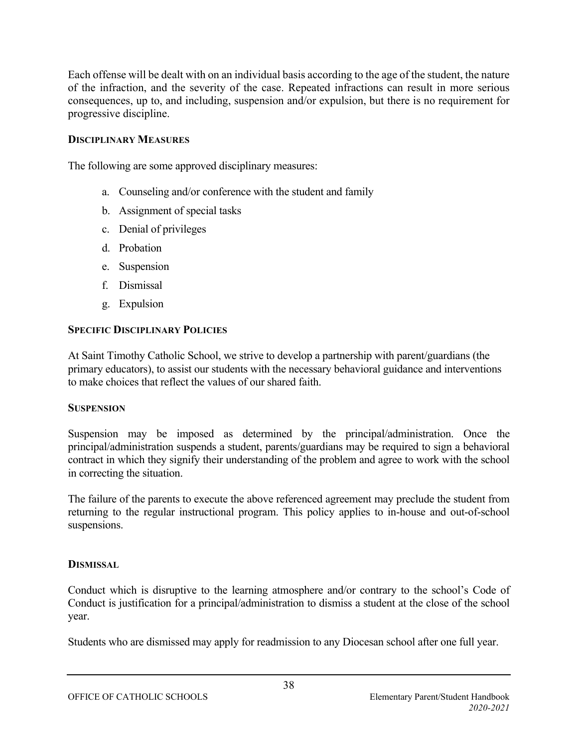Each offense will be dealt with on an individual basis according to the age of the student, the nature of the infraction, and the severity of the case. Repeated infractions can result in more serious consequences, up to, and including, suspension and/or expulsion, but there is no requirement for progressive discipline.

### DISCIPLINARY MEASURES

The following are some approved disciplinary measures:

a. Counseling and/or conference with the student and family
b. Assignment of special tasks
c. Denial of privileges
d. Probation
e. Suspension
f. Dismissal
g. Expulsion

### SPECIFIC DISCIPLINARY POLICIES

At Saint Timothy Catholic School, we strive to develop a partnership with parent/guardians (the primary educators), to assist our students with the necessary behavioral guidance and interventions to make choices that reflect the values of our shared faith.

### SUSPENSION

Suspension may be imposed as determined by the principal/administration. Once the principal/administration suspends a student, parents/guardians may be required to sign a behavioral contract in which they signify their understanding of the problem and agree to work with the school in correcting the situation.

The failure of the parents to execute the above referenced agreement may preclude the student from returning to the regular instructional program. This policy applies to in-house and out-of-school suspensions.

### DISMISSAL

Conduct which is disruptive to the learning atmosphere and/or contrary to the school's Code of Conduct is justification for a principal/administration to dismiss a student at the close of the school year.

Students who are dismissed may apply for readmission to any Diocesan school after one full year.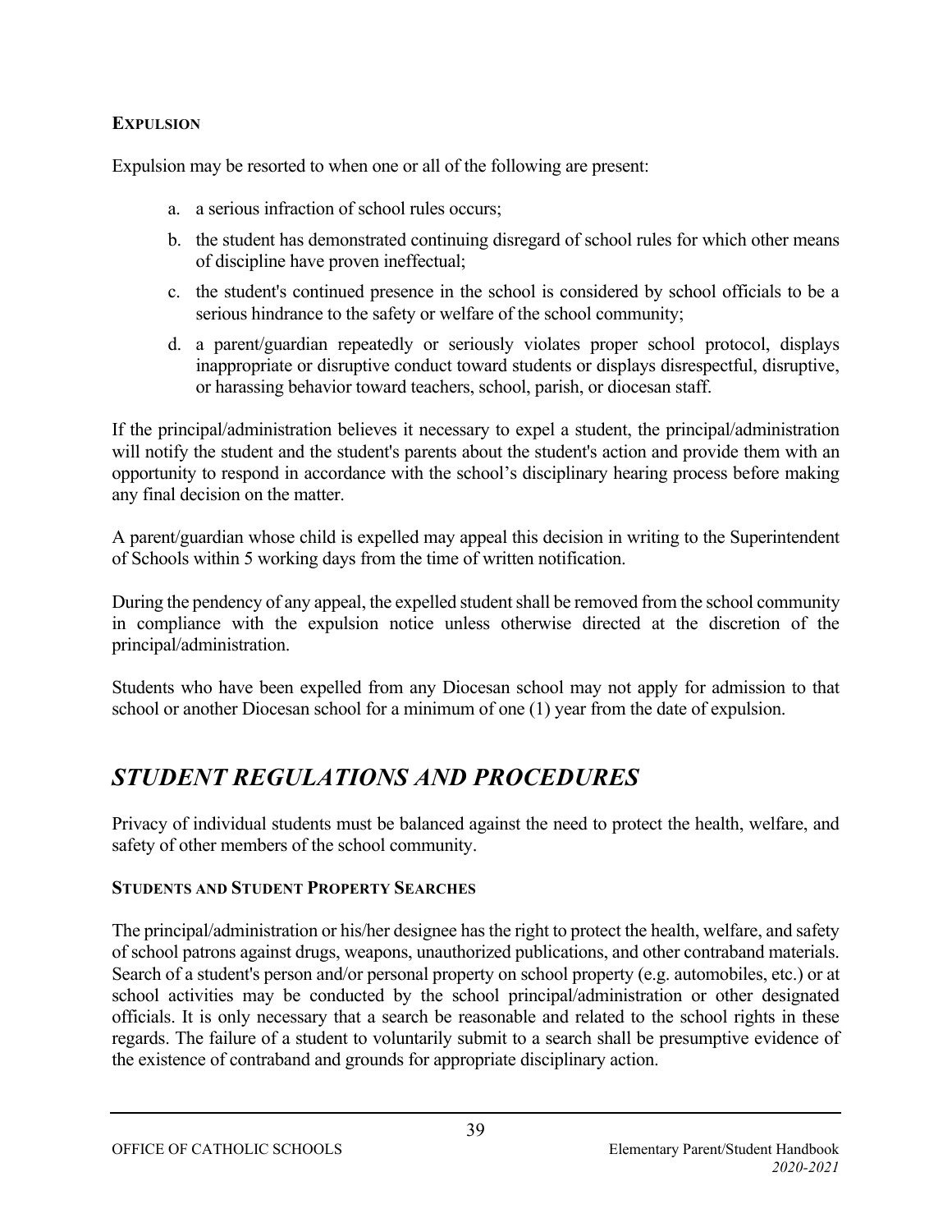### EXPULSION

Expulsion may be resorted to when one or all of the following are present:

a. a serious infraction of school rules occurs;

b. the student has demonstrated continuing disregard of school rules for which other means of discipline have proven ineffectual;

c. the student's continued presence in the school is considered by school officials to be a serious hindrance to the safety or welfare of the school community;

d. a parent/guardian repeatedly or seriously violates proper school protocol, displays inappropriate or disruptive conduct toward students or displays disrespectful, disruptive, or harassing behavior toward teachers, school, parish, or diocesan staff.

If the principal/administration believes it necessary to expel a student, the principal/administration will notify the student and the student's parents about the student's action and provide them with an opportunity to respond in accordance with the school's disciplinary hearing process before making any final decision on the matter.

A parent/guardian whose child is expelled may appeal this decision in writing to the Superintendent of Schools within 5 working days from the time of written notification.

During the pendency of any appeal, the expelled student shall be removed from the school community in compliance with the expulsion notice unless otherwise directed at the discretion of the principal/administration.

Students who have been expelled from any Diocesan school may not apply for admission to that school or another Diocesan school for a minimum of one (1) year from the date of expulsion.

## *STUDENT REGULATIONS AND PROCEDURES*

Privacy of individual students must be balanced against the need to protect the health, welfare, and safety of other members of the school community.

### STUDENTS AND STUDENT PROPERTY SEARCHES

The principal/administration or his/her designee has the right to protect the health, welfare, and safety of school patrons against drugs, weapons, unauthorized publications, and other contraband materials. Search of a student's person and/or personal property on school property (e.g. automobiles, etc.) or at school activities may be conducted by the school principal/administration or other designated officials. It is only necessary that a search be reasonable and related to the school rights in these regards. The failure of a student to voluntarily submit to a search shall be presumptive evidence of the existence of contraband and grounds for appropriate disciplinary action.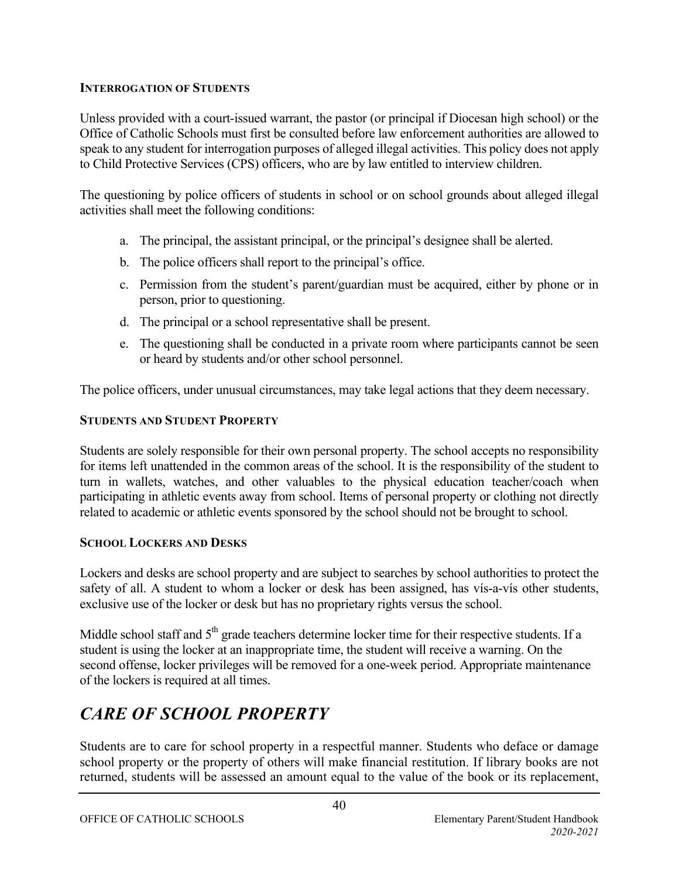### Interrogation of Students

Unless provided with a court-issued warrant, the pastor (or principal if Diocesan high school) or the Office of Catholic Schools must first be consulted before law enforcement authorities are allowed to speak to any student for interrogation purposes of alleged illegal activities. This policy does not apply to Child Protective Services (CPS) officers, who are by law entitled to interview children.

The questioning by police officers of students in school or on school grounds about alleged illegal activities shall meet the following conditions:

a. The principal, the assistant principal, or the principal's designee shall be alerted.
b. The police officers shall report to the principal's office.
c. Permission from the student's parent/guardian must be acquired, either by phone or in person, prior to questioning.
d. The principal or a school representative shall be present.
e. The questioning shall be conducted in a private room where participants cannot be seen or heard by students and/or other school personnel.

The police officers, under unusual circumstances, may take legal actions that they deem necessary.

### Students and Student Property

Students are solely responsible for their own personal property. The school accepts no responsibility for items left unattended in the common areas of the school. It is the responsibility of the student to turn in wallets, watches, and other valuables to the physical education teacher/coach when participating in athletic events away from school. Items of personal property or clothing not directly related to academic or athletic events sponsored by the school should not be brought to school.

### School Lockers and Desks

Lockers and desks are school property and are subject to searches by school authorities to protect the safety of all. A student to whom a locker or desk has been assigned, has vís-a-vís other students, exclusive use of the locker or desk but has no proprietary rights versus the school.

Middle school staff and 5th grade teachers determine locker time for their respective students. If a student is using the locker at an inappropriate time, the student will receive a warning. On the second offense, locker privileges will be removed for a one-week period. Appropriate maintenance of the lockers is required at all times.

## *CARE OF SCHOOL PROPERTY*

Students are to care for school property in a respectful manner. Students who deface or damage school property or the property of others will make financial restitution. If library books are not returned, students will be assessed an amount equal to the value of the book or its replacement,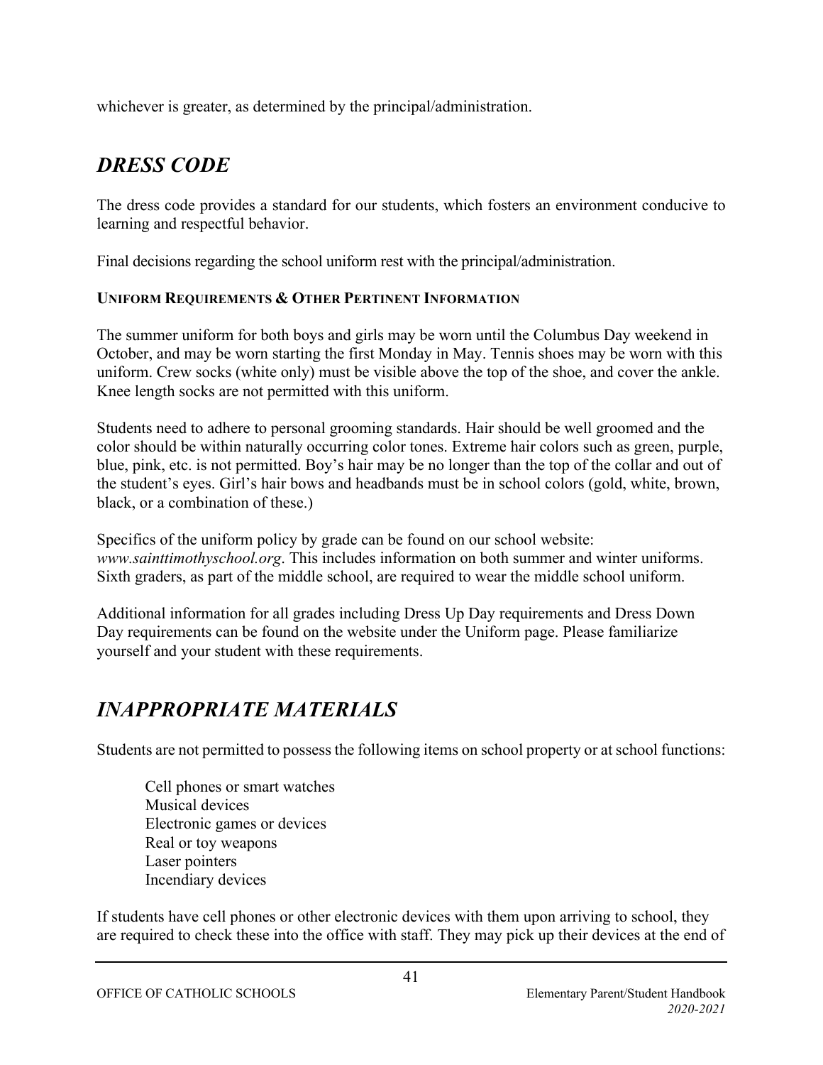whichever is greater, as determined by the principal/administration.

## *DRESS CODE*

The dress code provides a standard for our students, which fosters an environment conducive to learning and respectful behavior.

Final decisions regarding the school uniform rest with the principal/administration.

#### UNIFORM REQUIREMENTS & OTHER PERTINENT INFORMATION

The summer uniform for both boys and girls may be worn until the Columbus Day weekend in October, and may be worn starting the first Monday in May. Tennis shoes may be worn with this uniform. Crew socks (white only) must be visible above the top of the shoe, and cover the ankle. Knee length socks are not permitted with this uniform.

Students need to adhere to personal grooming standards. Hair should be well groomed and the color should be within naturally occurring color tones. Extreme hair colors such as green, purple, blue, pink, etc. is not permitted. Boy's hair may be no longer than the top of the collar and out of the student's eyes. Girl's hair bows and headbands must be in school colors (gold, white, brown, black, or a combination of these.)

Specifics of the uniform policy by grade can be found on our school website: *www.sainttimothyschool.org*. This includes information on both summer and winter uniforms. Sixth graders, as part of the middle school, are required to wear the middle school uniform.

Additional information for all grades including Dress Up Day requirements and Dress Down Day requirements can be found on the website under the Uniform page. Please familiarize yourself and your student with these requirements.

## *INAPPROPRIATE MATERIALS*

Students are not permitted to possess the following items on school property or at school functions:

- Cell phones or smart watches
- Musical devices
- Electronic games or devices
- Real or toy weapons
- Laser pointers
- Incendiary devices

If students have cell phones or other electronic devices with them upon arriving to school, they are required to check these into the office with staff. They may pick up their devices at the end of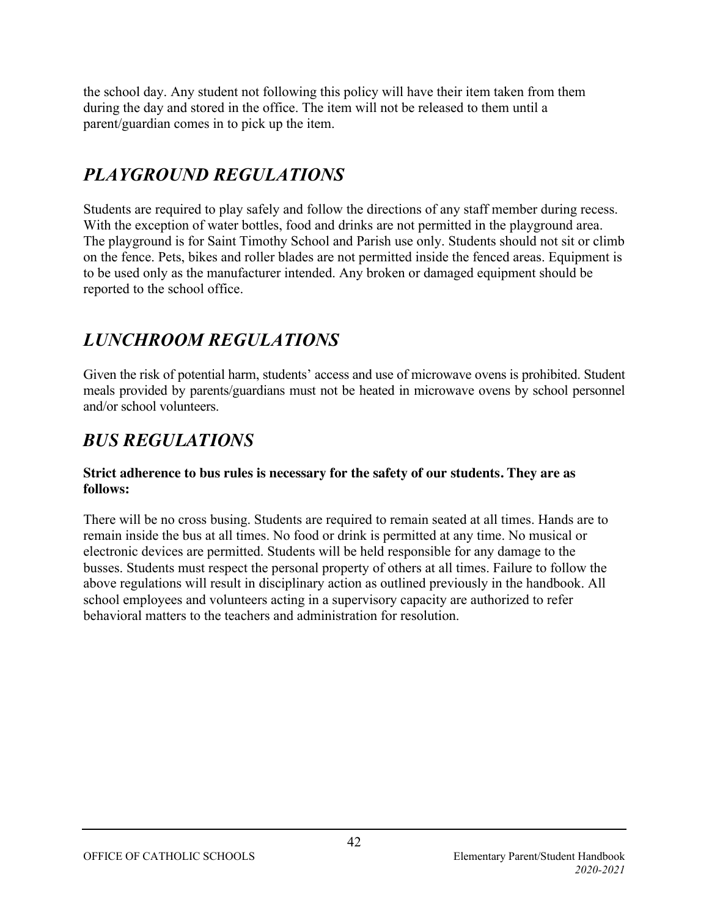the school day. Any student not following this policy will have their item taken from them during the day and stored in the office. The item will not be released to them until a parent/guardian comes in to pick up the item.

## *PLAYGROUND REGULATIONS*

Students are required to play safely and follow the directions of any staff member during recess. With the exception of water bottles, food and drinks are not permitted in the playground area. The playground is for Saint Timothy School and Parish use only. Students should not sit or climb on the fence. Pets, bikes and roller blades are not permitted inside the fenced areas. Equipment is to be used only as the manufacturer intended. Any broken or damaged equipment should be reported to the school office.

## *LUNCHROOM REGULATIONS*

Given the risk of potential harm, students' access and use of microwave ovens is prohibited. Student meals provided by parents/guardians must not be heated in microwave ovens by school personnel and/or school volunteers.

## *BUS REGULATIONS*

**Strict adherence to bus rules is necessary for the safety of our students. They are as follows:**

There will be no cross busing. Students are required to remain seated at all times. Hands are to remain inside the bus at all times. No food or drink is permitted at any time. No musical or electronic devices are permitted. Students will be held responsible for any damage to the busses. Students must respect the personal property of others at all times. Failure to follow the above regulations will result in disciplinary action as outlined previously in the handbook. All school employees and volunteers acting in a supervisory capacity are authorized to refer behavioral matters to the teachers and administration for resolution.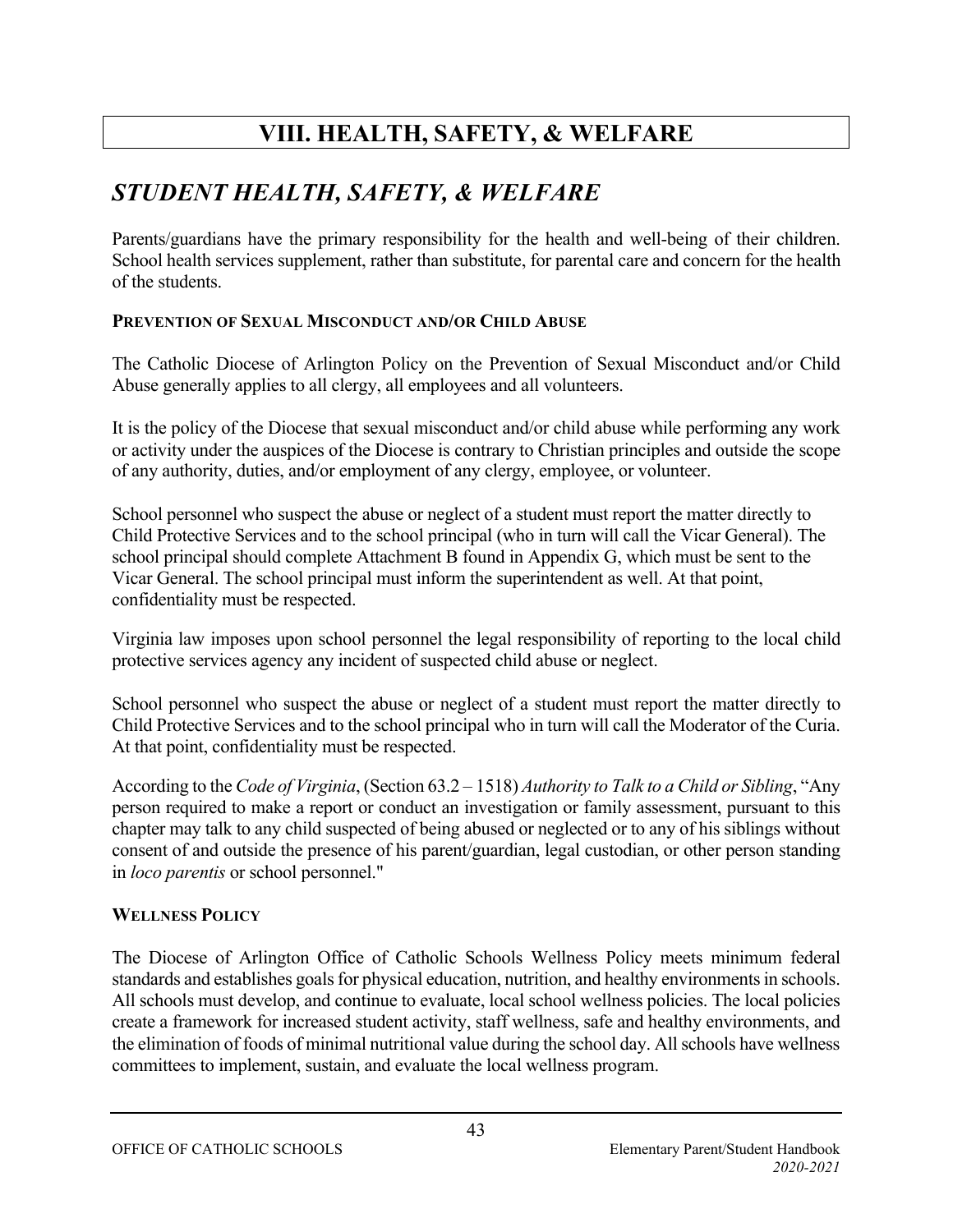# VIII. HEALTH, SAFETY, & WELFARE

## *STUDENT HEALTH, SAFETY, & WELFARE*

Parents/guardians have the primary responsibility for the health and well-being of their children. School health services supplement, rather than substitute, for parental care and concern for the health of the students.

### PREVENTION OF SEXUAL MISCONDUCT AND/OR CHILD ABUSE

The Catholic Diocese of Arlington Policy on the Prevention of Sexual Misconduct and/or Child Abuse generally applies to all clergy, all employees and all volunteers.

It is the policy of the Diocese that sexual misconduct and/or child abuse while performing any work or activity under the auspices of the Diocese is contrary to Christian principles and outside the scope of any authority, duties, and/or employment of any clergy, employee, or volunteer.

School personnel who suspect the abuse or neglect of a student must report the matter directly to Child Protective Services and to the school principal (who in turn will call the Vicar General). The school principal should complete Attachment B found in Appendix G, which must be sent to the Vicar General. The school principal must inform the superintendent as well. At that point, confidentiality must be respected.

Virginia law imposes upon school personnel the legal responsibility of reporting to the local child protective services agency any incident of suspected child abuse or neglect.

School personnel who suspect the abuse or neglect of a student must report the matter directly to Child Protective Services and to the school principal who in turn will call the Moderator of the Curia. At that point, confidentiality must be respected.

According to the *Code of Virginia*, (Section 63.2 – 1518) *Authority to Talk to a Child or Sibling*, "Any person required to make a report or conduct an investigation or family assessment, pursuant to this chapter may talk to any child suspected of being abused or neglected or to any of his siblings without consent of and outside the presence of his parent/guardian, legal custodian, or other person standing in *loco parentis* or school personnel."

### WELLNESS POLICY

The Diocese of Arlington Office of Catholic Schools Wellness Policy meets minimum federal standards and establishes goals for physical education, nutrition, and healthy environments in schools. All schools must develop, and continue to evaluate, local school wellness policies. The local policies create a framework for increased student activity, staff wellness, safe and healthy environments, and the elimination of foods of minimal nutritional value during the school day. All schools have wellness committees to implement, sustain, and evaluate the local wellness program.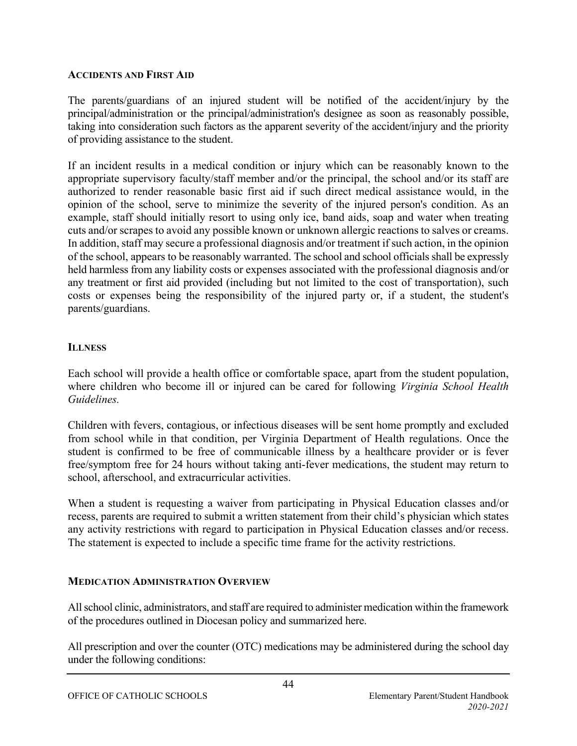## ACCIDENTS AND FIRST AID

The parents/guardians of an injured student will be notified of the accident/injury by the principal/administration or the principal/administration's designee as soon as reasonably possible, taking into consideration such factors as the apparent severity of the accident/injury and the priority of providing assistance to the student.

If an incident results in a medical condition or injury which can be reasonably known to the appropriate supervisory faculty/staff member and/or the principal, the school and/or its staff are authorized to render reasonable basic first aid if such direct medical assistance would, in the opinion of the school, serve to minimize the severity of the injured person's condition. As an example, staff should initially resort to using only ice, band aids, soap and water when treating cuts and/or scrapes to avoid any possible known or unknown allergic reactions to salves or creams. In addition, staff may secure a professional diagnosis and/or treatment if such action, in the opinion of the school, appears to be reasonably warranted. The school and school officials shall be expressly held harmless from any liability costs or expenses associated with the professional diagnosis and/or any treatment or first aid provided (including but not limited to the cost of transportation), such costs or expenses being the responsibility of the injured party or, if a student, the student's parents/guardians.

## ILLNESS

Each school will provide a health office or comfortable space, apart from the student population, where children who become ill or injured can be cared for following *Virginia School Health Guidelines.*

Children with fevers, contagious, or infectious diseases will be sent home promptly and excluded from school while in that condition, per Virginia Department of Health regulations. Once the student is confirmed to be free of communicable illness by a healthcare provider or is fever free/symptom free for 24 hours without taking anti-fever medications, the student may return to school, afterschool, and extracurricular activities.

When a student is requesting a waiver from participating in Physical Education classes and/or recess, parents are required to submit a written statement from their child's physician which states any activity restrictions with regard to participation in Physical Education classes and/or recess. The statement is expected to include a specific time frame for the activity restrictions.

## MEDICATION ADMINISTRATION OVERVIEW

All school clinic, administrators, and staff are required to administer medication within the framework of the procedures outlined in Diocesan policy and summarized here.

All prescription and over the counter (OTC) medications may be administered during the school day under the following conditions: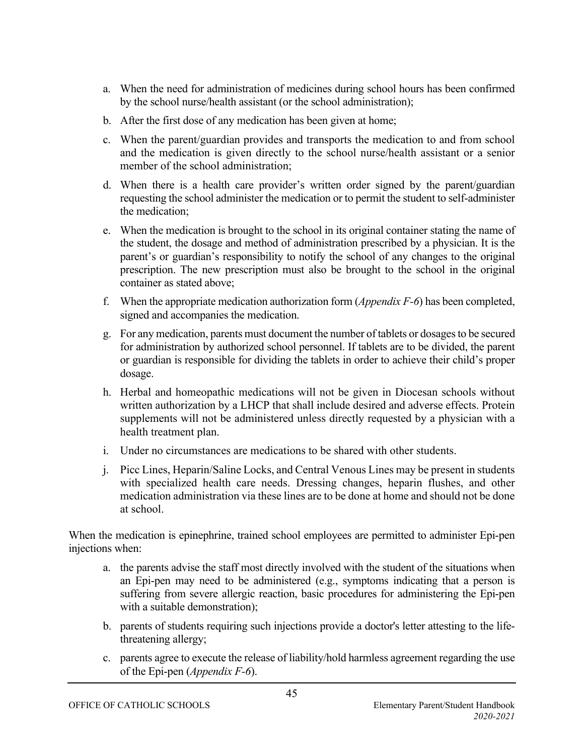a. When the need for administration of medicines during school hours has been confirmed by the school nurse/health assistant (or the school administration);

b. After the first dose of any medication has been given at home;

c. When the parent/guardian provides and transports the medication to and from school and the medication is given directly to the school nurse/health assistant or a senior member of the school administration;

d. When there is a health care provider's written order signed by the parent/guardian requesting the school administer the medication or to permit the student to self-administer the medication;

e. When the medication is brought to the school in its original container stating the name of the student, the dosage and method of administration prescribed by a physician. It is the parent's or guardian's responsibility to notify the school of any changes to the original prescription. The new prescription must also be brought to the school in the original container as stated above;

f. When the appropriate medication authorization form (*Appendix F-6*) has been completed, signed and accompanies the medication.

g. For any medication, parents must document the number of tablets or dosages to be secured for administration by authorized school personnel. If tablets are to be divided, the parent or guardian is responsible for dividing the tablets in order to achieve their child's proper dosage.

h. Herbal and homeopathic medications will not be given in Diocesan schools without written authorization by a LHCP that shall include desired and adverse effects. Protein supplements will not be administered unless directly requested by a physician with a health treatment plan.

i. Under no circumstances are medications to be shared with other students.

j. Picc Lines, Heparin/Saline Locks, and Central Venous Lines may be present in students with specialized health care needs. Dressing changes, heparin flushes, and other medication administration via these lines are to be done at home and should not be done at school.

When the medication is epinephrine, trained school employees are permitted to administer Epi-pen injections when:

a. the parents advise the staff most directly involved with the student of the situations when an Epi-pen may need to be administered (e.g., symptoms indicating that a person is suffering from severe allergic reaction, basic procedures for administering the Epi-pen with a suitable demonstration);

b. parents of students requiring such injections provide a doctor's letter attesting to the life-threatening allergy;

c. parents agree to execute the release of liability/hold harmless agreement regarding the use of the Epi-pen (*Appendix F-6*).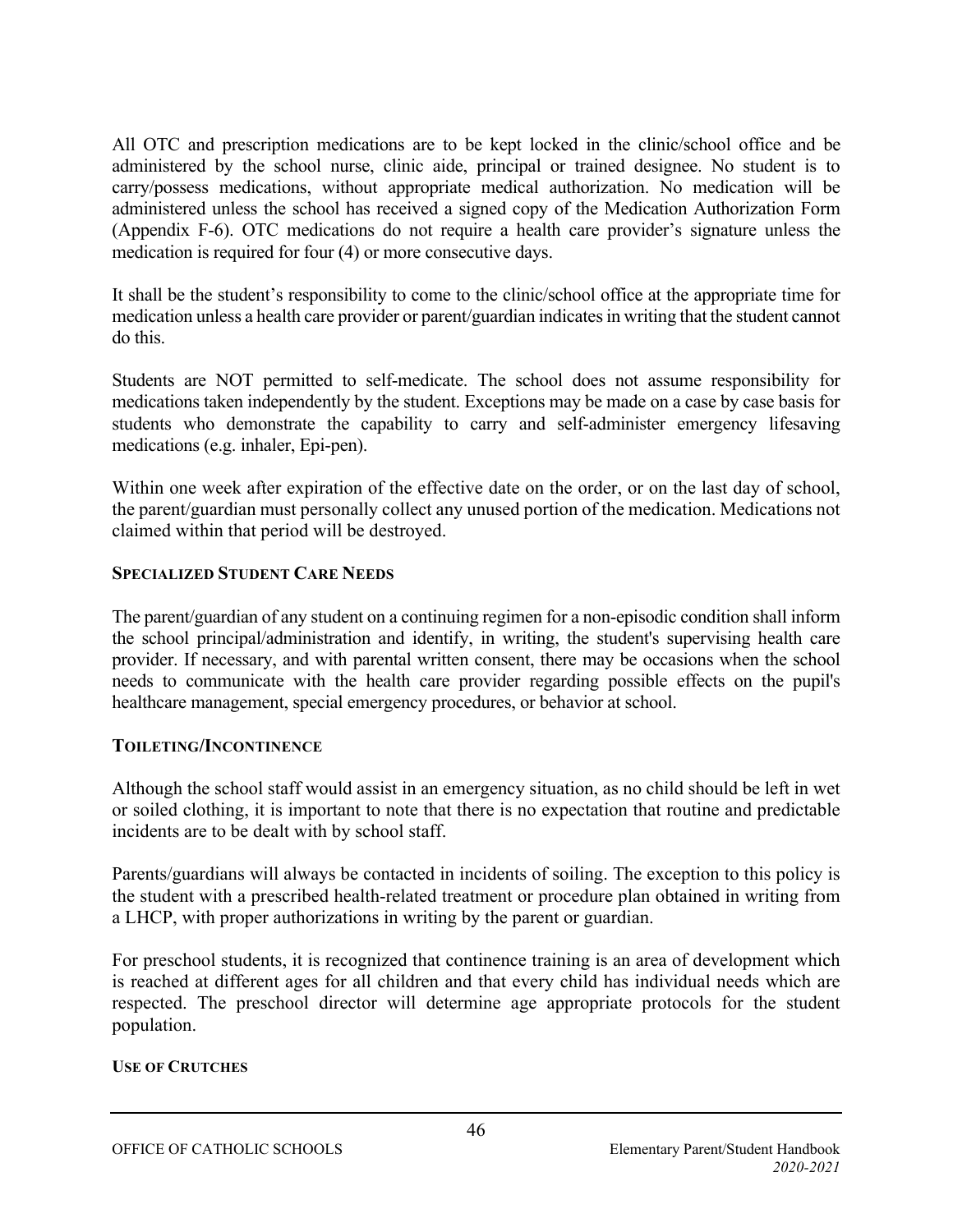All OTC and prescription medications are to be kept locked in the clinic/school office and be administered by the school nurse, clinic aide, principal or trained designee. No student is to carry/possess medications, without appropriate medical authorization. No medication will be administered unless the school has received a signed copy of the Medication Authorization Form (Appendix F-6). OTC medications do not require a health care provider's signature unless the medication is required for four (4) or more consecutive days.

It shall be the student's responsibility to come to the clinic/school office at the appropriate time for medication unless a health care provider or parent/guardian indicates in writing that the student cannot do this.

Students are NOT permitted to self-medicate. The school does not assume responsibility for medications taken independently by the student. Exceptions may be made on a case by case basis for students who demonstrate the capability to carry and self-administer emergency lifesaving medications (e.g. inhaler, Epi-pen).

Within one week after expiration of the effective date on the order, or on the last day of school, the parent/guardian must personally collect any unused portion of the medication. Medications not claimed within that period will be destroyed.

### SPECIALIZED STUDENT CARE NEEDS

The parent/guardian of any student on a continuing regimen for a non-episodic condition shall inform the school principal/administration and identify, in writing, the student's supervising health care provider. If necessary, and with parental written consent, there may be occasions when the school needs to communicate with the health care provider regarding possible effects on the pupil's healthcare management, special emergency procedures, or behavior at school.

### TOILETING/INCONTINENCE

Although the school staff would assist in an emergency situation, as no child should be left in wet or soiled clothing, it is important to note that there is no expectation that routine and predictable incidents are to be dealt with by school staff.

Parents/guardians will always be contacted in incidents of soiling. The exception to this policy is the student with a prescribed health-related treatment or procedure plan obtained in writing from a LHCP, with proper authorizations in writing by the parent or guardian.

For preschool students, it is recognized that continence training is an area of development which is reached at different ages for all children and that every child has individual needs which are respected. The preschool director will determine age appropriate protocols for the student population.

### USE OF CRUTCHES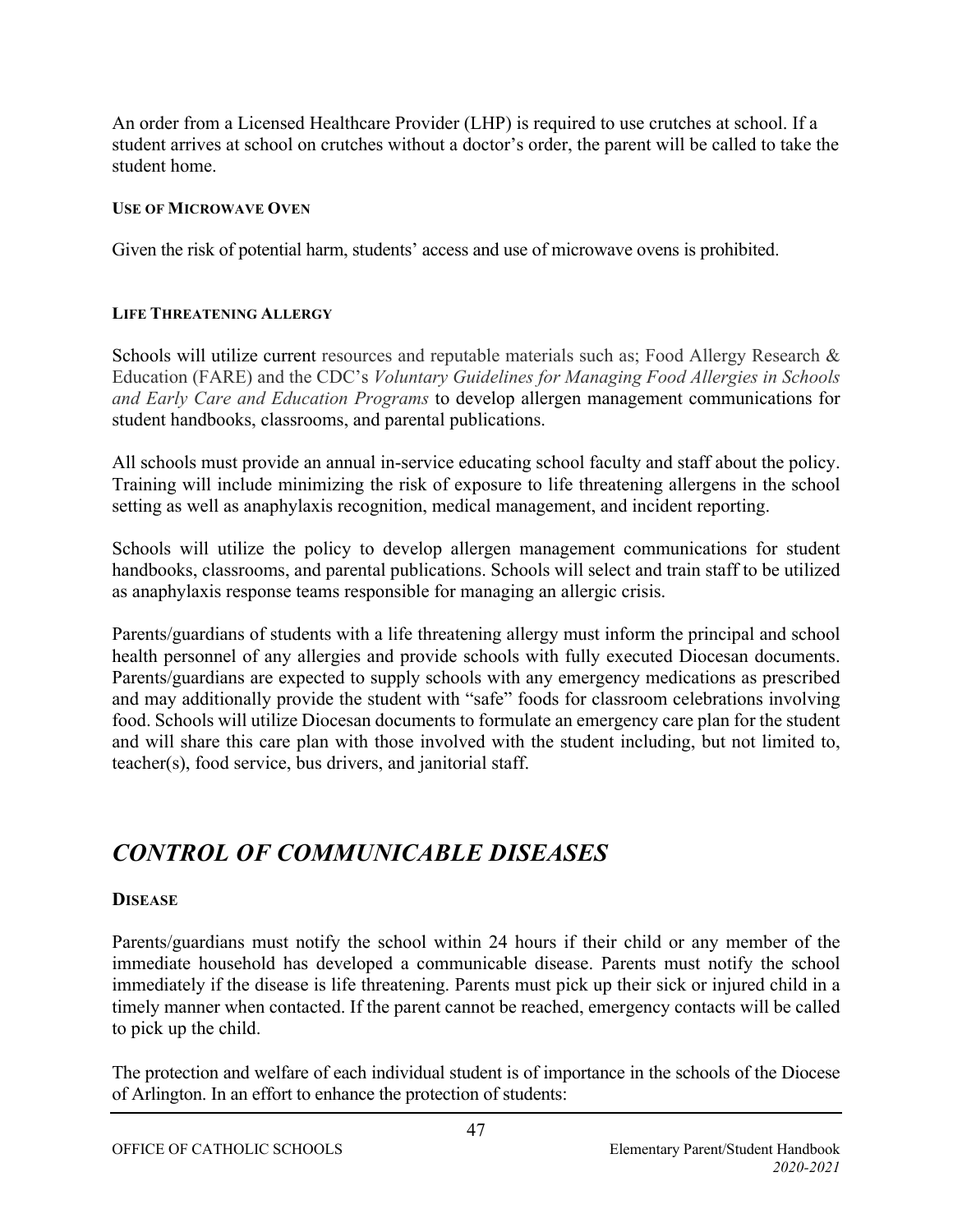An order from a Licensed Healthcare Provider (LHP) is required to use crutches at school. If a student arrives at school on crutches without a doctor's order, the parent will be called to take the student home.

#### USE OF MICROWAVE OVEN

Given the risk of potential harm, students' access and use of microwave ovens is prohibited.

#### LIFE THREATENING ALLERGY

Schools will utilize current resources and reputable materials such as; Food Allergy Research & Education (FARE) and the CDC's *Voluntary Guidelines for Managing Food Allergies in Schools and Early Care and Education Programs* to develop allergen management communications for student handbooks, classrooms, and parental publications.

All schools must provide an annual in-service educating school faculty and staff about the policy. Training will include minimizing the risk of exposure to life threatening allergens in the school setting as well as anaphylaxis recognition, medical management, and incident reporting.

Schools will utilize the policy to develop allergen management communications for student handbooks, classrooms, and parental publications. Schools will select and train staff to be utilized as anaphylaxis response teams responsible for managing an allergic crisis.

Parents/guardians of students with a life threatening allergy must inform the principal and school health personnel of any allergies and provide schools with fully executed Diocesan documents. Parents/guardians are expected to supply schools with any emergency medications as prescribed and may additionally provide the student with "safe" foods for classroom celebrations involving food. Schools will utilize Diocesan documents to formulate an emergency care plan for the student and will share this care plan with those involved with the student including, but not limited to, teacher(s), food service, bus drivers, and janitorial staff.

## *CONTROL OF COMMUNICABLE DISEASES*

#### DISEASE

Parents/guardians must notify the school within 24 hours if their child or any member of the immediate household has developed a communicable disease. Parents must notify the school immediately if the disease is life threatening. Parents must pick up their sick or injured child in a timely manner when contacted. If the parent cannot be reached, emergency contacts will be called to pick up the child.

The protection and welfare of each individual student is of importance in the schools of the Diocese of Arlington. In an effort to enhance the protection of students: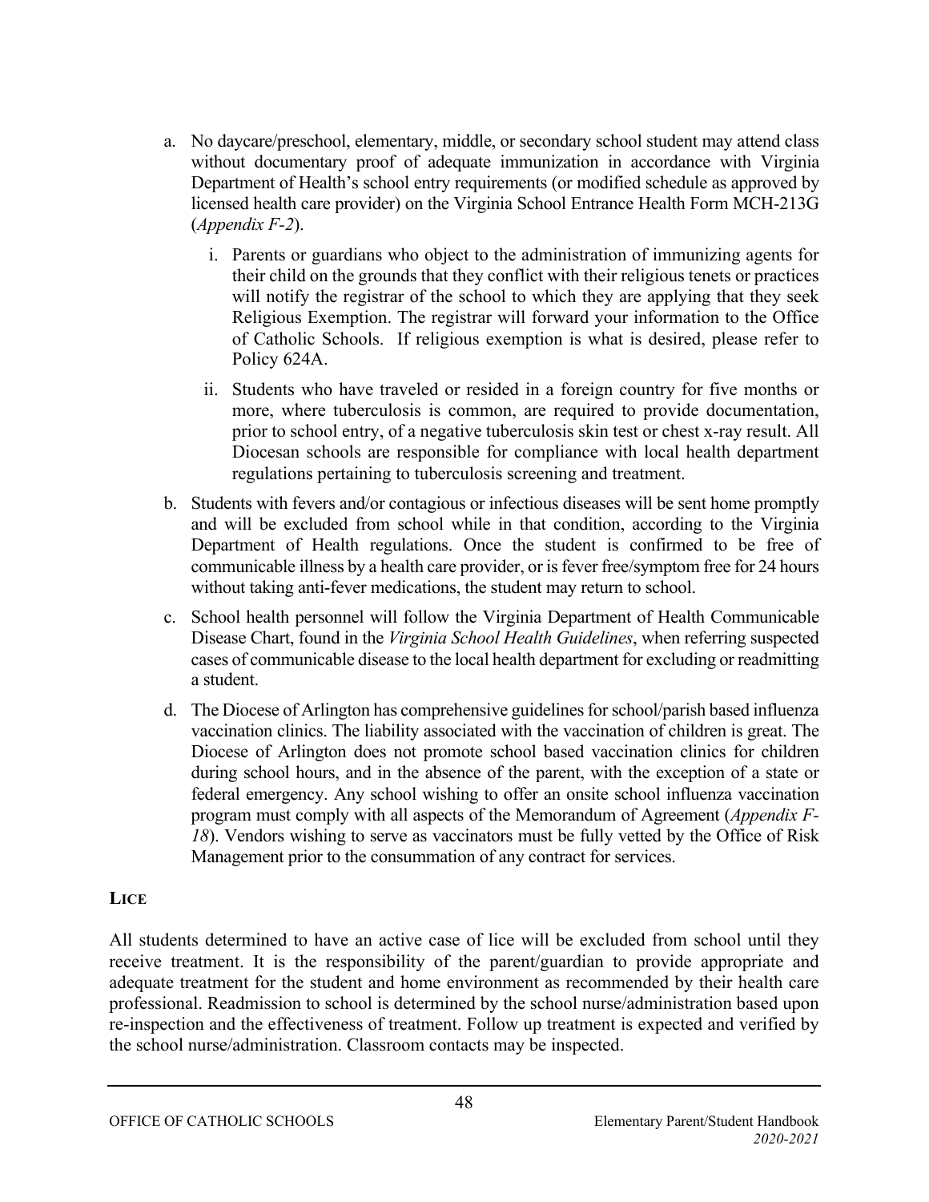a. No daycare/preschool, elementary, middle, or secondary school student may attend class without documentary proof of adequate immunization in accordance with Virginia Department of Health's school entry requirements (or modified schedule as approved by licensed health care provider) on the Virginia School Entrance Health Form MCH-213G (*Appendix F-2*).

   i. Parents or guardians who object to the administration of immunizing agents for their child on the grounds that they conflict with their religious tenets or practices will notify the registrar of the school to which they are applying that they seek Religious Exemption. The registrar will forward your information to the Office of Catholic Schools. If religious exemption is what is desired, please refer to Policy 624A.

   ii. Students who have traveled or resided in a foreign country for five months or more, where tuberculosis is common, are required to provide documentation, prior to school entry, of a negative tuberculosis skin test or chest x-ray result. All Diocesan schools are responsible for compliance with local health department regulations pertaining to tuberculosis screening and treatment.

b. Students with fevers and/or contagious or infectious diseases will be sent home promptly and will be excluded from school while in that condition, according to the Virginia Department of Health regulations. Once the student is confirmed to be free of communicable illness by a health care provider, or is fever free/symptom free for 24 hours without taking anti-fever medications, the student may return to school.

c. School health personnel will follow the Virginia Department of Health Communicable Disease Chart, found in the *Virginia School Health Guidelines*, when referring suspected cases of communicable disease to the local health department for excluding or readmitting a student.

d. The Diocese of Arlington has comprehensive guidelines for school/parish based influenza vaccination clinics. The liability associated with the vaccination of children is great. The Diocese of Arlington does not promote school based vaccination clinics for children during school hours, and in the absence of the parent, with the exception of a state or federal emergency. Any school wishing to offer an onsite school influenza vaccination program must comply with all aspects of the Memorandum of Agreement (*Appendix F-18*). Vendors wishing to serve as vaccinators must be fully vetted by the Office of Risk Management prior to the consummation of any contract for services.

**LICE**

All students determined to have an active case of lice will be excluded from school until they receive treatment. It is the responsibility of the parent/guardian to provide appropriate and adequate treatment for the student and home environment as recommended by their health care professional. Readmission to school is determined by the school nurse/administration based upon re-inspection and the effectiveness of treatment. Follow up treatment is expected and verified by the school nurse/administration. Classroom contacts may be inspected.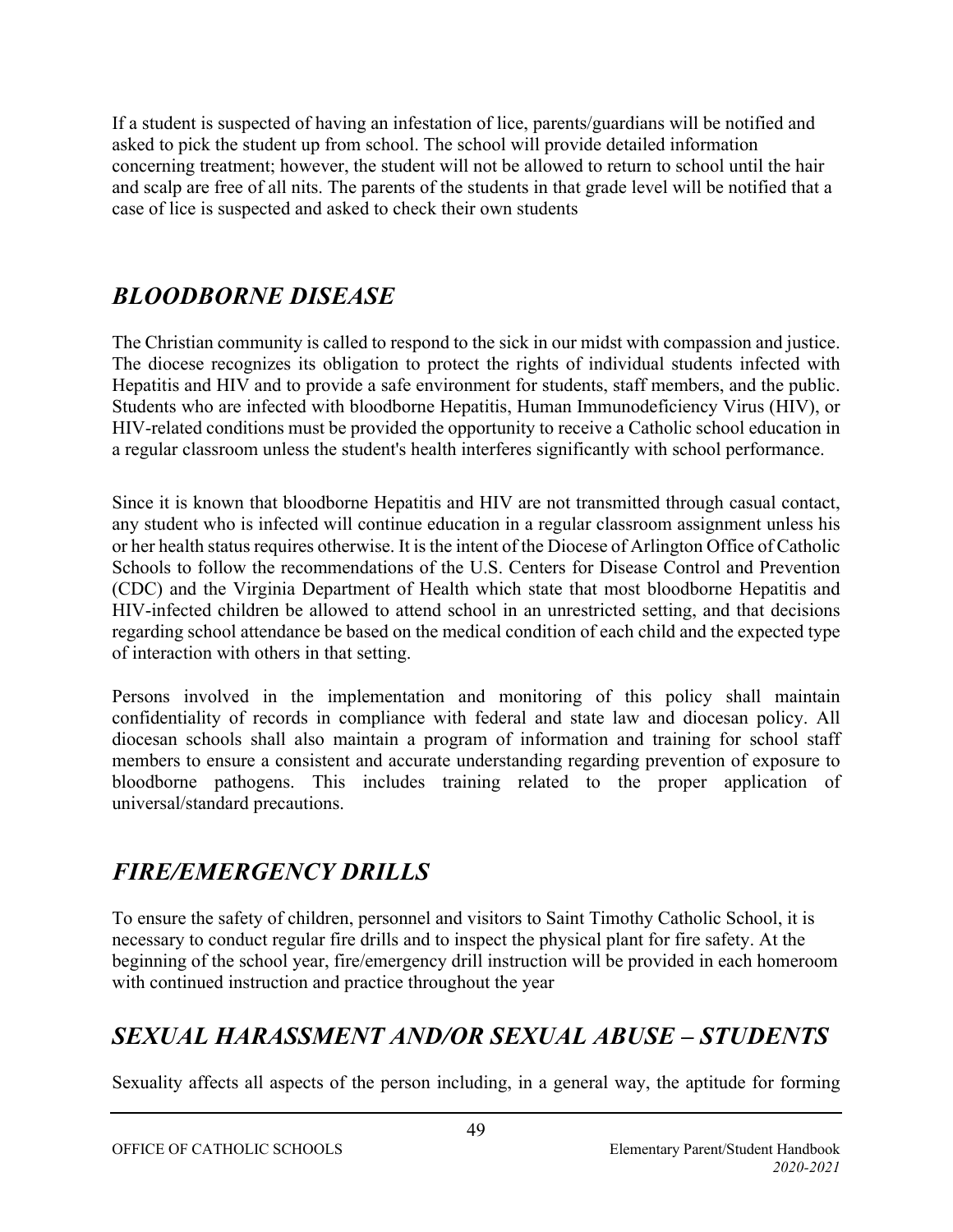If a student is suspected of having an infestation of lice, parents/guardians will be notified and asked to pick the student up from school. The school will provide detailed information concerning treatment; however, the student will not be allowed to return to school until the hair and scalp are free of all nits. The parents of the students in that grade level will be notified that a case of lice is suspected and asked to check their own students

## *BLOODBORNE DISEASE*

The Christian community is called to respond to the sick in our midst with compassion and justice. The diocese recognizes its obligation to protect the rights of individual students infected with Hepatitis and HIV and to provide a safe environment for students, staff members, and the public. Students who are infected with bloodborne Hepatitis, Human Immunodeficiency Virus (HIV), or HIV-related conditions must be provided the opportunity to receive a Catholic school education in a regular classroom unless the student's health interferes significantly with school performance.

Since it is known that bloodborne Hepatitis and HIV are not transmitted through casual contact, any student who is infected will continue education in a regular classroom assignment unless his or her health status requires otherwise. It is the intent of the Diocese of Arlington Office of Catholic Schools to follow the recommendations of the U.S. Centers for Disease Control and Prevention (CDC) and the Virginia Department of Health which state that most bloodborne Hepatitis and HIV-infected children be allowed to attend school in an unrestricted setting, and that decisions regarding school attendance be based on the medical condition of each child and the expected type of interaction with others in that setting.

Persons involved in the implementation and monitoring of this policy shall maintain confidentiality of records in compliance with federal and state law and diocesan policy. All diocesan schools shall also maintain a program of information and training for school staff members to ensure a consistent and accurate understanding regarding prevention of exposure to bloodborne pathogens. This includes training related to the proper application of universal/standard precautions.

## *FIRE/EMERGENCY DRILLS*

To ensure the safety of children, personnel and visitors to Saint Timothy Catholic School, it is necessary to conduct regular fire drills and to inspect the physical plant for fire safety. At the beginning of the school year, fire/emergency drill instruction will be provided in each homeroom with continued instruction and practice throughout the year

## *SEXUAL HARASSMENT AND/OR SEXUAL ABUSE – STUDENTS*

Sexuality affects all aspects of the person including, in a general way, the aptitude for forming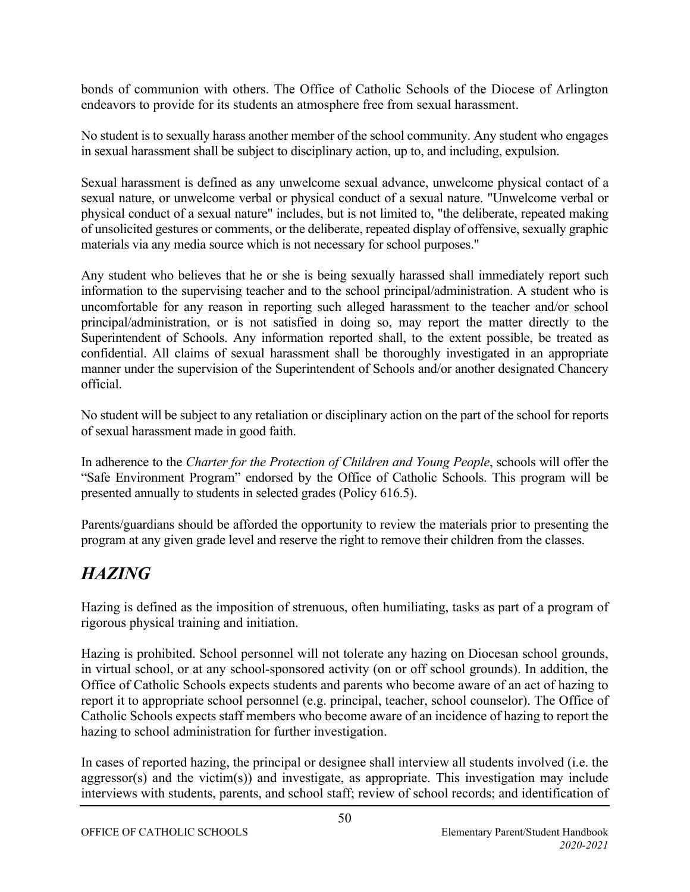bonds of communion with others. The Office of Catholic Schools of the Diocese of Arlington endeavors to provide for its students an atmosphere free from sexual harassment.

No student is to sexually harass another member of the school community. Any student who engages in sexual harassment shall be subject to disciplinary action, up to, and including, expulsion.

Sexual harassment is defined as any unwelcome sexual advance, unwelcome physical contact of a sexual nature, or unwelcome verbal or physical conduct of a sexual nature. "Unwelcome verbal or physical conduct of a sexual nature" includes, but is not limited to, "the deliberate, repeated making of unsolicited gestures or comments, or the deliberate, repeated display of offensive, sexually graphic materials via any media source which is not necessary for school purposes."

Any student who believes that he or she is being sexually harassed shall immediately report such information to the supervising teacher and to the school principal/administration. A student who is uncomfortable for any reason in reporting such alleged harassment to the teacher and/or school principal/administration, or is not satisfied in doing so, may report the matter directly to the Superintendent of Schools. Any information reported shall, to the extent possible, be treated as confidential. All claims of sexual harassment shall be thoroughly investigated in an appropriate manner under the supervision of the Superintendent of Schools and/or another designated Chancery official.

No student will be subject to any retaliation or disciplinary action on the part of the school for reports of sexual harassment made in good faith.

In adherence to the *Charter for the Protection of Children and Young People*, schools will offer the "Safe Environment Program" endorsed by the Office of Catholic Schools. This program will be presented annually to students in selected grades (Policy 616.5).

Parents/guardians should be afforded the opportunity to review the materials prior to presenting the program at any given grade level and reserve the right to remove their children from the classes.

## *HAZING*

Hazing is defined as the imposition of strenuous, often humiliating, tasks as part of a program of rigorous physical training and initiation.

Hazing is prohibited. School personnel will not tolerate any hazing on Diocesan school grounds, in virtual school, or at any school-sponsored activity (on or off school grounds). In addition, the Office of Catholic Schools expects students and parents who become aware of an act of hazing to report it to appropriate school personnel (e.g. principal, teacher, school counselor). The Office of Catholic Schools expects staff members who become aware of an incidence of hazing to report the hazing to school administration for further investigation.

In cases of reported hazing, the principal or designee shall interview all students involved (i.e. the aggressor(s) and the victim(s)) and investigate, as appropriate. This investigation may include interviews with students, parents, and school staff; review of school records; and identification of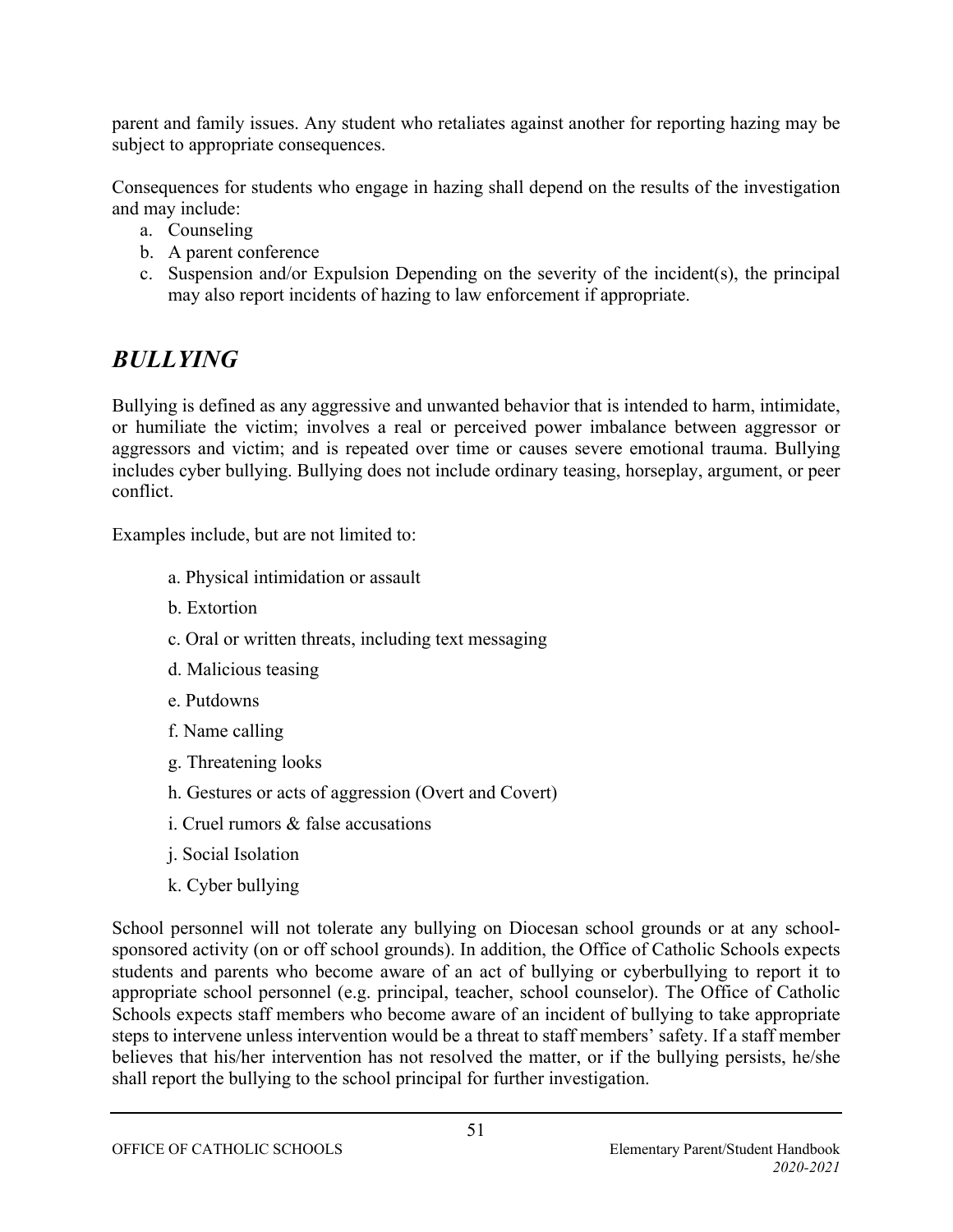parent and family issues. Any student who retaliates against another for reporting hazing may be subject to appropriate consequences.

Consequences for students who engage in hazing shall depend on the results of the investigation and may include:

a. Counseling
b. A parent conference
c. Suspension and/or Expulsion Depending on the severity of the incident(s), the principal may also report incidents of hazing to law enforcement if appropriate.

## *BULLYING*

Bullying is defined as any aggressive and unwanted behavior that is intended to harm, intimidate, or humiliate the victim; involves a real or perceived power imbalance between aggressor or aggressors and victim; and is repeated over time or causes severe emotional trauma. Bullying includes cyber bullying. Bullying does not include ordinary teasing, horseplay, argument, or peer conflict.

Examples include, but are not limited to:

a. Physical intimidation or assault
b. Extortion
c. Oral or written threats, including text messaging
d. Malicious teasing
e. Putdowns
f. Name calling
g. Threatening looks
h. Gestures or acts of aggression (Overt and Covert)
i. Cruel rumors & false accusations
j. Social Isolation
k. Cyber bullying

School personnel will not tolerate any bullying on Diocesan school grounds or at any school-sponsored activity (on or off school grounds). In addition, the Office of Catholic Schools expects students and parents who become aware of an act of bullying or cyberbullying to report it to appropriate school personnel (e.g. principal, teacher, school counselor). The Office of Catholic Schools expects staff members who become aware of an incident of bullying to take appropriate steps to intervene unless intervention would be a threat to staff members' safety. If a staff member believes that his/her intervention has not resolved the matter, or if the bullying persists, he/she shall report the bullying to the school principal for further investigation.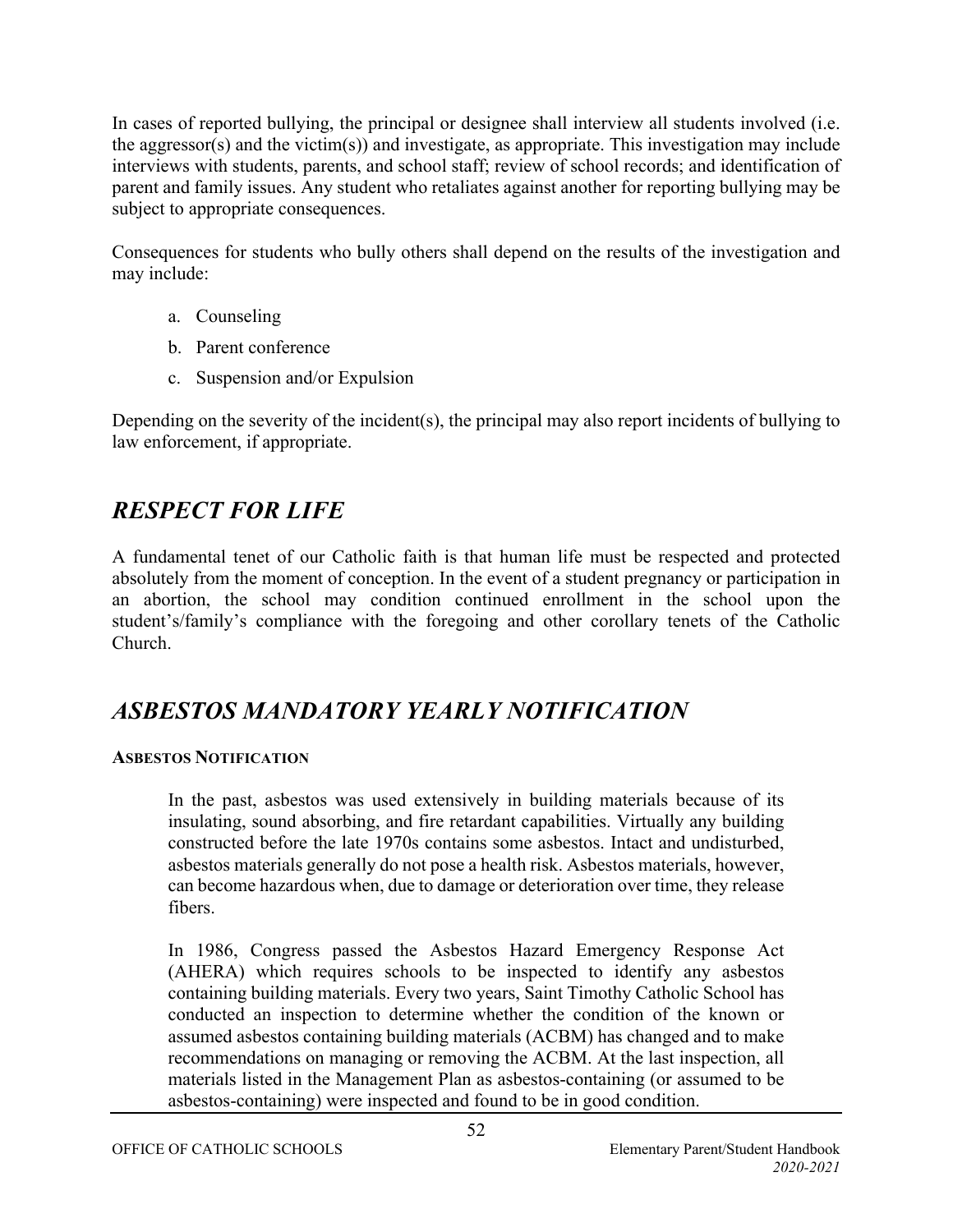In cases of reported bullying, the principal or designee shall interview all students involved (i.e. the aggressor(s) and the victim(s)) and investigate, as appropriate. This investigation may include interviews with students, parents, and school staff; review of school records; and identification of parent and family issues. Any student who retaliates against another for reporting bullying may be subject to appropriate consequences.

Consequences for students who bully others shall depend on the results of the investigation and may include:

a. Counseling
b. Parent conference
c. Suspension and/or Expulsion

Depending on the severity of the incident(s), the principal may also report incidents of bullying to law enforcement, if appropriate.

## *RESPECT FOR LIFE*

A fundamental tenet of our Catholic faith is that human life must be respected and protected absolutely from the moment of conception. In the event of a student pregnancy or participation in an abortion, the school may condition continued enrollment in the school upon the student's/family's compliance with the foregoing and other corollary tenets of the Catholic Church.

## *ASBESTOS MANDATORY YEARLY NOTIFICATION*

**ASBESTOS NOTIFICATION**

In the past, asbestos was used extensively in building materials because of its insulating, sound absorbing, and fire retardant capabilities. Virtually any building constructed before the late 1970s contains some asbestos. Intact and undisturbed, asbestos materials generally do not pose a health risk. Asbestos materials, however, can become hazardous when, due to damage or deterioration over time, they release fibers.

In 1986, Congress passed the Asbestos Hazard Emergency Response Act (AHERA) which requires schools to be inspected to identify any asbestos containing building materials. Every two years, Saint Timothy Catholic School has conducted an inspection to determine whether the condition of the known or assumed asbestos containing building materials (ACBM) has changed and to make recommendations on managing or removing the ACBM. At the last inspection, all materials listed in the Management Plan as asbestos-containing (or assumed to be asbestos-containing) were inspected and found to be in good condition.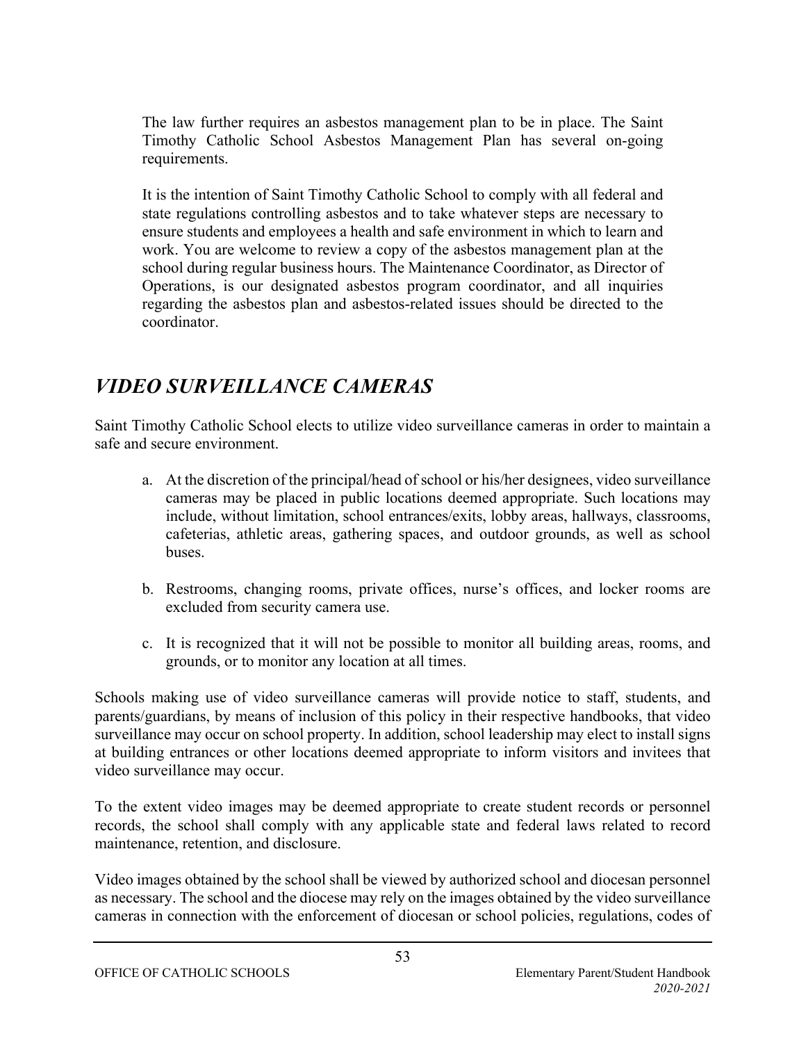The law further requires an asbestos management plan to be in place. The Saint Timothy Catholic School Asbestos Management Plan has several on-going requirements.

It is the intention of Saint Timothy Catholic School to comply with all federal and state regulations controlling asbestos and to take whatever steps are necessary to ensure students and employees a health and safe environment in which to learn and work. You are welcome to review a copy of the asbestos management plan at the school during regular business hours. The Maintenance Coordinator, as Director of Operations, is our designated asbestos program coordinator, and all inquiries regarding the asbestos plan and asbestos-related issues should be directed to the coordinator.

## *VIDEO SURVEILLANCE CAMERAS*

Saint Timothy Catholic School elects to utilize video surveillance cameras in order to maintain a safe and secure environment.

a. At the discretion of the principal/head of school or his/her designees, video surveillance cameras may be placed in public locations deemed appropriate. Such locations may include, without limitation, school entrances/exits, lobby areas, hallways, classrooms, cafeterias, athletic areas, gathering spaces, and outdoor grounds, as well as school buses.

b. Restrooms, changing rooms, private offices, nurse's offices, and locker rooms are excluded from security camera use.

c. It is recognized that it will not be possible to monitor all building areas, rooms, and grounds, or to monitor any location at all times.

Schools making use of video surveillance cameras will provide notice to staff, students, and parents/guardians, by means of inclusion of this policy in their respective handbooks, that video surveillance may occur on school property. In addition, school leadership may elect to install signs at building entrances or other locations deemed appropriate to inform visitors and invitees that video surveillance may occur.

To the extent video images may be deemed appropriate to create student records or personnel records, the school shall comply with any applicable state and federal laws related to record maintenance, retention, and disclosure.

Video images obtained by the school shall be viewed by authorized school and diocesan personnel as necessary. The school and the diocese may rely on the images obtained by the video surveillance cameras in connection with the enforcement of diocesan or school policies, regulations, codes of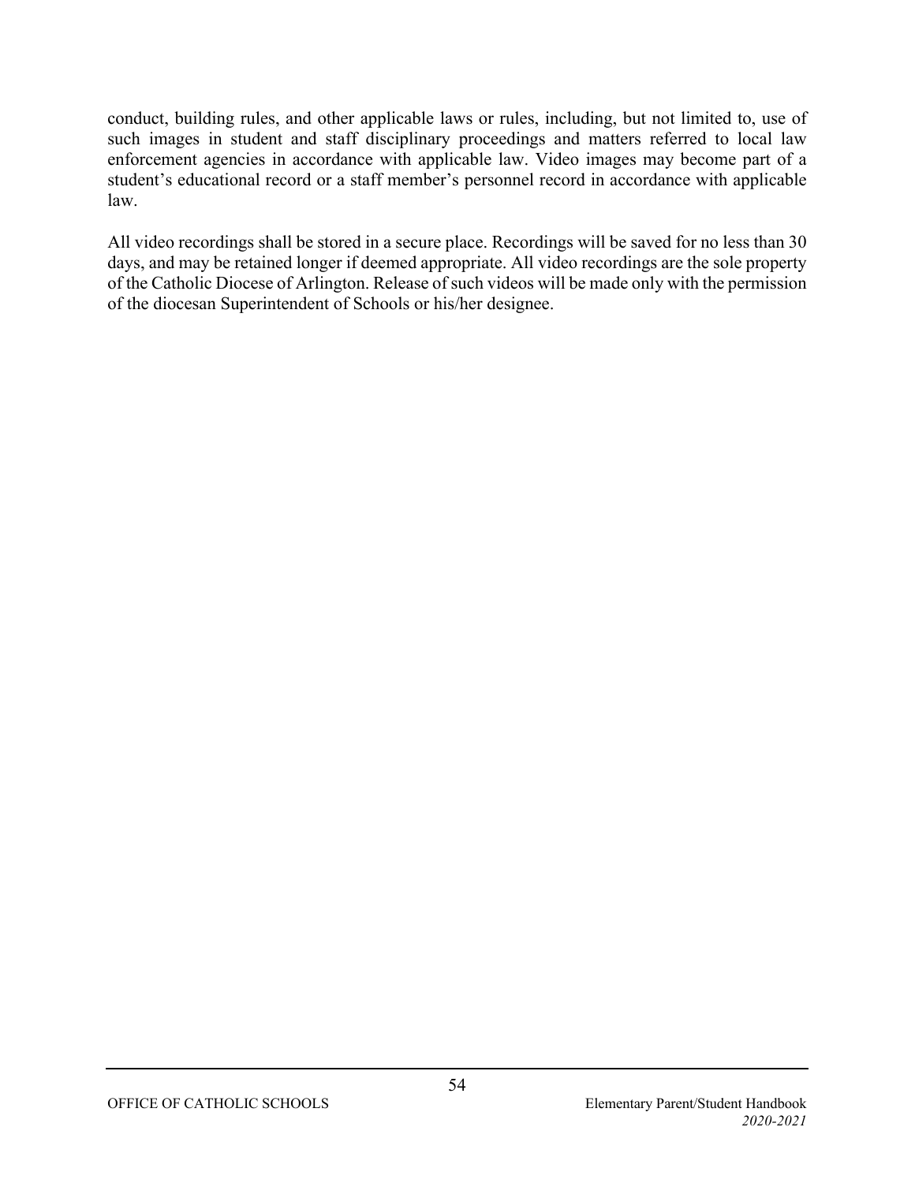conduct, building rules, and other applicable laws or rules, including, but not limited to, use of such images in student and staff disciplinary proceedings and matters referred to local law enforcement agencies in accordance with applicable law. Video images may become part of a student's educational record or a staff member's personnel record in accordance with applicable law.

All video recordings shall be stored in a secure place. Recordings will be saved for no less than 30 days, and may be retained longer if deemed appropriate. All video recordings are the sole property of the Catholic Diocese of Arlington. Release of such videos will be made only with the permission of the diocesan Superintendent of Schools or his/her designee.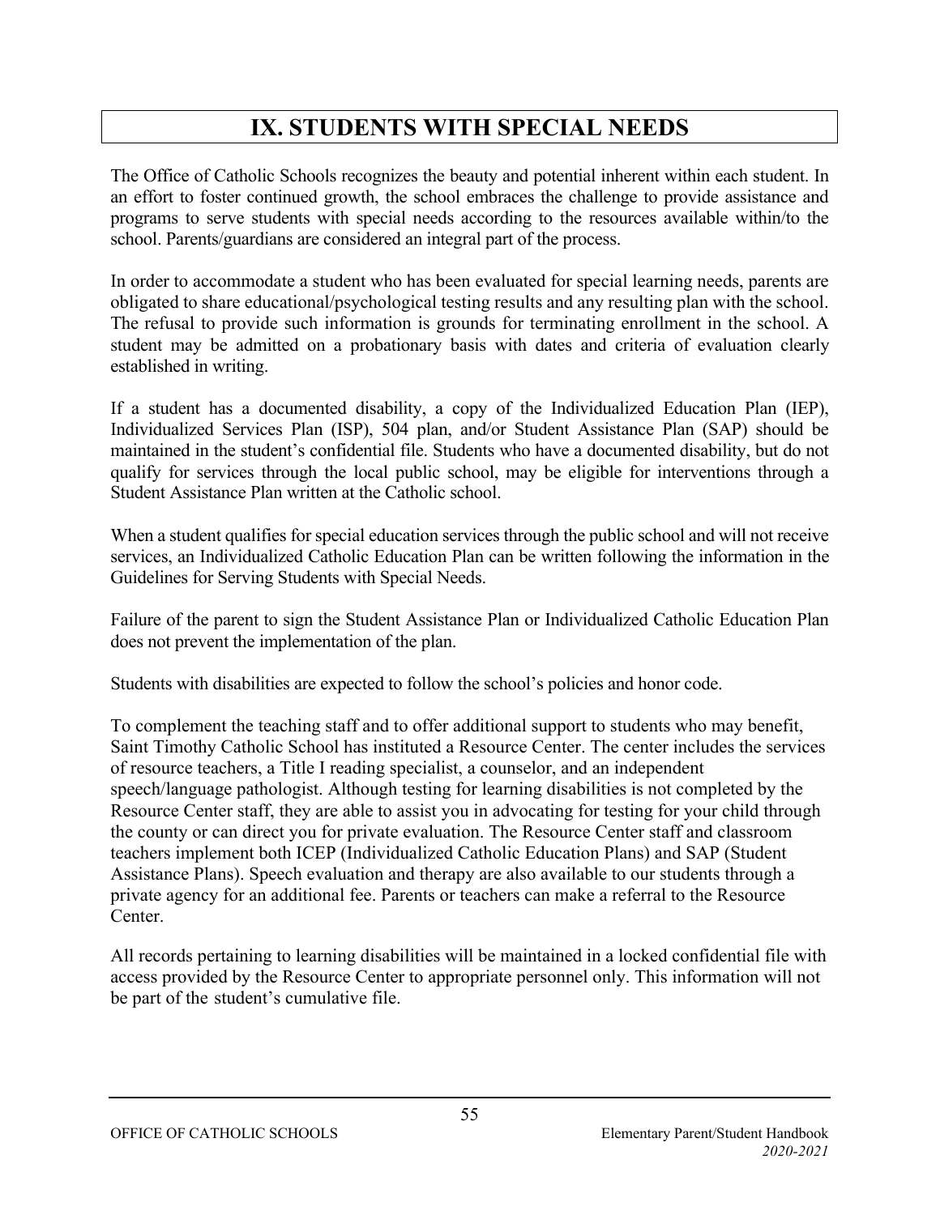# IX. STUDENTS WITH SPECIAL NEEDS

The Office of Catholic Schools recognizes the beauty and potential inherent within each student. In an effort to foster continued growth, the school embraces the challenge to provide assistance and programs to serve students with special needs according to the resources available within/to the school. Parents/guardians are considered an integral part of the process.

In order to accommodate a student who has been evaluated for special learning needs, parents are obligated to share educational/psychological testing results and any resulting plan with the school. The refusal to provide such information is grounds for terminating enrollment in the school. A student may be admitted on a probationary basis with dates and criteria of evaluation clearly established in writing.

If a student has a documented disability, a copy of the Individualized Education Plan (IEP), Individualized Services Plan (ISP), 504 plan, and/or Student Assistance Plan (SAP) should be maintained in the student's confidential file. Students who have a documented disability, but do not qualify for services through the local public school, may be eligible for interventions through a Student Assistance Plan written at the Catholic school.

When a student qualifies for special education services through the public school and will not receive services, an Individualized Catholic Education Plan can be written following the information in the Guidelines for Serving Students with Special Needs.

Failure of the parent to sign the Student Assistance Plan or Individualized Catholic Education Plan does not prevent the implementation of the plan.

Students with disabilities are expected to follow the school's policies and honor code.

To complement the teaching staff and to offer additional support to students who may benefit, Saint Timothy Catholic School has instituted a Resource Center. The center includes the services of resource teachers, a Title I reading specialist, a counselor, and an independent speech/language pathologist. Although testing for learning disabilities is not completed by the Resource Center staff, they are able to assist you in advocating for testing for your child through the county or can direct you for private evaluation. The Resource Center staff and classroom teachers implement both ICEP (Individualized Catholic Education Plans) and SAP (Student Assistance Plans). Speech evaluation and therapy are also available to our students through a private agency for an additional fee. Parents or teachers can make a referral to the Resource Center.

All records pertaining to learning disabilities will be maintained in a locked confidential file with access provided by the Resource Center to appropriate personnel only. This information will not be part of the student's cumulative file.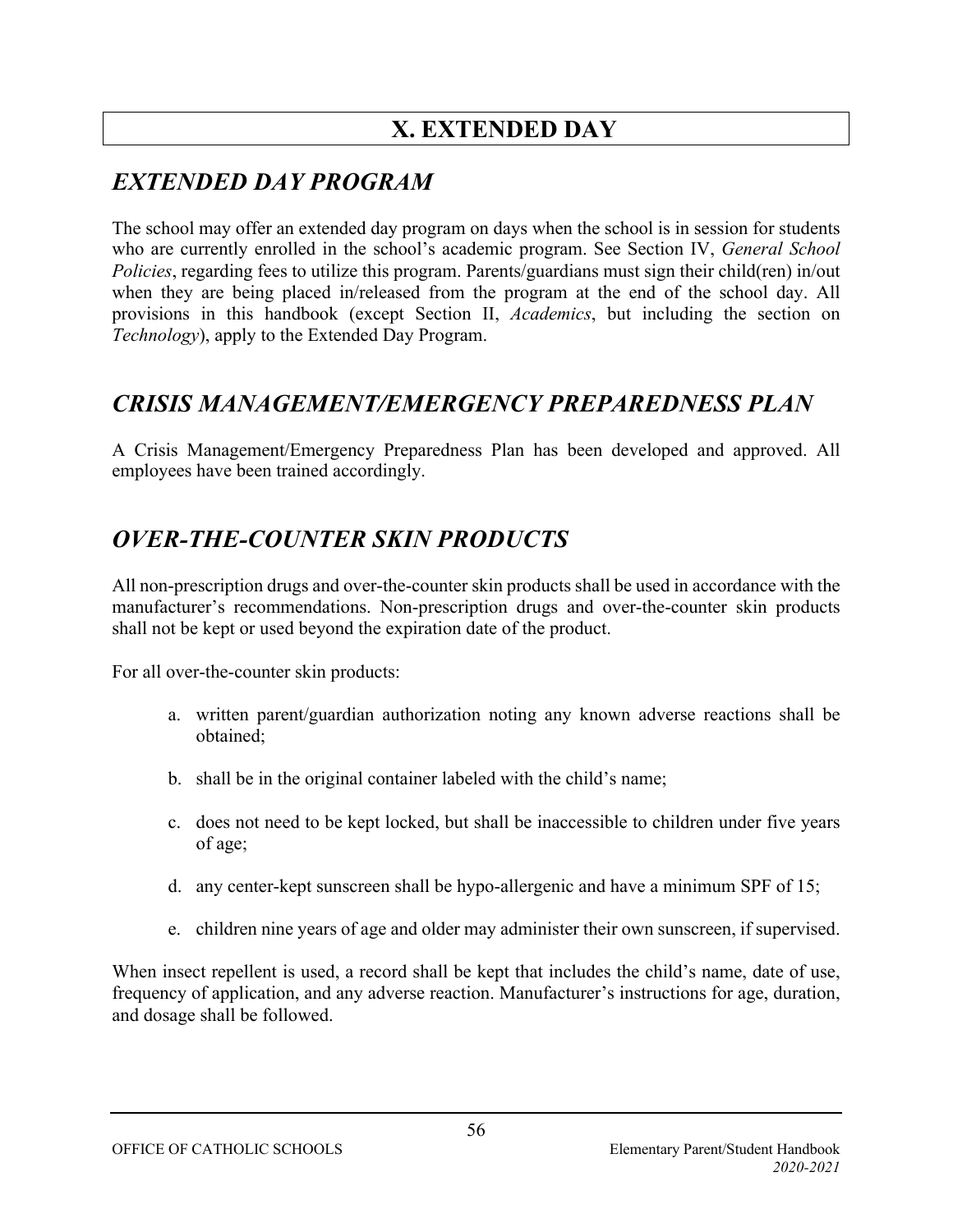# X. EXTENDED DAY

## *EXTENDED DAY PROGRAM*

The school may offer an extended day program on days when the school is in session for students who are currently enrolled in the school's academic program. See Section IV, *General School Policies*, regarding fees to utilize this program. Parents/guardians must sign their child(ren) in/out when they are being placed in/released from the program at the end of the school day. All provisions in this handbook (except Section II, *Academics*, but including the section on *Technology*), apply to the Extended Day Program.

## *CRISIS MANAGEMENT/EMERGENCY PREPAREDNESS PLAN*

A Crisis Management/Emergency Preparedness Plan has been developed and approved. All employees have been trained accordingly.

## *OVER-THE-COUNTER SKIN PRODUCTS*

All non-prescription drugs and over-the-counter skin products shall be used in accordance with the manufacturer's recommendations. Non-prescription drugs and over-the-counter skin products shall not be kept or used beyond the expiration date of the product.

For all over-the-counter skin products:

a. written parent/guardian authorization noting any known adverse reactions shall be obtained;

b. shall be in the original container labeled with the child's name;

c. does not need to be kept locked, but shall be inaccessible to children under five years of age;

d. any center-kept sunscreen shall be hypo-allergenic and have a minimum SPF of 15;

e. children nine years of age and older may administer their own sunscreen, if supervised.

When insect repellent is used, a record shall be kept that includes the child's name, date of use, frequency of application, and any adverse reaction. Manufacturer's instructions for age, duration, and dosage shall be followed.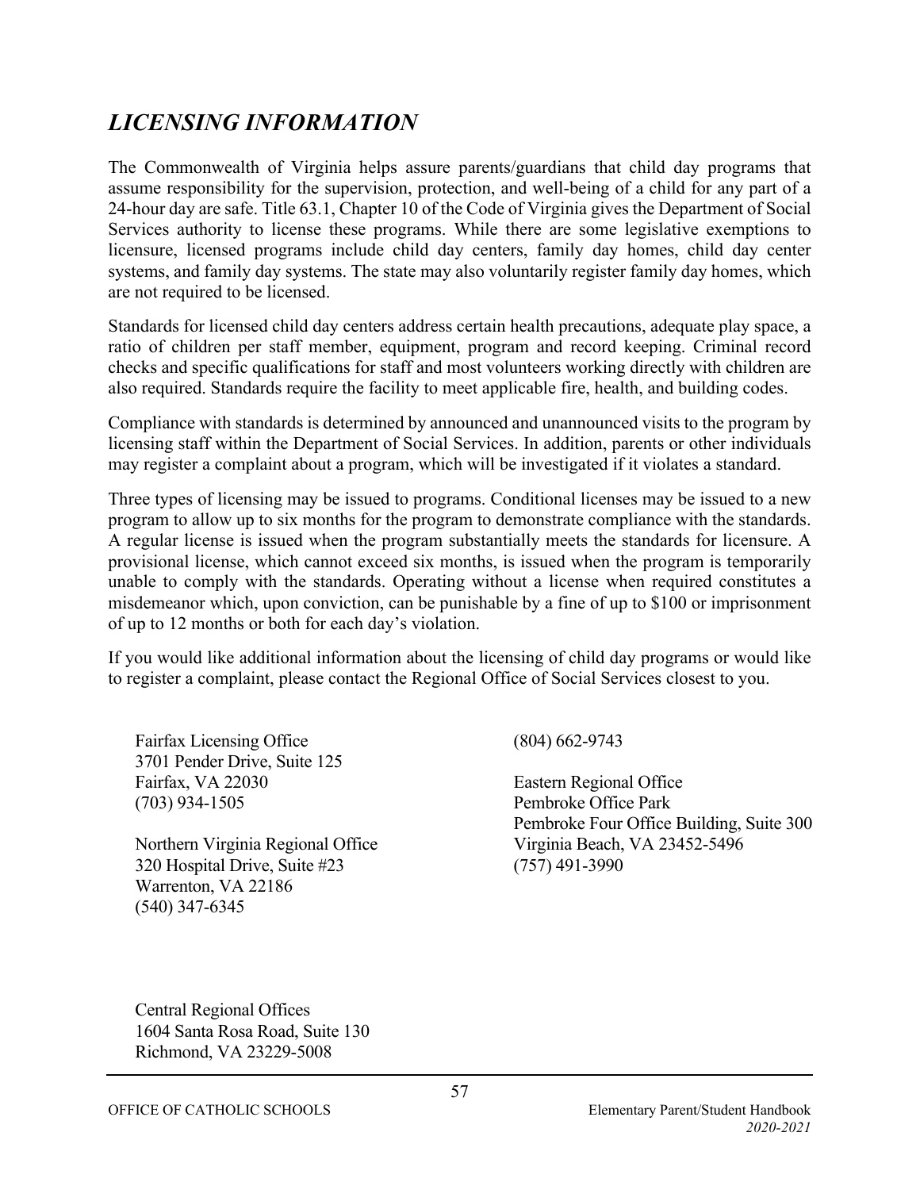## *LICENSING INFORMATION*

The Commonwealth of Virginia helps assure parents/guardians that child day programs that assume responsibility for the supervision, protection, and well-being of a child for any part of a 24-hour day are safe. Title 63.1, Chapter 10 of the Code of Virginia gives the Department of Social Services authority to license these programs. While there are some legislative exemptions to licensure, licensed programs include child day centers, family day homes, child day center systems, and family day systems. The state may also voluntarily register family day homes, which are not required to be licensed.

Standards for licensed child day centers address certain health precautions, adequate play space, a ratio of children per staff member, equipment, program and record keeping. Criminal record checks and specific qualifications for staff and most volunteers working directly with children are also required. Standards require the facility to meet applicable fire, health, and building codes.

Compliance with standards is determined by announced and unannounced visits to the program by licensing staff within the Department of Social Services. In addition, parents or other individuals may register a complaint about a program, which will be investigated if it violates a standard.

Three types of licensing may be issued to programs. Conditional licenses may be issued to a new program to allow up to six months for the program to demonstrate compliance with the standards. A regular license is issued when the program substantially meets the standards for licensure. A provisional license, which cannot exceed six months, is issued when the program is temporarily unable to comply with the standards. Operating without a license when required constitutes a misdemeanor which, upon conviction, can be punishable by a fine of up to $100 or imprisonment of up to 12 months or both for each day's violation.

If you would like additional information about the licensing of child day programs or would like to register a complaint, please contact the Regional Office of Social Services closest to you.

Fairfax Licensing Office
3701 Pender Drive, Suite 125
Fairfax, VA 22030
(703) 934-1505

Northern Virginia Regional Office
320 Hospital Drive, Suite #23
Warrenton, VA 22186
(540) 347-6345

Central Regional Offices
1604 Santa Rosa Road, Suite 130
Richmond, VA 23229-5008
(804) 662-9743

Eastern Regional Office
Pembroke Office Park
Pembroke Four Office Building, Suite 300
Virginia Beach, VA 23452-5496
(757) 491-3990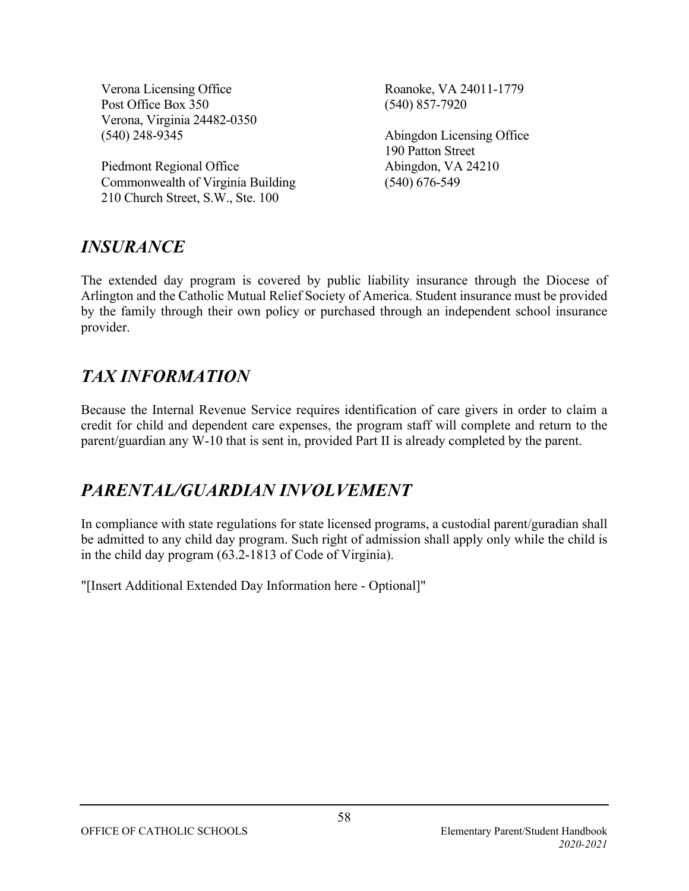Verona Licensing Office
Post Office Box 350
Verona, Virginia 24482-0350
(540) 248-9345

Piedmont Regional Office
Commonwealth of Virginia Building
210 Church Street, S.W., Ste. 100
Roanoke, VA 24011-1779
(540) 857-7920

Abingdon Licensing Office
190 Patton Street
Abingdon, VA 24210
(540) 676-549

## *INSURANCE*

The extended day program is covered by public liability insurance through the Diocese of Arlington and the Catholic Mutual Relief Society of America. Student insurance must be provided by the family through their own policy or purchased through an independent school insurance provider.

## *TAX INFORMATION*

Because the Internal Revenue Service requires identification of care givers in order to claim a credit for child and dependent care expenses, the program staff will complete and return to the parent/guardian any W-10 that is sent in, provided Part II is already completed by the parent.

## *PARENTAL/GUARDIAN INVOLVEMENT*

In compliance with state regulations for state licensed programs, a custodial parent/guradian shall be admitted to any child day program. Such right of admission shall apply only while the child is in the child day program (63.2-1813 of Code of Virginia).

"[Insert Additional Extended Day Information here - Optional]"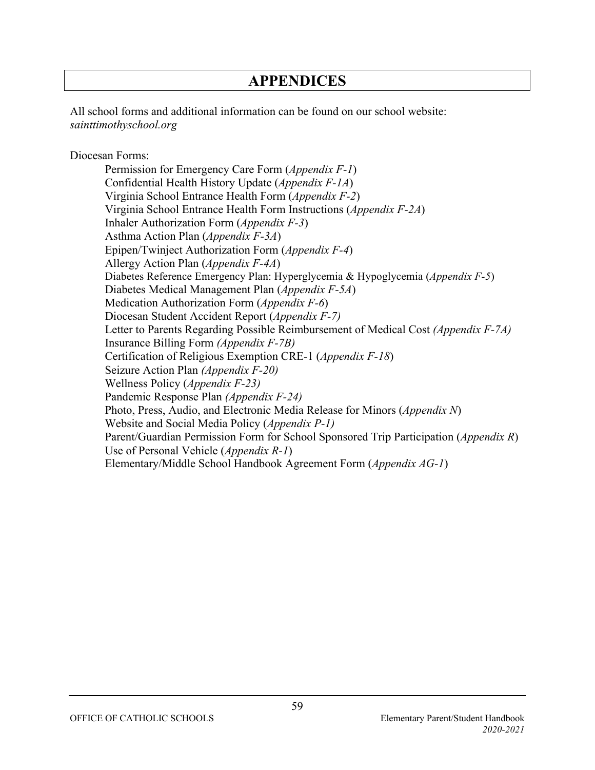# APPENDICES

All school forms and additional information can be found on our school website: *sainttimothyschool.org*

Diocesan Forms:

- Permission for Emergency Care Form (*Appendix F-1*)
- Confidential Health History Update (*Appendix F-1A*)
- Virginia School Entrance Health Form (*Appendix F-2*)
- Virginia School Entrance Health Form Instructions (*Appendix F-2A*)
- Inhaler Authorization Form (*Appendix F-3*)
- Asthma Action Plan (*Appendix F-3A*)
- Epipen/Twinject Authorization Form (*Appendix F-4*)
- Allergy Action Plan (*Appendix F-4A*)
- Diabetes Reference Emergency Plan: Hyperglycemia & Hypoglycemia (*Appendix F-5*)
- Diabetes Medical Management Plan (*Appendix F-5A*)
- Medication Authorization Form (*Appendix F-6*)
- Diocesan Student Accident Report (*Appendix F-7)*
- Letter to Parents Regarding Possible Reimbursement of Medical Cost *(Appendix F-7A)*
- Insurance Billing Form *(Appendix F-7B)*
- Certification of Religious Exemption CRE-1 (*Appendix F-18*)
- Seizure Action Plan *(Appendix F-20)*
- Wellness Policy (*Appendix F-23)*
- Pandemic Response Plan *(Appendix F-24)*
- Photo, Press, Audio, and Electronic Media Release for Minors (*Appendix N*)
- Website and Social Media Policy (*Appendix P-1)*
- Parent/Guardian Permission Form for School Sponsored Trip Participation (*Appendix R*)
- Use of Personal Vehicle (*Appendix R-1*)
- Elementary/Middle School Handbook Agreement Form (*Appendix AG-1*)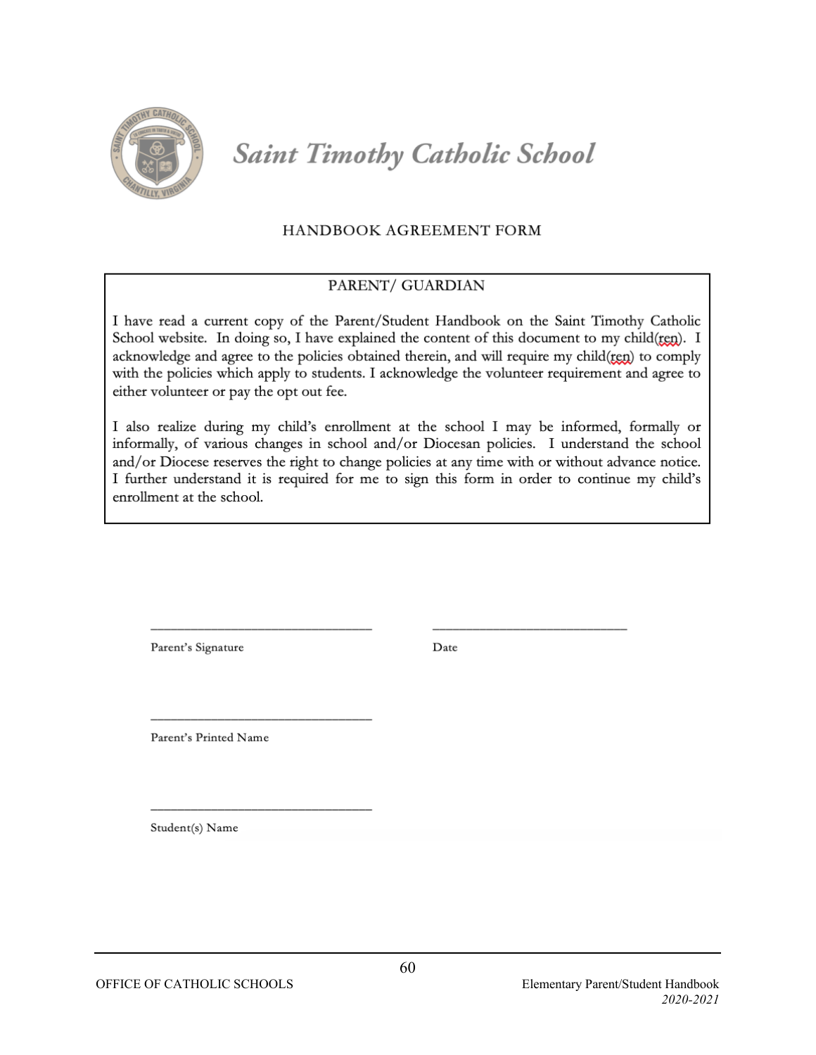# Saint Timothy Catholic School

## HANDBOOK AGREEMENT FORM

### PARENT/ GUARDIAN

I have read a current copy of the Parent/Student Handbook on the Saint Timothy Catholic School website. In doing so, I have explained the content of this document to my child(ren). I acknowledge and agree to the policies obtained therein, and will require my child(ren) to comply with the policies which apply to students. I acknowledge the volunteer requirement and agree to either volunteer or pay the opt out fee.

I also realize during my child's enrollment at the school I may be informed, formally or informally, of various changes in school and/or Diocesan policies. I understand the school and/or Diocese reserves the right to change policies at any time with or without advance notice. I further understand it is required for me to sign this form in order to continue my child's enrollment at the school.

_______________________________ _______________________________

Parent's Signature Date

_______________________________

Parent's Printed Name

_______________________________

Student(s) Name